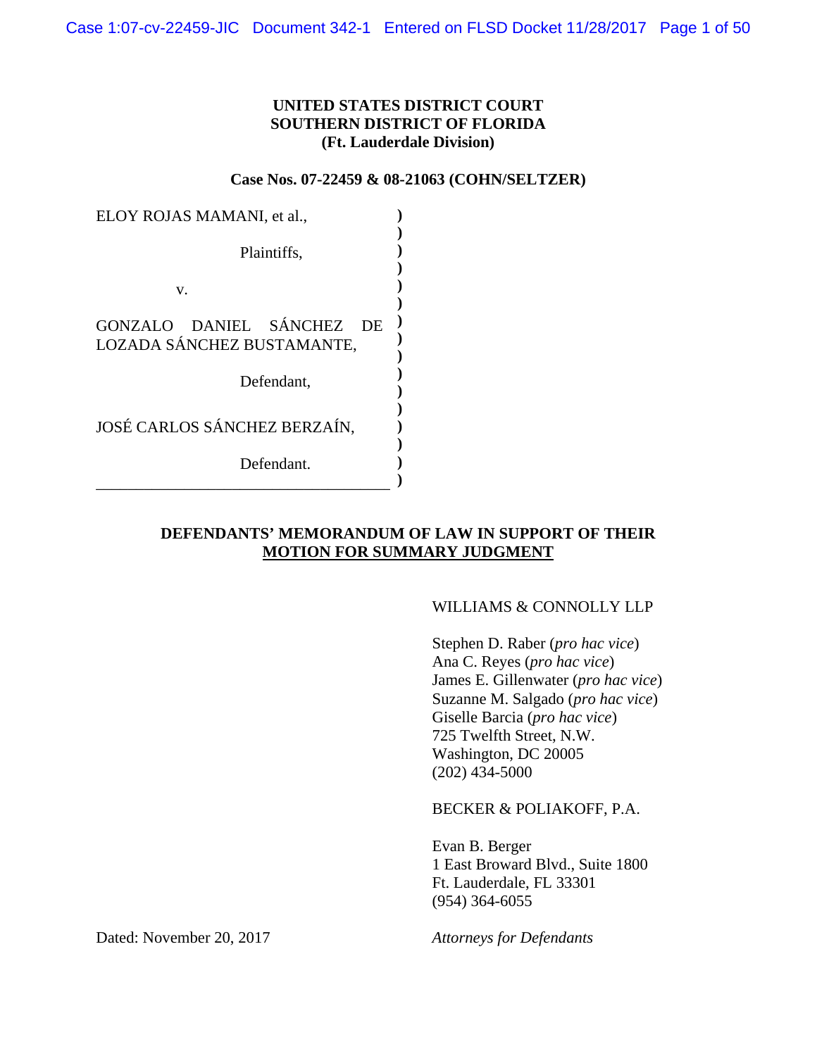**UNITED STATES DISTRICT COURT**
**SOUTHERN DISTRICT OF FLORIDA**
**(Ft. Lauderdale Division)**

**Case Nos. 07-22459 & 08-21063 (COHN/SELTZER)**

ELOY ROJAS MAMANI, et al.,

Plaintiffs,

v.

GONZALO DANIEL SÁNCHEZ DE LOZADA SÁNCHEZ BUSTAMANTE,

Defendant,

JOSÉ CARLOS SÁNCHEZ BERZAÍN,

Defendant.

**DEFENDANTS' MEMORANDUM OF LAW IN SUPPORT OF THEIR MOTION FOR SUMMARY JUDGMENT**

WILLIAMS & CONNOLLY LLP

Stephen D. Raber (*pro hac vice*)
Ana C. Reyes (*pro hac vice*)
James E. Gillenwater (*pro hac vice*)
Suzanne M. Salgado (*pro hac vice*)
Giselle Barcia (*pro hac vice*)
725 Twelfth Street, N.W.
Washington, DC 20005
(202) 434-5000

BECKER & POLIAKOFF, P.A.

Evan B. Berger
1 East Broward Blvd., Suite 1800
Ft. Lauderdale, FL 33301
(954) 364-6055

Dated: November 20, 2017

*Attorneys for Defendants*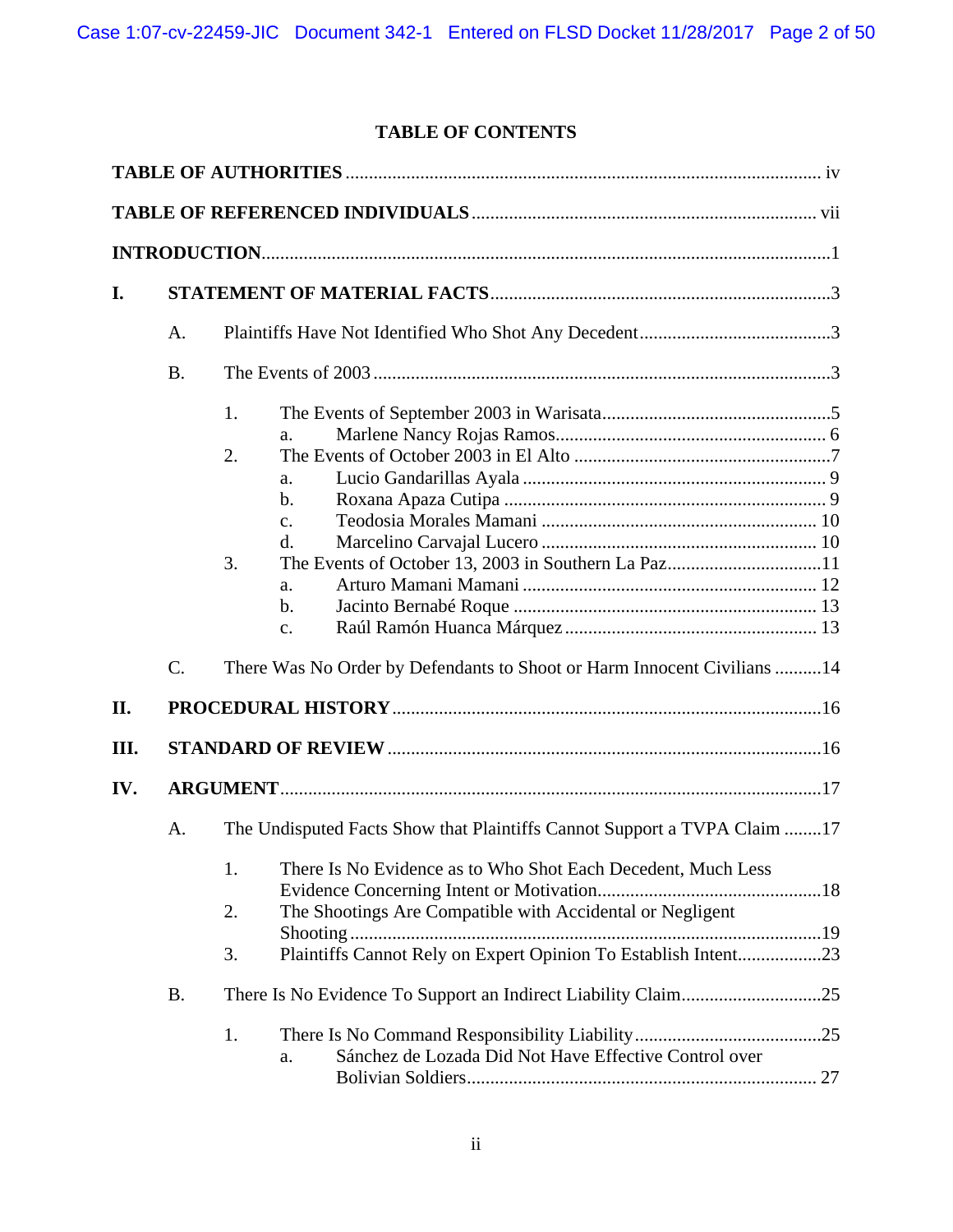# TABLE OF CONTENTS

**TABLE OF AUTHORITIES** ..... iv

**TABLE OF REFERENCED INDIVIDUALS** ..... vii

**INTRODUCTION** ..... 1

**I. STATEMENT OF MATERIAL FACTS** ..... 3

- A. Plaintiffs Have Not Identified Who Shot Any Decedent ..... 3
- B. The Events of 2003 ..... 3
  - 1. The Events of September 2003 in Warisata ..... 5
    - a. Marlene Nancy Rojas Ramos ..... 6
  - 2. The Events of October 2003 in El Alto ..... 7
    - a. Lucio Gandarillas Ayala ..... 9
    - b. Roxana Apaza Cutipa ..... 9
    - c. Teodosia Morales Mamani ..... 10
    - d. Marcelino Carvajal Lucero ..... 10
  - 3. The Events of October 13, 2003 in Southern La Paz ..... 11
    - a. Arturo Mamani Mamani ..... 12
    - b. Jacinto Bernabé Roque ..... 13
    - c. Raúl Ramón Huanca Márquez ..... 13
- C. There Was No Order by Defendants to Shoot or Harm Innocent Civilians ..... 14

**II. PROCEDURAL HISTORY** ..... 16

**III. STANDARD OF REVIEW** ..... 16

**IV. ARGUMENT** ..... 17

- A. The Undisputed Facts Show that Plaintiffs Cannot Support a TVPA Claim ..... 17
  - 1. There Is No Evidence as to Who Shot Each Decedent, Much Less Evidence Concerning Intent or Motivation ..... 18
  - 2. The Shootings Are Compatible with Accidental or Negligent Shooting ..... 19
  - 3. Plaintiffs Cannot Rely on Expert Opinion To Establish Intent ..... 23
- B. There Is No Evidence To Support an Indirect Liability Claim ..... 25
  - 1. There Is No Command Responsibility Liability ..... 25
    - a. Sánchez de Lozada Did Not Have Effective Control over Bolivian Soldiers ..... 27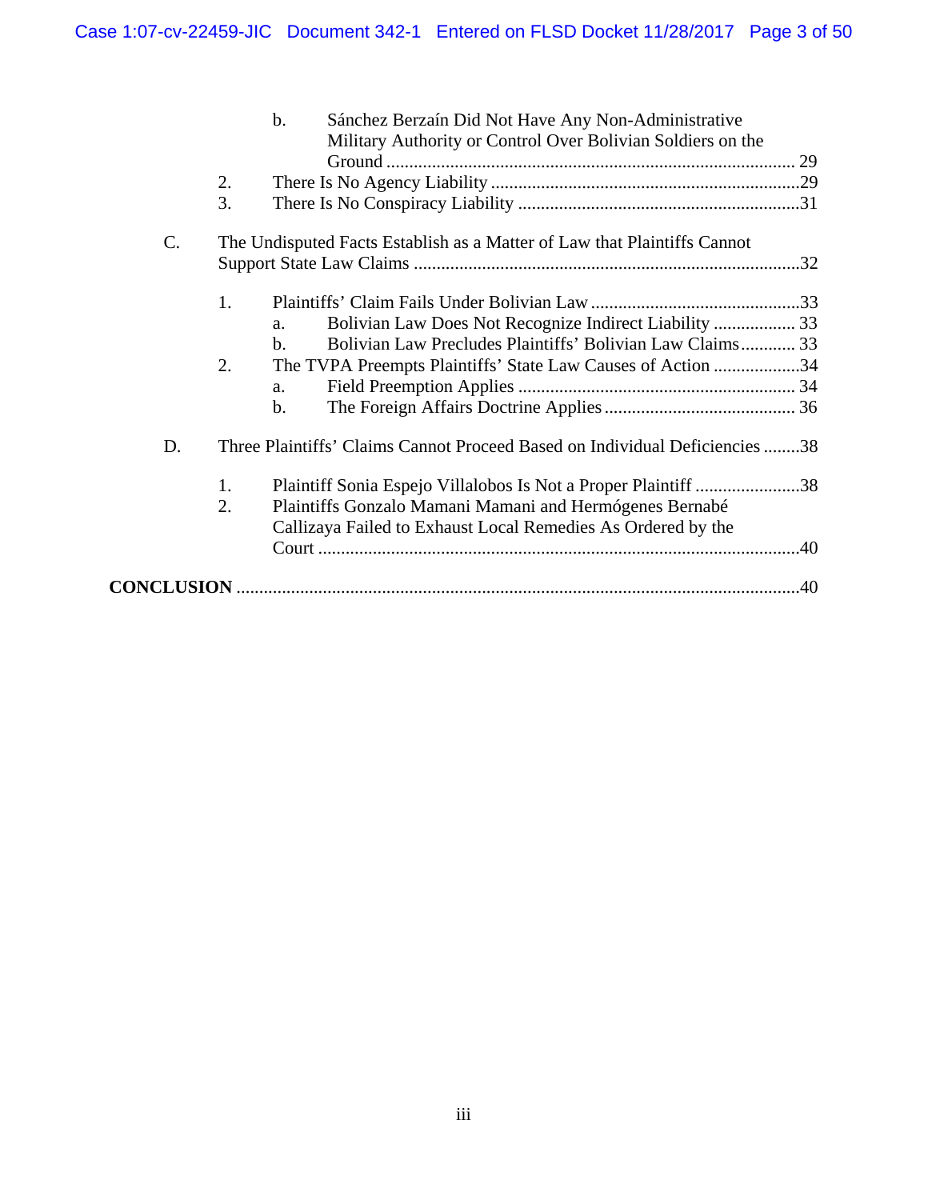- b. Sánchez Berzaín Did Not Have Any Non-Administrative Military Authority or Control Over Bolivian Soldiers on the Ground .......... 29
- 2. There Is No Agency Liability .......... 29
- 3. There Is No Conspiracy Liability .......... 31

C. The Undisputed Facts Establish as a Matter of Law that Plaintiffs Cannot Support State Law Claims .......... 32

- 1. Plaintiffs' Claim Fails Under Bolivian Law .......... 33
  - a. Bolivian Law Does Not Recognize Indirect Liability .......... 33
  - b. Bolivian Law Precludes Plaintiffs' Bolivian Law Claims .......... 33
- 2. The TVPA Preempts Plaintiffs' State Law Causes of Action .......... 34
  - a. Field Preemption Applies .......... 34
  - b. The Foreign Affairs Doctrine Applies .......... 36

D. Three Plaintiffs' Claims Cannot Proceed Based on Individual Deficiencies .......... 38

- 1. Plaintiff Sonia Espejo Villalobos Is Not a Proper Plaintiff .......... 38
- 2. Plaintiffs Gonzalo Mamani Mamani and Hermógenes Bernabé Callizaya Failed to Exhaust Local Remedies As Ordered by the Court .......... 40

**CONCLUSION** .......... 40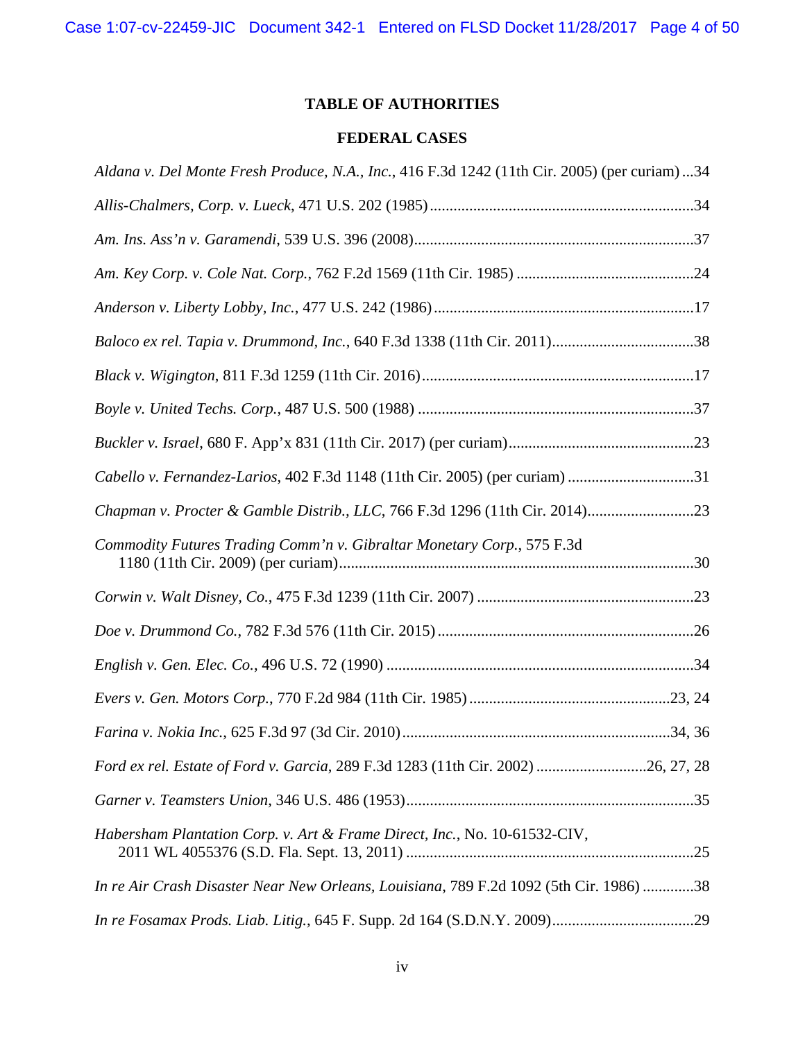# TABLE OF AUTHORITIES

## FEDERAL CASES

*Aldana v. Del Monte Fresh Produce, N.A., Inc.*, 416 F.3d 1242 (11th Cir. 2005) (per curiam) ... 34

*Allis-Chalmers, Corp. v. Lueck*, 471 U.S. 202 (1985) ... 34

*Am. Ins. Ass'n v. Garamendi*, 539 U.S. 396 (2008) ... 37

*Am. Key Corp. v. Cole Nat. Corp.*, 762 F.2d 1569 (11th Cir. 1985) ... 24

*Anderson v. Liberty Lobby, Inc.*, 477 U.S. 242 (1986) ... 17

*Baloco ex rel. Tapia v. Drummond, Inc.*, 640 F.3d 1338 (11th Cir. 2011) ... 38

*Black v. Wigington*, 811 F.3d 1259 (11th Cir. 2016) ... 17

*Boyle v. United Techs. Corp.*, 487 U.S. 500 (1988) ... 37

*Buckler v. Israel*, 680 F. App'x 831 (11th Cir. 2017) (per curiam) ... 23

*Cabello v. Fernandez-Larios*, 402 F.3d 1148 (11th Cir. 2005) (per curiam) ... 31

*Chapman v. Procter & Gamble Distrib., LLC*, 766 F.3d 1296 (11th Cir. 2014) ... 23

*Commodity Futures Trading Comm'n v. Gibraltar Monetary Corp.*, 575 F.3d 1180 (11th Cir. 2009) (per curiam) ... 30

*Corwin v. Walt Disney, Co.*, 475 F.3d 1239 (11th Cir. 2007) ... 23

*Doe v. Drummond Co.*, 782 F.3d 576 (11th Cir. 2015) ... 26

*English v. Gen. Elec. Co.*, 496 U.S. 72 (1990) ... 34

*Evers v. Gen. Motors Corp.*, 770 F.2d 984 (11th Cir. 1985) ... 23, 24

*Farina v. Nokia Inc.*, 625 F.3d 97 (3d Cir. 2010) ... 34, 36

*Ford ex rel. Estate of Ford v. Garcia*, 289 F.3d 1283 (11th Cir. 2002) ... 26, 27, 28

*Garner v. Teamsters Union*, 346 U.S. 486 (1953) ... 35

*Habersham Plantation Corp. v. Art & Frame Direct, Inc.*, No. 10-61532-CIV, 2011 WL 4055376 (S.D. Fla. Sept. 13, 2011) ... 25

*In re Air Crash Disaster Near New Orleans, Louisiana*, 789 F.2d 1092 (5th Cir. 1986) ... 38

*In re Fosamax Prods. Liab. Litig.*, 645 F. Supp. 2d 164 (S.D.N.Y. 2009) ... 29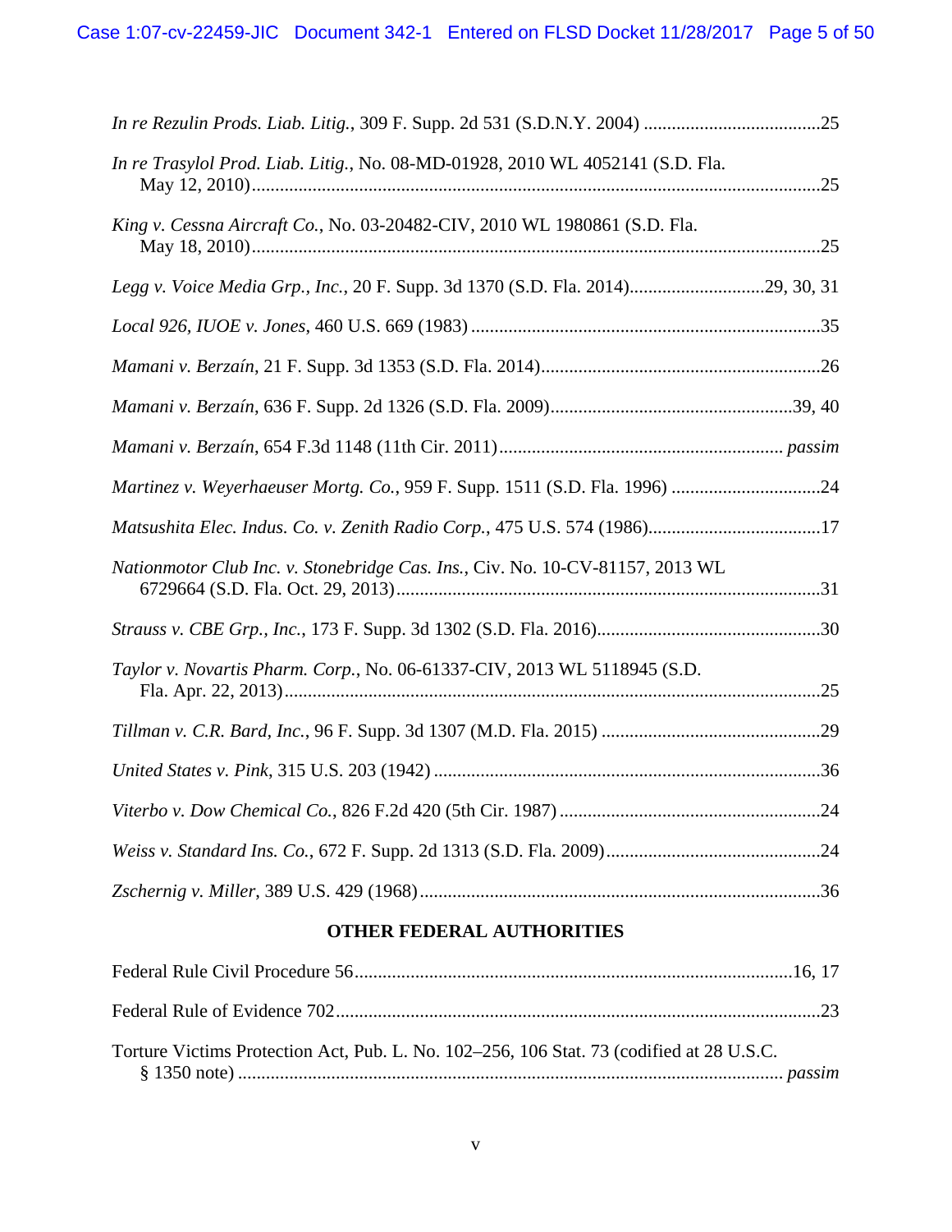*In re Rezulin Prods. Liab. Litig.*, 309 F. Supp. 2d 531 (S.D.N.Y. 2004) ......................................25

*In re Trasylol Prod. Liab. Litig.*, No. 08-MD-01928, 2010 WL 4052141 (S.D. Fla. May 12, 2010)..........................................................................................................................25

*King v. Cessna Aircraft Co.*, No. 03-20482-CIV, 2010 WL 1980861 (S.D. Fla. May 18, 2010)..........................................................................................................................25

*Legg v. Voice Media Grp., Inc.*, 20 F. Supp. 3d 1370 (S.D. Fla. 2014).............................29, 30, 31

*Local 926, IUOE v. Jones*, 460 U.S. 669 (1983) ...........................................................................35

*Mamani v. Berzaín*, 21 F. Supp. 3d 1353 (S.D. Fla. 2014)............................................................26

*Mamani v. Berzaín*, 636 F. Supp. 2d 1326 (S.D. Fla. 2009)....................................................39, 40

*Mamani v. Berzaín*, 654 F.3d 1148 (11th Cir. 2011)............................................................. *passim*

*Martinez v. Weyerhaeuser Mortg. Co.*, 959 F. Supp. 1511 (S.D. Fla. 1996) ................................24

*Matsushita Elec. Indus. Co. v. Zenith Radio Corp.*, 475 U.S. 574 (1986).....................................17

*Nationmotor Club Inc. v. Stonebridge Cas. Ins.*, Civ. No. 10-CV-81157, 2013 WL 6729664 (S.D. Fla. Oct. 29, 2013)...........................................................................................31

*Strauss v. CBE Grp., Inc.*, 173 F. Supp. 3d 1302 (S.D. Fla. 2016)................................................30

*Taylor v. Novartis Pharm. Corp.*, No. 06-61337-CIV, 2013 WL 5118945 (S.D. Fla. Apr. 22, 2013)..................................................................................................................25

*Tillman v. C.R. Bard, Inc.*, 96 F. Supp. 3d 1307 (M.D. Fla. 2015) ...............................................29

*United States v. Pink*, 315 U.S. 203 (1942) ...................................................................................36

*Viterbo v. Dow Chemical Co.*, 826 F.2d 420 (5th Cir. 1987) ........................................................24

*Weiss v. Standard Ins. Co.*, 672 F. Supp. 2d 1313 (S.D. Fla. 2009)..............................................24

*Zschernig v. Miller*, 389 U.S. 429 (1968)......................................................................................36

## OTHER FEDERAL AUTHORITIES

Federal Rule Civil Procedure 56..............................................................................................16, 17

Federal Rule of Evidence 702........................................................................................................23

Torture Victims Protection Act, Pub. L. No. 102–256, 106 Stat. 73 (codified at 28 U.S.C. § 1350 note) .................................................................................................................... *passim*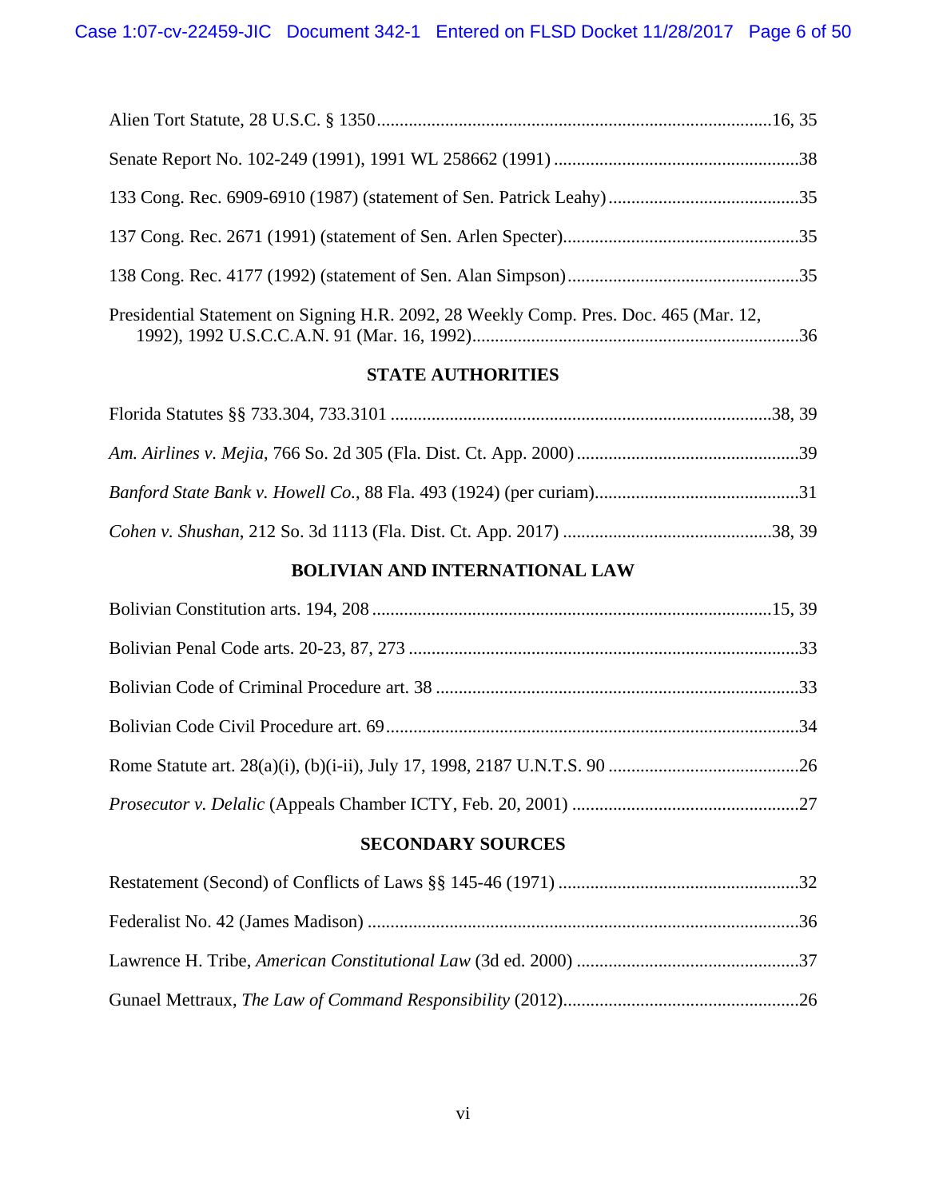Alien Tort Statute, 28 U.S.C. § 1350 ........................................................................................16, 35

Senate Report No. 102-249 (1991), 1991 WL 258662 (1991) ........................................................38

133 Cong. Rec. 6909-6910 (1987) (statement of Sen. Patrick Leahy) ............................................35

137 Cong. Rec. 2671 (1991) (statement of Sen. Arlen Specter) .....................................................35

138 Cong. Rec. 4177 (1992) (statement of Sen. Alan Simpson) .....................................................35

Presidential Statement on Signing H.R. 2092, 28 Weekly Comp. Pres. Doc. 465 (Mar. 12, 1992), 1992 U.S.C.C.A.N. 91 (Mar. 16, 1992) .........................................................................36

## STATE AUTHORITIES

Florida Statutes §§ 733.304, 733.3101 .....................................................................................38, 39

*Am. Airlines v. Mejia*, 766 So. 2d 305 (Fla. Dist. Ct. App. 2000) ..................................................39

*Banford State Bank v. Howell Co.*, 88 Fla. 493 (1924) (per curiam) ...............................................31

*Cohen v. Shushan*, 212 So. 3d 1113 (Fla. Dist. Ct. App. 2017) ..............................................38, 39

## BOLIVIAN AND INTERNATIONAL LAW

Bolivian Constitution arts. 194, 208 .........................................................................................15, 39

Bolivian Penal Code arts. 20-23, 87, 273 .......................................................................................33

Bolivian Code of Criminal Procedure art. 38 .................................................................................33

Bolivian Code Civil Procedure art. 69 ............................................................................................34

Rome Statute art. 28(a)(i), (b)(i-ii), July 17, 1998, 2187 U.N.T.S. 90 ...........................................26

*Prosecutor v. Delalic* (Appeals Chamber ICTY, Feb. 20, 2001) ...................................................27

## SECONDARY SOURCES

Restatement (Second) of Conflicts of Laws §§ 145-46 (1971) ......................................................32

Federalist No. 42 (James Madison) ................................................................................................36

Lawrence H. Tribe, *American Constitutional Law* (3d ed. 2000) ..................................................37

Gunael Mettraux, *The Law of Command Responsibility* (2012) .....................................................26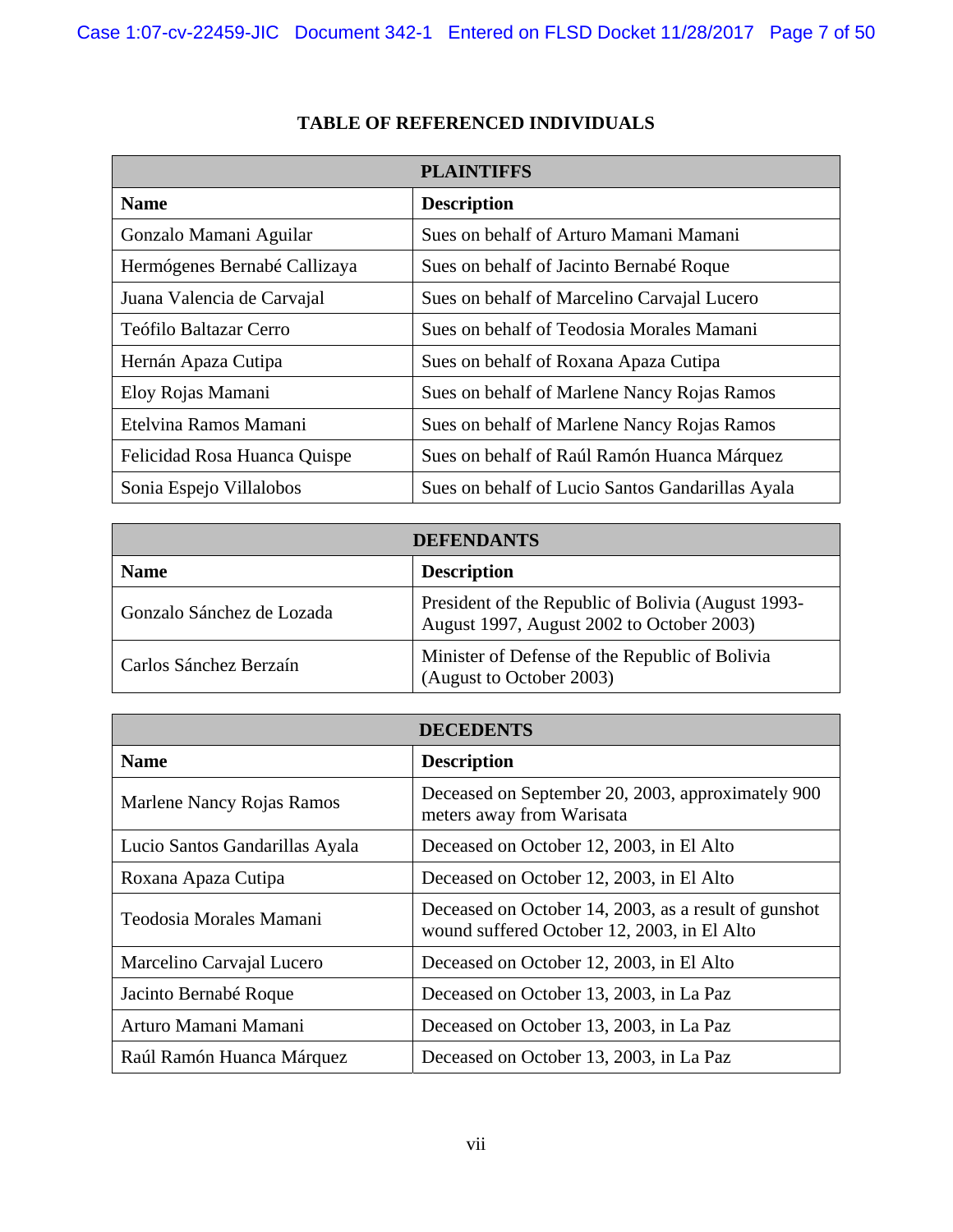## TABLE OF REFERENCED INDIVIDUALS

| PLAINTIFFS | |
|---|---|
| **Name** | **Description** |
| Gonzalo Mamani Aguilar | Sues on behalf of Arturo Mamani Mamani |
| Hermógenes Bernabé Callizaya | Sues on behalf of Jacinto Bernabé Roque |
| Juana Valencia de Carvajal | Sues on behalf of Marcelino Carvajal Lucero |
| Teófilo Baltazar Cerro | Sues on behalf of Teodosia Morales Mamani |
| Hernán Apaza Cutipa | Sues on behalf of Roxana Apaza Cutipa |
| Eloy Rojas Mamani | Sues on behalf of Marlene Nancy Rojas Ramos |
| Etelvina Ramos Mamani | Sues on behalf of Marlene Nancy Rojas Ramos |
| Felicidad Rosa Huanca Quispe | Sues on behalf of Raúl Ramón Huanca Márquez |
| Sonia Espejo Villalobos | Sues on behalf of Lucio Santos Gandarillas Ayala |

| DEFENDANTS | |
|---|---|
| **Name** | **Description** |
| Gonzalo Sánchez de Lozada | President of the Republic of Bolivia (August 1993-August 1997, August 2002 to October 2003) |
| Carlos Sánchez Berzaín | Minister of Defense of the Republic of Bolivia (August to October 2003) |

| DECEDENTS | |
|---|---|
| **Name** | **Description** |
| Marlene Nancy Rojas Ramos | Deceased on September 20, 2003, approximately 900 meters away from Warisata |
| Lucio Santos Gandarillas Ayala | Deceased on October 12, 2003, in El Alto |
| Roxana Apaza Cutipa | Deceased on October 12, 2003, in El Alto |
| Teodosia Morales Mamani | Deceased on October 14, 2003, as a result of gunshot wound suffered October 12, 2003, in El Alto |
| Marcelino Carvajal Lucero | Deceased on October 12, 2003, in El Alto |
| Jacinto Bernabé Roque | Deceased on October 13, 2003, in La Paz |
| Arturo Mamani Mamani | Deceased on October 13, 2003, in La Paz |
| Raúl Ramón Huanca Márquez | Deceased on October 13, 2003, in La Paz |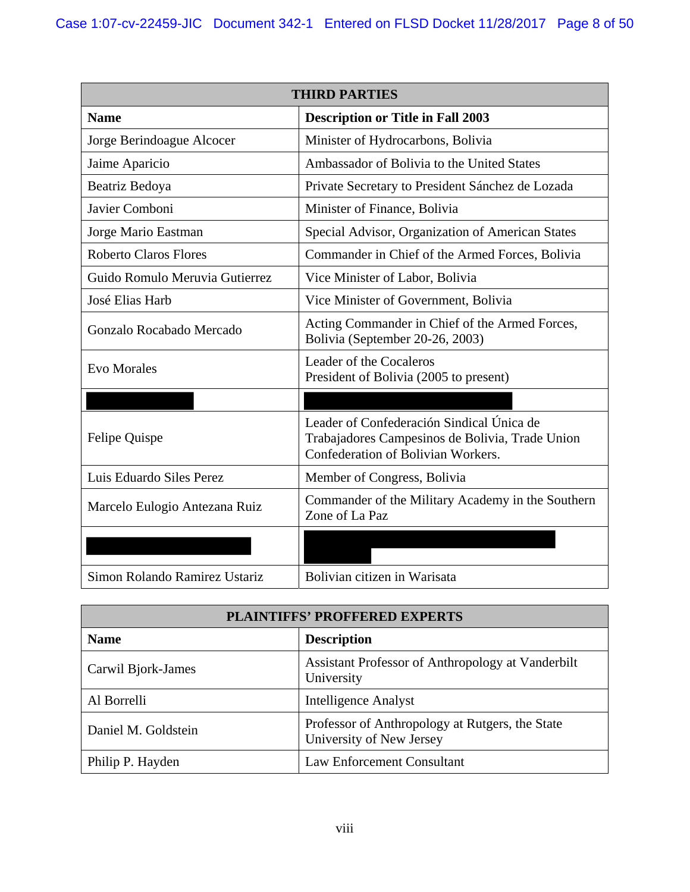| THIRD PARTIES | |
|---|---|
| **Name** | **Description or Title in Fall 2003** |
| Jorge Berindoague Alcocer | Minister of Hydrocarbons, Bolivia |
| Jaime Aparicio | Ambassador of Bolivia to the United States |
| Beatriz Bedoya | Private Secretary to President Sánchez de Lozada |
| Javier Comboni | Minister of Finance, Bolivia |
| Jorge Mario Eastman | Special Advisor, Organization of American States |
| Roberto Claros Flores | Commander in Chief of the Armed Forces, Bolivia |
| Guido Romulo Meruvia Gutierrez | Vice Minister of Labor, Bolivia |
| José Elias Harb | Vice Minister of Government, Bolivia |
| Gonzalo Rocabado Mercado | Acting Commander in Chief of the Armed Forces, Bolivia (September 20-26, 2003) |
| Evo Morales | Leader of the Cocaleros<br>President of Bolivia (2005 to present) |
| [REDACTED] | [REDACTED] |
| Felipe Quispe | Leader of Confederación Sindical Única de Trabajadores Campesinos de Bolivia, Trade Union Confederation of Bolivian Workers. |
| Luis Eduardo Siles Perez | Member of Congress, Bolivia |
| Marcelo Eulogio Antezana Ruiz | Commander of the Military Academy in the Southern Zone of La Paz |
| [REDACTED] | [REDACTED] |
| Simon Rolando Ramirez Ustariz | Bolivian citizen in Warisata |

| PLAINTIFFS' PROFFERED EXPERTS | |
|---|---|
| **Name** | **Description** |
| Carwil Bjork-James | Assistant Professor of Anthropology at Vanderbilt University |
| Al Borrelli | Intelligence Analyst |
| Daniel M. Goldstein | Professor of Anthropology at Rutgers, the State University of New Jersey |
| Philip P. Hayden | Law Enforcement Consultant |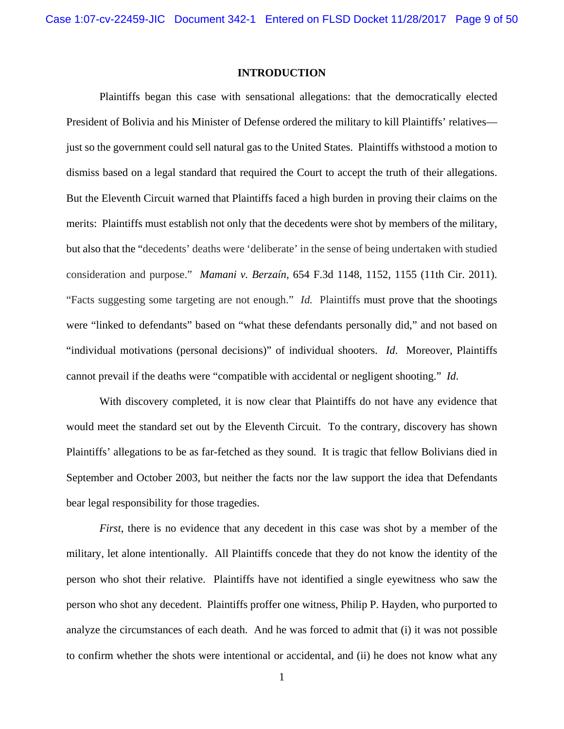## INTRODUCTION

Plaintiffs began this case with sensational allegations: that the democratically elected President of Bolivia and his Minister of Defense ordered the military to kill Plaintiffs' relatives—just so the government could sell natural gas to the United States. Plaintiffs withstood a motion to dismiss based on a legal standard that required the Court to accept the truth of their allegations. But the Eleventh Circuit warned that Plaintiffs faced a high burden in proving their claims on the merits: Plaintiffs must establish not only that the decedents were shot by members of the military, but also that the "decedents' deaths were 'deliberate' in the sense of being undertaken with studied consideration and purpose." *Mamani v. Berzaín*, 654 F.3d 1148, 1152, 1155 (11th Cir. 2011). "Facts suggesting some targeting are not enough." *Id.* Plaintiffs must prove that the shootings were "linked to defendants" based on "what these defendants personally did," and not based on "individual motivations (personal decisions)" of individual shooters. *Id.* Moreover, Plaintiffs cannot prevail if the deaths were "compatible with accidental or negligent shooting." *Id.*

With discovery completed, it is now clear that Plaintiffs do not have any evidence that would meet the standard set out by the Eleventh Circuit. To the contrary, discovery has shown Plaintiffs' allegations to be as far-fetched as they sound. It is tragic that fellow Bolivians died in September and October 2003, but neither the facts nor the law support the idea that Defendants bear legal responsibility for those tragedies.

*First*, there is no evidence that any decedent in this case was shot by a member of the military, let alone intentionally. All Plaintiffs concede that they do not know the identity of the person who shot their relative. Plaintiffs have not identified a single eyewitness who saw the person who shot any decedent. Plaintiffs proffer one witness, Philip P. Hayden, who purported to analyze the circumstances of each death. And he was forced to admit that (i) it was not possible to confirm whether the shots were intentional or accidental, and (ii) he does not know what any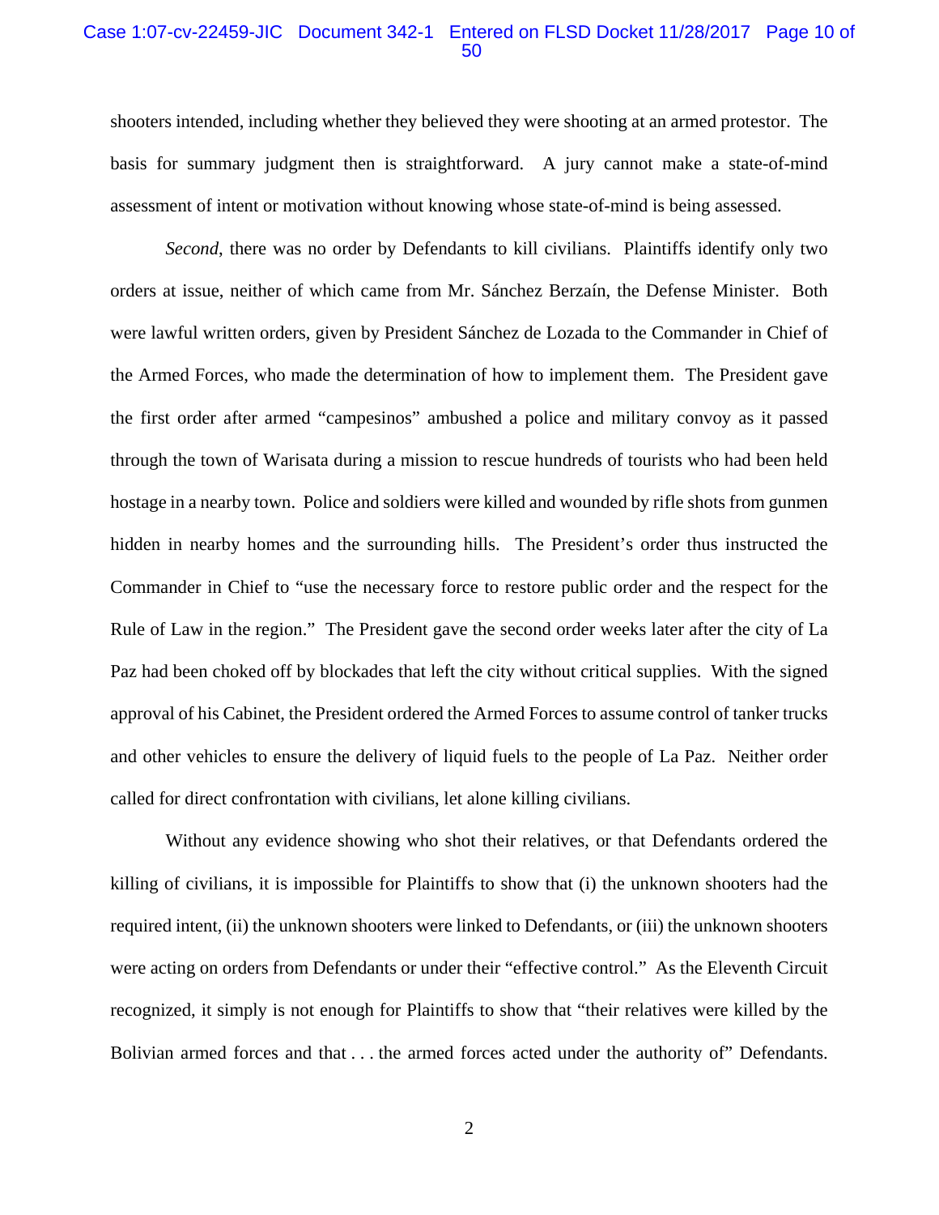shooters intended, including whether they believed they were shooting at an armed protestor. The basis for summary judgment then is straightforward. A jury cannot make a state-of-mind assessment of intent or motivation without knowing whose state-of-mind is being assessed.

*Second*, there was no order by Defendants to kill civilians. Plaintiffs identify only two orders at issue, neither of which came from Mr. Sánchez Berzaín, the Defense Minister. Both were lawful written orders, given by President Sánchez de Lozada to the Commander in Chief of the Armed Forces, who made the determination of how to implement them. The President gave the first order after armed "campesinos" ambushed a police and military convoy as it passed through the town of Warisata during a mission to rescue hundreds of tourists who had been held hostage in a nearby town. Police and soldiers were killed and wounded by rifle shots from gunmen hidden in nearby homes and the surrounding hills. The President's order thus instructed the Commander in Chief to "use the necessary force to restore public order and the respect for the Rule of Law in the region." The President gave the second order weeks later after the city of La Paz had been choked off by blockades that left the city without critical supplies. With the signed approval of his Cabinet, the President ordered the Armed Forces to assume control of tanker trucks and other vehicles to ensure the delivery of liquid fuels to the people of La Paz. Neither order called for direct confrontation with civilians, let alone killing civilians.

Without any evidence showing who shot their relatives, or that Defendants ordered the killing of civilians, it is impossible for Plaintiffs to show that (i) the unknown shooters had the required intent, (ii) the unknown shooters were linked to Defendants, or (iii) the unknown shooters were acting on orders from Defendants or under their "effective control." As the Eleventh Circuit recognized, it simply is not enough for Plaintiffs to show that "their relatives were killed by the Bolivian armed forces and that . . . the armed forces acted under the authority of" Defendants.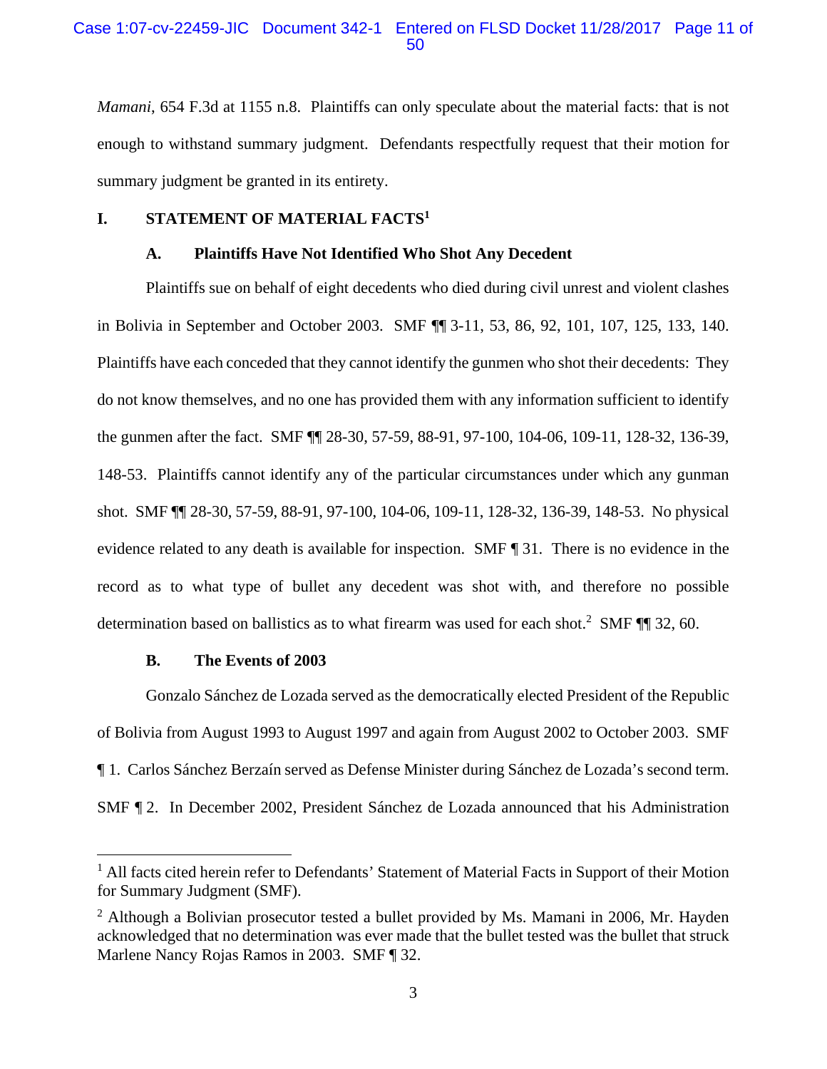*Mamani*, 654 F.3d at 1155 n.8. Plaintiffs can only speculate about the material facts: that is not enough to withstand summary judgment. Defendants respectfully request that their motion for summary judgment be granted in its entirety.

## I. STATEMENT OF MATERIAL FACTS[1]

### A. Plaintiffs Have Not Identified Who Shot Any Decedent

Plaintiffs sue on behalf of eight decedents who died during civil unrest and violent clashes in Bolivia in September and October 2003. SMF ¶¶ 3-11, 53, 86, 92, 101, 107, 125, 133, 140. Plaintiffs have each conceded that they cannot identify the gunmen who shot their decedents: They do not know themselves, and no one has provided them with any information sufficient to identify the gunmen after the fact. SMF ¶¶ 28-30, 57-59, 88-91, 97-100, 104-06, 109-11, 128-32, 136-39, 148-53. Plaintiffs cannot identify any of the particular circumstances under which any gunman shot. SMF ¶¶ 28-30, 57-59, 88-91, 97-100, 104-06, 109-11, 128-32, 136-39, 148-53. No physical evidence related to any death is available for inspection. SMF ¶ 31. There is no evidence in the record as to what type of bullet any decedent was shot with, and therefore no possible determination based on ballistics as to what firearm was used for each shot.[2] SMF ¶¶ 32, 60.

### B. The Events of 2003

Gonzalo Sánchez de Lozada served as the democratically elected President of the Republic of Bolivia from August 1993 to August 1997 and again from August 2002 to October 2003. SMF ¶ 1. Carlos Sánchez Berzaín served as Defense Minister during Sánchez de Lozada's second term. SMF ¶ 2. In December 2002, President Sánchez de Lozada announced that his Administration

---

[1] All facts cited herein refer to Defendants' Statement of Material Facts in Support of their Motion for Summary Judgment (SMF).

[2] Although a Bolivian prosecutor tested a bullet provided by Ms. Mamani in 2006, Mr. Hayden acknowledged that no determination was ever made that the bullet tested was the bullet that struck Marlene Nancy Rojas Ramos in 2003. SMF ¶ 32.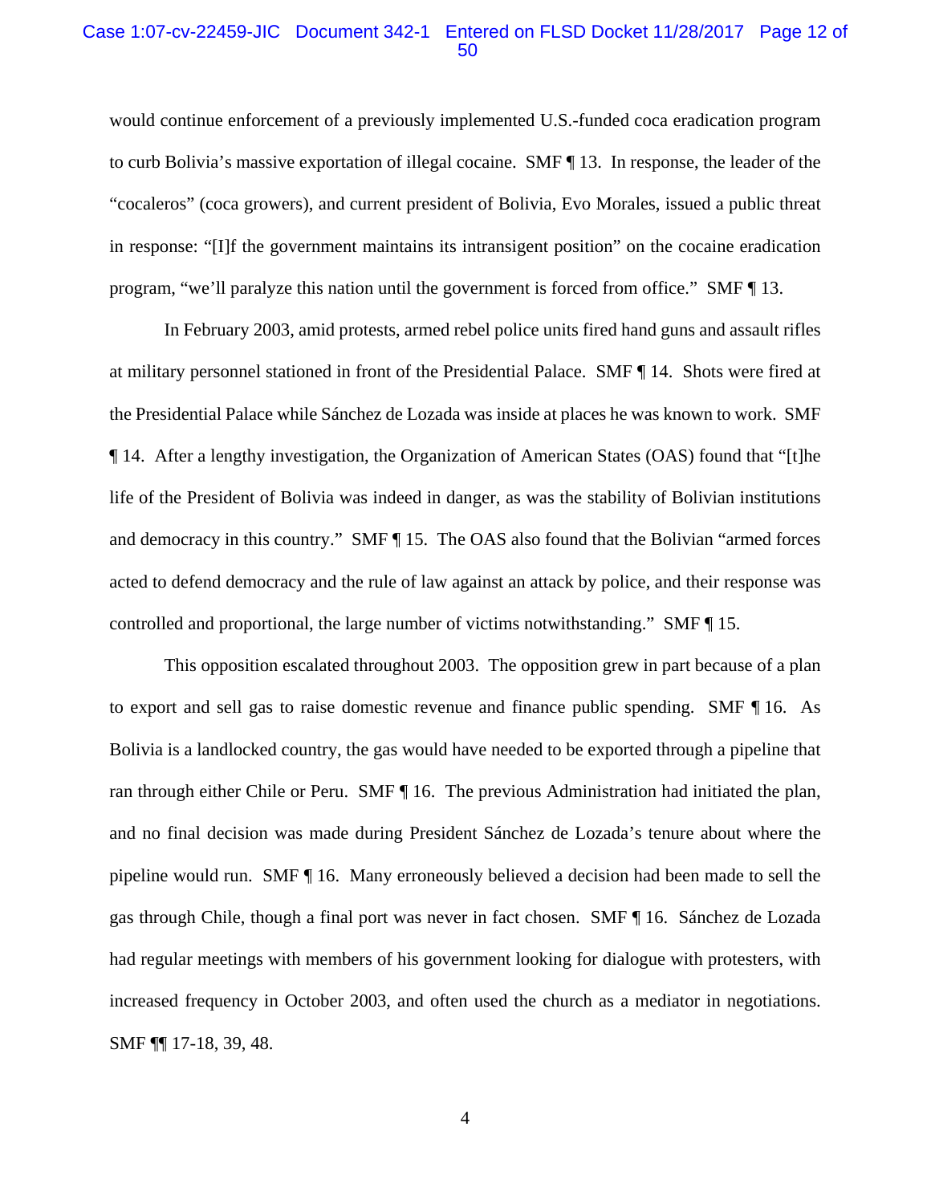would continue enforcement of a previously implemented U.S.-funded coca eradication program to curb Bolivia's massive exportation of illegal cocaine. SMF ¶ 13. In response, the leader of the "cocaleros" (coca growers), and current president of Bolivia, Evo Morales, issued a public threat in response: "[I]f the government maintains its intransigent position" on the cocaine eradication program, "we'll paralyze this nation until the government is forced from office." SMF ¶ 13.

In February 2003, amid protests, armed rebel police units fired hand guns and assault rifles at military personnel stationed in front of the Presidential Palace. SMF ¶ 14. Shots were fired at the Presidential Palace while Sánchez de Lozada was inside at places he was known to work. SMF ¶ 14. After a lengthy investigation, the Organization of American States (OAS) found that "[t]he life of the President of Bolivia was indeed in danger, as was the stability of Bolivian institutions and democracy in this country." SMF ¶ 15. The OAS also found that the Bolivian "armed forces acted to defend democracy and the rule of law against an attack by police, and their response was controlled and proportional, the large number of victims notwithstanding." SMF ¶ 15.

This opposition escalated throughout 2003. The opposition grew in part because of a plan to export and sell gas to raise domestic revenue and finance public spending. SMF ¶ 16. As Bolivia is a landlocked country, the gas would have needed to be exported through a pipeline that ran through either Chile or Peru. SMF ¶ 16. The previous Administration had initiated the plan, and no final decision was made during President Sánchez de Lozada's tenure about where the pipeline would run. SMF ¶ 16. Many erroneously believed a decision had been made to sell the gas through Chile, though a final port was never in fact chosen. SMF ¶ 16. Sánchez de Lozada had regular meetings with members of his government looking for dialogue with protesters, with increased frequency in October 2003, and often used the church as a mediator in negotiations. SMF ¶¶ 17-18, 39, 48.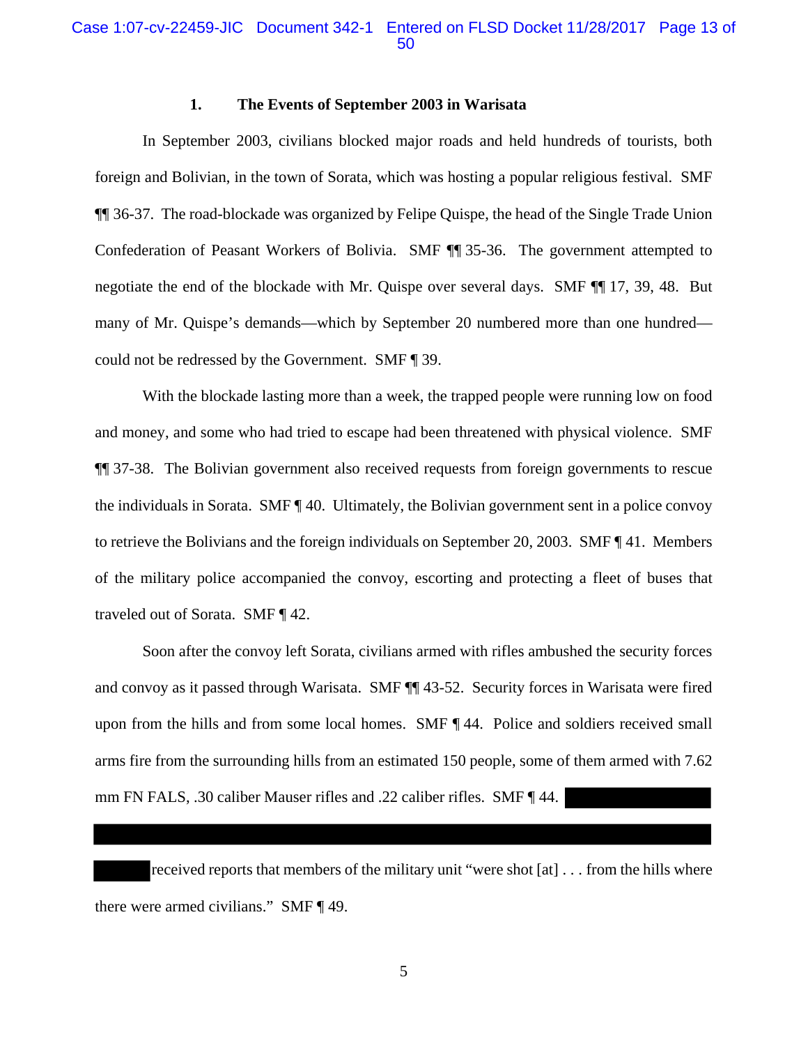### 1. The Events of September 2003 in Warisata

In September 2003, civilians blocked major roads and held hundreds of tourists, both foreign and Bolivian, in the town of Sorata, which was hosting a popular religious festival. SMF ¶¶ 36-37. The road-blockade was organized by Felipe Quispe, the head of the Single Trade Union Confederation of Peasant Workers of Bolivia. SMF ¶¶ 35-36. The government attempted to negotiate the end of the blockade with Mr. Quispe over several days. SMF ¶¶ 17, 39, 48. But many of Mr. Quispe's demands—which by September 20 numbered more than one hundred—could not be redressed by the Government. SMF ¶ 39.

With the blockade lasting more than a week, the trapped people were running low on food and money, and some who had tried to escape had been threatened with physical violence. SMF ¶¶ 37-38. The Bolivian government also received requests from foreign governments to rescue the individuals in Sorata. SMF ¶ 40. Ultimately, the Bolivian government sent in a police convoy to retrieve the Bolivians and the foreign individuals on September 20, 2003. SMF ¶ 41. Members of the military police accompanied the convoy, escorting and protecting a fleet of buses that traveled out of Sorata. SMF ¶ 42.

Soon after the convoy left Sorata, civilians armed with rifles ambushed the security forces and convoy as it passed through Warisata. SMF ¶¶ 43-52. Security forces in Warisata were fired upon from the hills and from some local homes. SMF ¶ 44. Police and soldiers received small arms fire from the surrounding hills from an estimated 150 people, some of them armed with 7.62 mm FN FALS, .30 caliber Mauser rifles and .22 caliber rifles. SMF ¶ 44. [REDACTED]

[REDACTED] received reports that members of the military unit "were shot [at] . . . from the hills where there were armed civilians." SMF ¶ 49.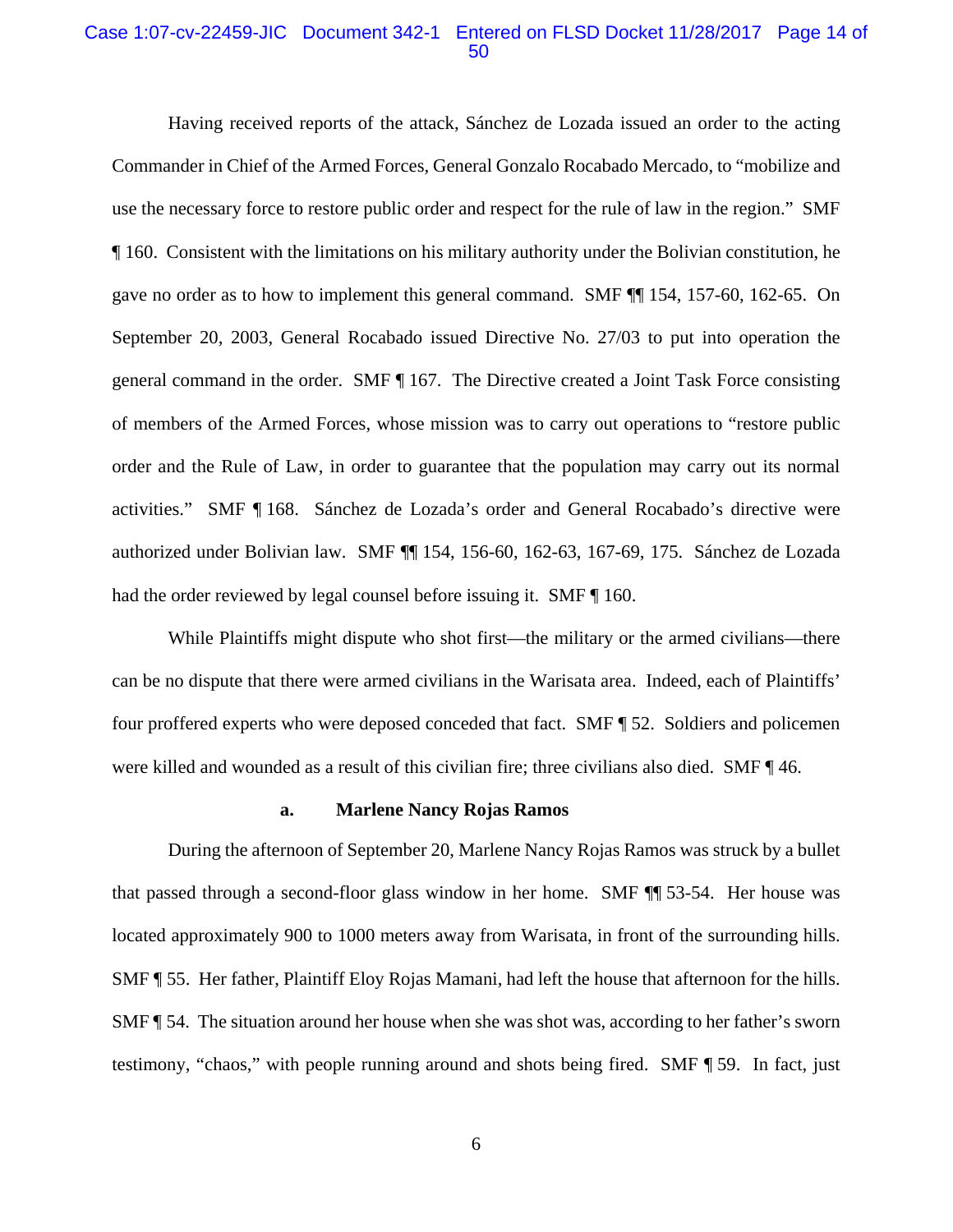Having received reports of the attack, Sánchez de Lozada issued an order to the acting Commander in Chief of the Armed Forces, General Gonzalo Rocabado Mercado, to "mobilize and use the necessary force to restore public order and respect for the rule of law in the region." SMF ¶ 160. Consistent with the limitations on his military authority under the Bolivian constitution, he gave no order as to how to implement this general command. SMF ¶¶ 154, 157-60, 162-65. On September 20, 2003, General Rocabado issued Directive No. 27/03 to put into operation the general command in the order. SMF ¶ 167. The Directive created a Joint Task Force consisting of members of the Armed Forces, whose mission was to carry out operations to "restore public order and the Rule of Law, in order to guarantee that the population may carry out its normal activities." SMF ¶ 168. Sánchez de Lozada's order and General Rocabado's directive were authorized under Bolivian law. SMF ¶¶ 154, 156-60, 162-63, 167-69, 175. Sánchez de Lozada had the order reviewed by legal counsel before issuing it. SMF ¶ 160.

While Plaintiffs might dispute who shot first—the military or the armed civilians—there can be no dispute that there were armed civilians in the Warisata area. Indeed, each of Plaintiffs' four proffered experts who were deposed conceded that fact. SMF ¶ 52. Soldiers and policemen were killed and wounded as a result of this civilian fire; three civilians also died. SMF ¶ 46.

**a. Marlene Nancy Rojas Ramos**

During the afternoon of September 20, Marlene Nancy Rojas Ramos was struck by a bullet that passed through a second-floor glass window in her home. SMF ¶¶ 53-54. Her house was located approximately 900 to 1000 meters away from Warisata, in front of the surrounding hills. SMF ¶ 55. Her father, Plaintiff Eloy Rojas Mamani, had left the house that afternoon for the hills. SMF ¶ 54. The situation around her house when she was shot was, according to her father's sworn testimony, "chaos," with people running around and shots being fired. SMF ¶ 59. In fact, just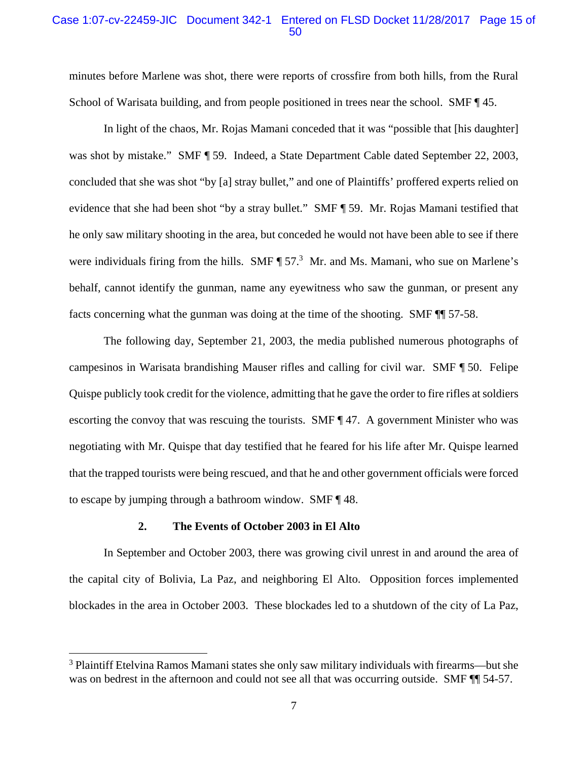minutes before Marlene was shot, there were reports of crossfire from both hills, from the Rural School of Warisata building, and from people positioned in trees near the school. SMF ¶ 45.

In light of the chaos, Mr. Rojas Mamani conceded that it was "possible that [his daughter] was shot by mistake." SMF ¶ 59. Indeed, a State Department Cable dated September 22, 2003, concluded that she was shot "by [a] stray bullet," and one of Plaintiffs' proffered experts relied on evidence that she had been shot "by a stray bullet." SMF ¶ 59. Mr. Rojas Mamani testified that he only saw military shooting in the area, but conceded he would not have been able to see if there were individuals firing from the hills. SMF ¶ 57.[3] Mr. and Ms. Mamani, who sue on Marlene's behalf, cannot identify the gunman, name any eyewitness who saw the gunman, or present any facts concerning what the gunman was doing at the time of the shooting. SMF ¶¶ 57-58.

The following day, September 21, 2003, the media published numerous photographs of campesinos in Warisata brandishing Mauser rifles and calling for civil war. SMF ¶ 50. Felipe Quispe publicly took credit for the violence, admitting that he gave the order to fire rifles at soldiers escorting the convoy that was rescuing the tourists. SMF ¶ 47. A government Minister who was negotiating with Mr. Quispe that day testified that he feared for his life after Mr. Quispe learned that the trapped tourists were being rescued, and that he and other government officials were forced to escape by jumping through a bathroom window. SMF ¶ 48.

### 2. The Events of October 2003 in El Alto

In September and October 2003, there was growing civil unrest in and around the area of the capital city of Bolivia, La Paz, and neighboring El Alto. Opposition forces implemented blockades in the area in October 2003. These blockades led to a shutdown of the city of La Paz,

---

[3] Plaintiff Etelvina Ramos Mamani states she only saw military individuals with firearms—but she was on bedrest in the afternoon and could not see all that was occurring outside. SMF ¶¶ 54-57.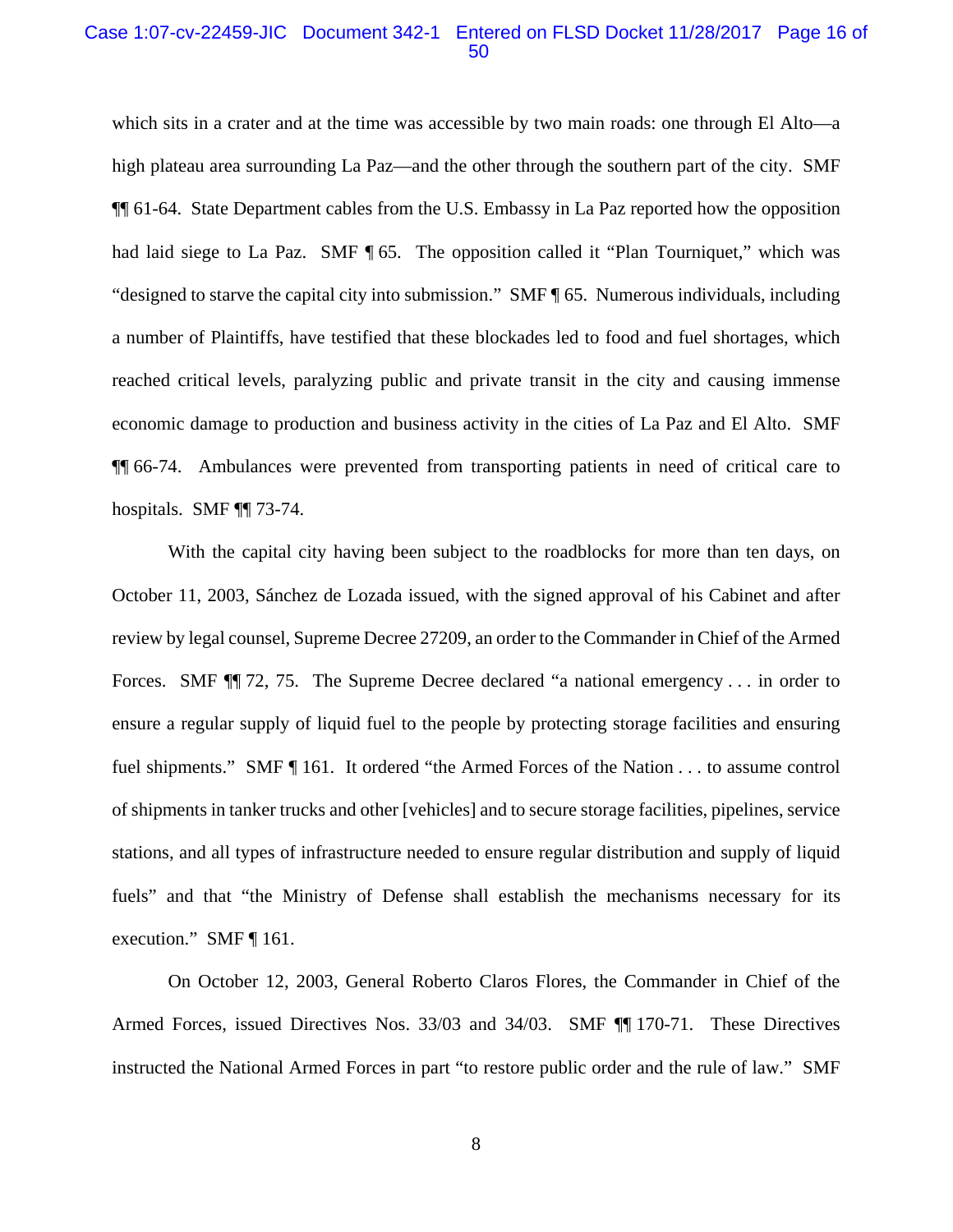which sits in a crater and at the time was accessible by two main roads: one through El Alto—a high plateau area surrounding La Paz—and the other through the southern part of the city. SMF ¶¶ 61-64. State Department cables from the U.S. Embassy in La Paz reported how the opposition had laid siege to La Paz. SMF ¶ 65. The opposition called it "Plan Tourniquet," which was "designed to starve the capital city into submission." SMF ¶ 65. Numerous individuals, including a number of Plaintiffs, have testified that these blockades led to food and fuel shortages, which reached critical levels, paralyzing public and private transit in the city and causing immense economic damage to production and business activity in the cities of La Paz and El Alto. SMF ¶¶ 66-74. Ambulances were prevented from transporting patients in need of critical care to hospitals. SMF ¶¶ 73-74.

With the capital city having been subject to the roadblocks for more than ten days, on October 11, 2003, Sánchez de Lozada issued, with the signed approval of his Cabinet and after review by legal counsel, Supreme Decree 27209, an order to the Commander in Chief of the Armed Forces. SMF ¶¶ 72, 75. The Supreme Decree declared "a national emergency . . . in order to ensure a regular supply of liquid fuel to the people by protecting storage facilities and ensuring fuel shipments." SMF ¶ 161. It ordered "the Armed Forces of the Nation . . . to assume control of shipments in tanker trucks and other [vehicles] and to secure storage facilities, pipelines, service stations, and all types of infrastructure needed to ensure regular distribution and supply of liquid fuels" and that "the Ministry of Defense shall establish the mechanisms necessary for its execution." SMF ¶ 161.

On October 12, 2003, General Roberto Claros Flores, the Commander in Chief of the Armed Forces, issued Directives Nos. 33/03 and 34/03. SMF ¶¶ 170-71. These Directives instructed the National Armed Forces in part "to restore public order and the rule of law." SMF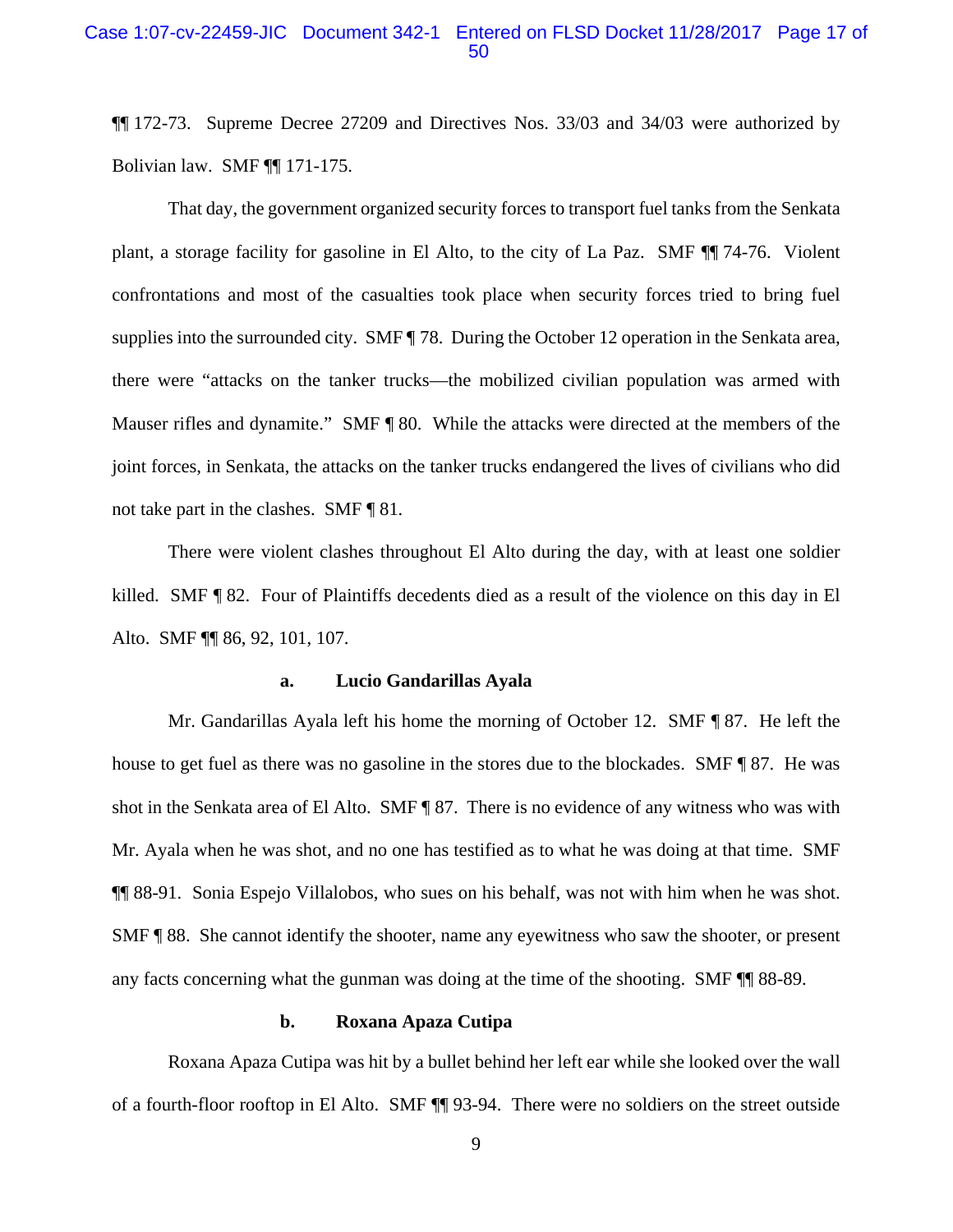¶¶ 172-73. Supreme Decree 27209 and Directives Nos. 33/03 and 34/03 were authorized by Bolivian law. SMF ¶¶ 171-175.

That day, the government organized security forces to transport fuel tanks from the Senkata plant, a storage facility for gasoline in El Alto, to the city of La Paz. SMF ¶¶ 74-76. Violent confrontations and most of the casualties took place when security forces tried to bring fuel supplies into the surrounded city. SMF ¶ 78. During the October 12 operation in the Senkata area, there were "attacks on the tanker trucks—the mobilized civilian population was armed with Mauser rifles and dynamite." SMF ¶ 80. While the attacks were directed at the members of the joint forces, in Senkata, the attacks on the tanker trucks endangered the lives of civilians who did not take part in the clashes. SMF ¶ 81.

There were violent clashes throughout El Alto during the day, with at least one soldier killed. SMF ¶ 82. Four of Plaintiffs decedents died as a result of the violence on this day in El Alto. SMF ¶¶ 86, 92, 101, 107.

**a. Lucio Gandarillas Ayala**

Mr. Gandarillas Ayala left his home the morning of October 12. SMF ¶ 87. He left the house to get fuel as there was no gasoline in the stores due to the blockades. SMF ¶ 87. He was shot in the Senkata area of El Alto. SMF ¶ 87. There is no evidence of any witness who was with Mr. Ayala when he was shot, and no one has testified as to what he was doing at that time. SMF ¶¶ 88-91. Sonia Espejo Villalobos, who sues on his behalf, was not with him when he was shot. SMF ¶ 88. She cannot identify the shooter, name any eyewitness who saw the shooter, or present any facts concerning what the gunman was doing at the time of the shooting. SMF ¶¶ 88-89.

**b. Roxana Apaza Cutipa**

Roxana Apaza Cutipa was hit by a bullet behind her left ear while she looked over the wall of a fourth-floor rooftop in El Alto. SMF ¶¶ 93-94. There were no soldiers on the street outside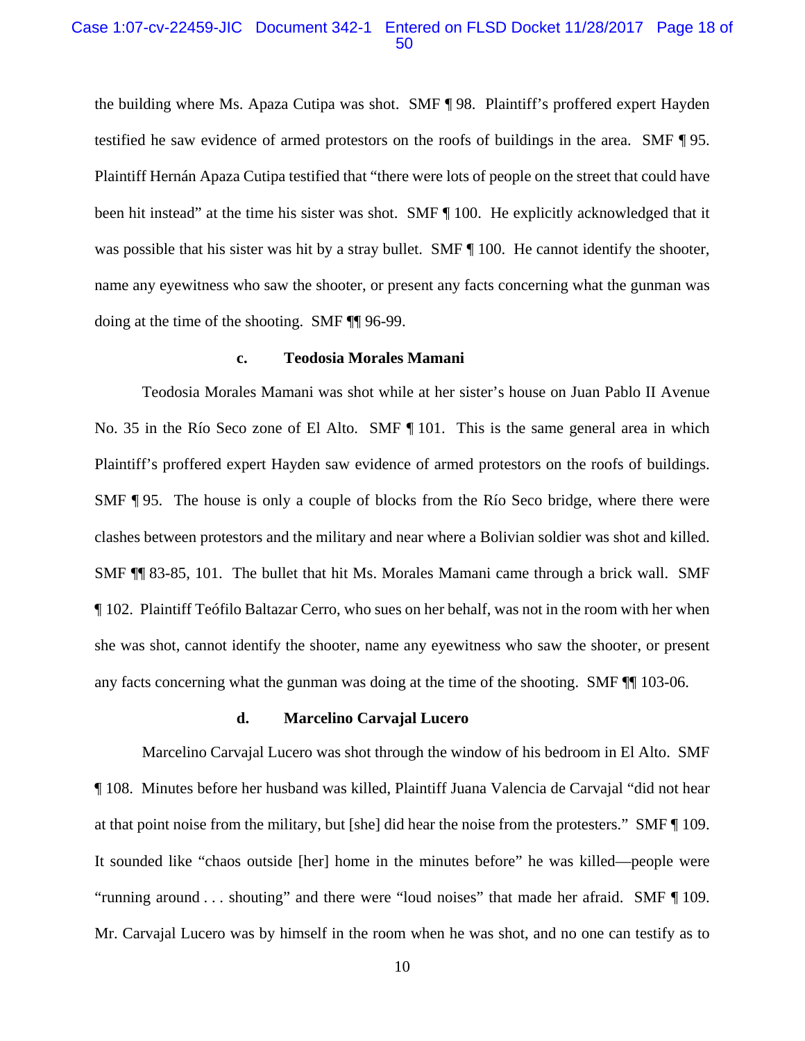the building where Ms. Apaza Cutipa was shot. SMF ¶ 98. Plaintiff's proffered expert Hayden testified he saw evidence of armed protestors on the roofs of buildings in the area. SMF ¶ 95. Plaintiff Hernán Apaza Cutipa testified that "there were lots of people on the street that could have been hit instead" at the time his sister was shot. SMF ¶ 100. He explicitly acknowledged that it was possible that his sister was hit by a stray bullet. SMF ¶ 100. He cannot identify the shooter, name any eyewitness who saw the shooter, or present any facts concerning what the gunman was doing at the time of the shooting. SMF ¶¶ 96-99.

#### c. Teodosia Morales Mamani

Teodosia Morales Mamani was shot while at her sister's house on Juan Pablo II Avenue No. 35 in the Río Seco zone of El Alto. SMF ¶ 101. This is the same general area in which Plaintiff's proffered expert Hayden saw evidence of armed protestors on the roofs of buildings. SMF ¶ 95. The house is only a couple of blocks from the Río Seco bridge, where there were clashes between protestors and the military and near where a Bolivian soldier was shot and killed. SMF ¶¶ 83-85, 101. The bullet that hit Ms. Morales Mamani came through a brick wall. SMF ¶ 102. Plaintiff Teófilo Baltazar Cerro, who sues on her behalf, was not in the room with her when she was shot, cannot identify the shooter, name any eyewitness who saw the shooter, or present any facts concerning what the gunman was doing at the time of the shooting. SMF ¶¶ 103-06.

#### d. Marcelino Carvajal Lucero

Marcelino Carvajal Lucero was shot through the window of his bedroom in El Alto. SMF ¶ 108. Minutes before her husband was killed, Plaintiff Juana Valencia de Carvajal "did not hear at that point noise from the military, but [she] did hear the noise from the protesters." SMF ¶ 109. It sounded like "chaos outside [her] home in the minutes before" he was killed—people were "running around . . . shouting" and there were "loud noises" that made her afraid. SMF ¶ 109. Mr. Carvajal Lucero was by himself in the room when he was shot, and no one can testify as to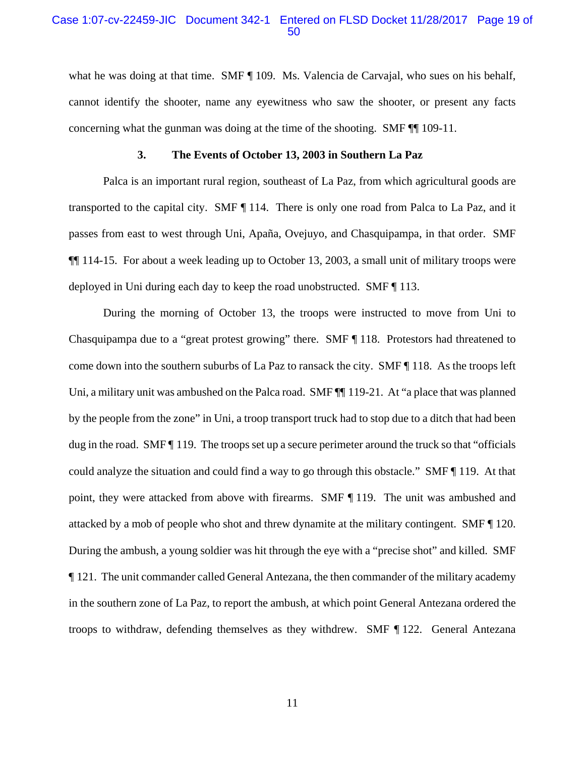what he was doing at that time. SMF ¶ 109. Ms. Valencia de Carvajal, who sues on his behalf, cannot identify the shooter, name any eyewitness who saw the shooter, or present any facts concerning what the gunman was doing at the time of the shooting. SMF ¶¶ 109-11.

### 3. The Events of October 13, 2003 in Southern La Paz

Palca is an important rural region, southeast of La Paz, from which agricultural goods are transported to the capital city. SMF ¶ 114. There is only one road from Palca to La Paz, and it passes from east to west through Uni, Apaña, Ovejuyo, and Chasquipampa, in that order. SMF ¶¶ 114-15. For about a week leading up to October 13, 2003, a small unit of military troops were deployed in Uni during each day to keep the road unobstructed. SMF ¶ 113.

During the morning of October 13, the troops were instructed to move from Uni to Chasquipampa due to a "great protest growing" there. SMF ¶ 118. Protestors had threatened to come down into the southern suburbs of La Paz to ransack the city. SMF ¶ 118. As the troops left Uni, a military unit was ambushed on the Palca road. SMF ¶¶ 119-21. At "a place that was planned by the people from the zone" in Uni, a troop transport truck had to stop due to a ditch that had been dug in the road. SMF ¶ 119. The troops set up a secure perimeter around the truck so that "officials could analyze the situation and could find a way to go through this obstacle." SMF ¶ 119. At that point, they were attacked from above with firearms. SMF ¶ 119. The unit was ambushed and attacked by a mob of people who shot and threw dynamite at the military contingent. SMF ¶ 120. During the ambush, a young soldier was hit through the eye with a "precise shot" and killed. SMF ¶ 121. The unit commander called General Antezana, the then commander of the military academy in the southern zone of La Paz, to report the ambush, at which point General Antezana ordered the troops to withdraw, defending themselves as they withdrew. SMF ¶ 122. General Antezana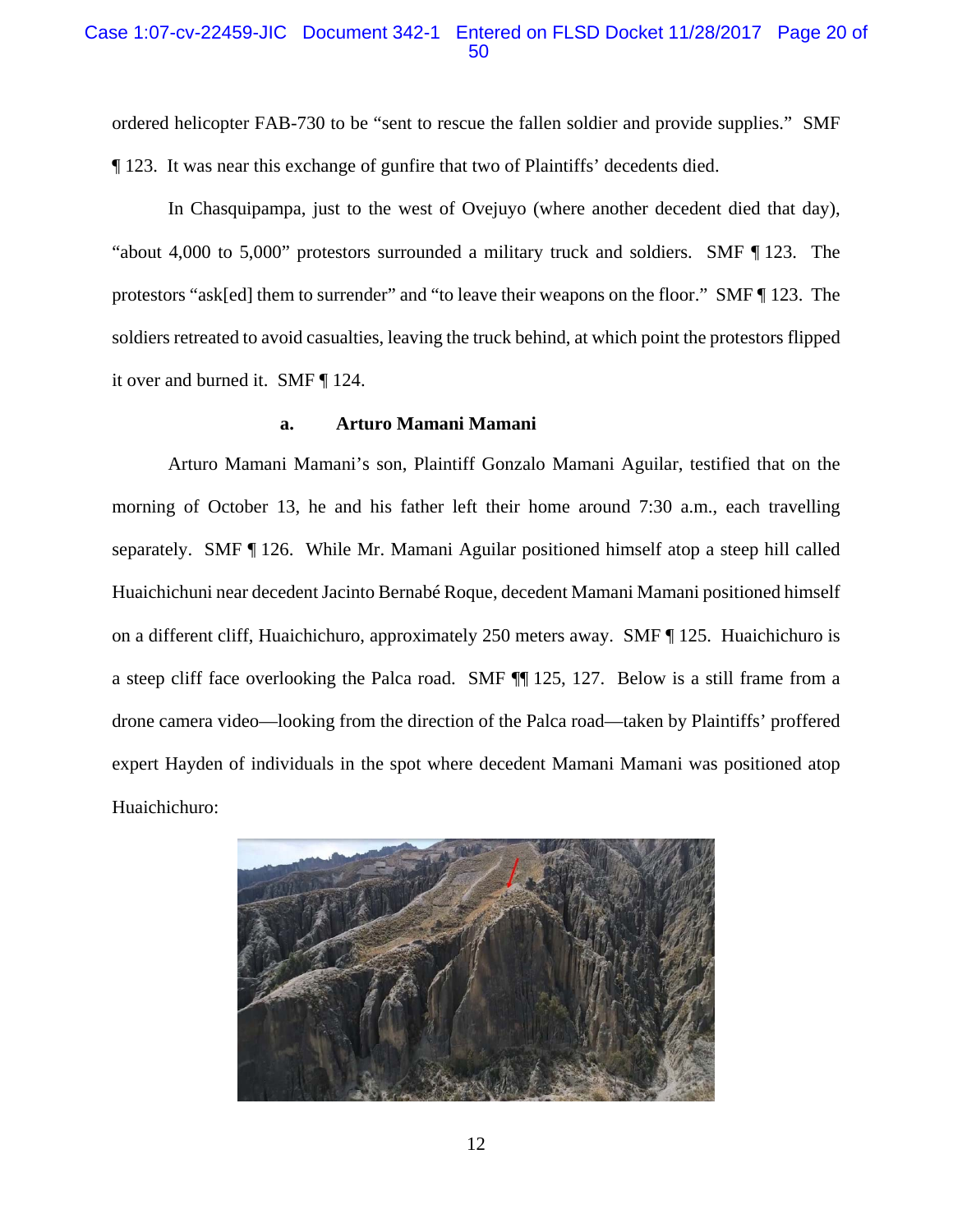ordered helicopter FAB-730 to be "sent to rescue the fallen soldier and provide supplies." SMF ¶ 123. It was near this exchange of gunfire that two of Plaintiffs' decedents died.

In Chasquipampa, just to the west of Ovejuyo (where another decedent died that day), "about 4,000 to 5,000" protestors surrounded a military truck and soldiers. SMF ¶ 123. The protestors "ask[ed] them to surrender" and "to leave their weapons on the floor." SMF ¶ 123. The soldiers retreated to avoid casualties, leaving the truck behind, at which point the protestors flipped it over and burned it. SMF ¶ 124.

**a. Arturo Mamani Mamani**

Arturo Mamani Mamani's son, Plaintiff Gonzalo Mamani Aguilar, testified that on the morning of October 13, he and his father left their home around 7:30 a.m., each travelling separately. SMF ¶ 126. While Mr. Mamani Aguilar positioned himself atop a steep hill called Huaichichuni near decedent Jacinto Bernabé Roque, decedent Mamani Mamani positioned himself on a different cliff, Huaichichuro, approximately 250 meters away. SMF ¶ 125. Huaichichuro is a steep cliff face overlooking the Palca road. SMF ¶¶ 125, 127. Below is a still frame from a drone camera video—looking from the direction of the Palca road—taken by Plaintiffs' proffered expert Hayden of individuals in the spot where decedent Mamani Mamani was positioned atop Huaichichuro: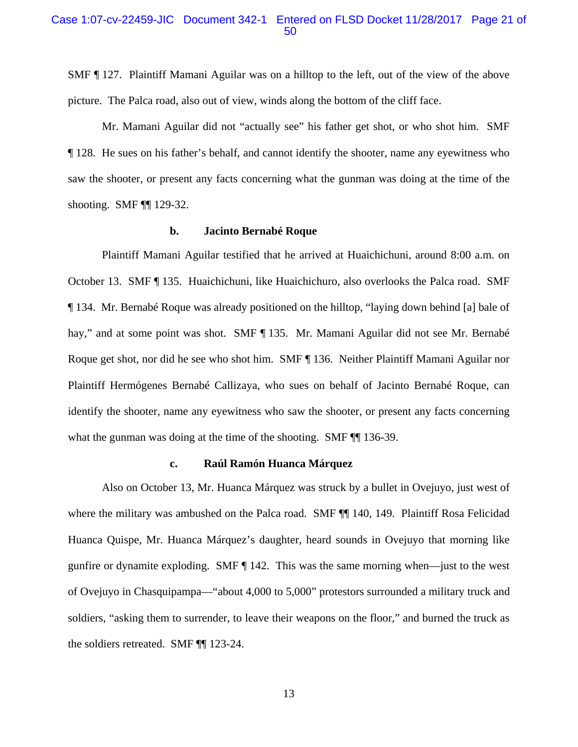SMF ¶ 127. Plaintiff Mamani Aguilar was on a hilltop to the left, out of the view of the above picture. The Palca road, also out of view, winds along the bottom of the cliff face.

Mr. Mamani Aguilar did not "actually see" his father get shot, or who shot him. SMF ¶ 128. He sues on his father's behalf, and cannot identify the shooter, name any eyewitness who saw the shooter, or present any facts concerning what the gunman was doing at the time of the shooting. SMF ¶¶ 129-32.

**b. Jacinto Bernabé Roque**

Plaintiff Mamani Aguilar testified that he arrived at Huaichichuni, around 8:00 a.m. on October 13. SMF ¶ 135. Huaichichuni, like Huaichichuro, also overlooks the Palca road. SMF ¶ 134. Mr. Bernabé Roque was already positioned on the hilltop, "laying down behind [a] bale of hay," and at some point was shot. SMF ¶ 135. Mr. Mamani Aguilar did not see Mr. Bernabé Roque get shot, nor did he see who shot him. SMF ¶ 136. Neither Plaintiff Mamani Aguilar nor Plaintiff Hermógenes Bernabé Callizaya, who sues on behalf of Jacinto Bernabé Roque, can identify the shooter, name any eyewitness who saw the shooter, or present any facts concerning what the gunman was doing at the time of the shooting. SMF ¶¶ 136-39.

**c. Raúl Ramón Huanca Márquez**

Also on October 13, Mr. Huanca Márquez was struck by a bullet in Ovejuyo, just west of where the military was ambushed on the Palca road. SMF ¶¶ 140, 149. Plaintiff Rosa Felicidad Huanca Quispe, Mr. Huanca Márquez's daughter, heard sounds in Ovejuyo that morning like gunfire or dynamite exploding. SMF ¶ 142. This was the same morning when—just to the west of Ovejuyo in Chasquipampa—"about 4,000 to 5,000" protestors surrounded a military truck and soldiers, "asking them to surrender, to leave their weapons on the floor," and burned the truck as the soldiers retreated. SMF ¶¶ 123-24.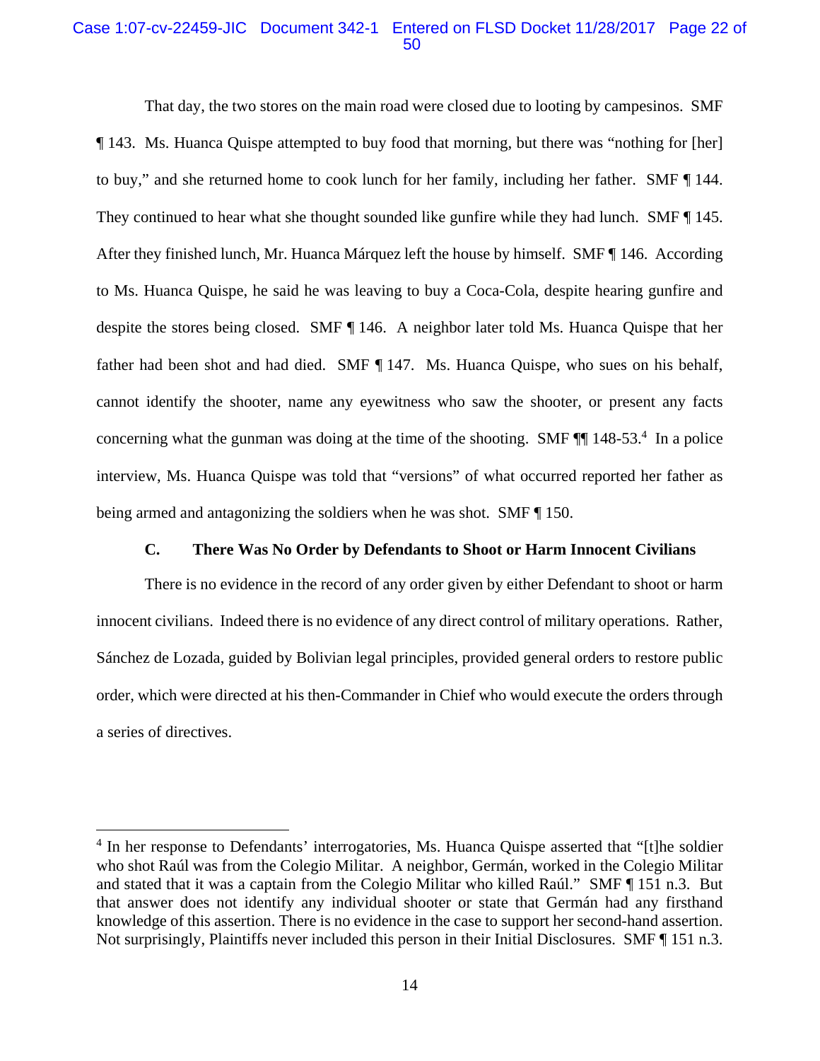That day, the two stores on the main road were closed due to looting by campesinos. SMF ¶ 143. Ms. Huanca Quispe attempted to buy food that morning, but there was "nothing for [her] to buy," and she returned home to cook lunch for her family, including her father. SMF ¶ 144. They continued to hear what she thought sounded like gunfire while they had lunch. SMF ¶ 145. After they finished lunch, Mr. Huanca Márquez left the house by himself. SMF ¶ 146. According to Ms. Huanca Quispe, he said he was leaving to buy a Coca-Cola, despite hearing gunfire and despite the stores being closed. SMF ¶ 146. A neighbor later told Ms. Huanca Quispe that her father had been shot and had died. SMF ¶ 147. Ms. Huanca Quispe, who sues on his behalf, cannot identify the shooter, name any eyewitness who saw the shooter, or present any facts concerning what the gunman was doing at the time of the shooting. SMF ¶¶ 148-53.[4] In a police interview, Ms. Huanca Quispe was told that "versions" of what occurred reported her father as being armed and antagonizing the soldiers when he was shot. SMF ¶ 150.

### C. There Was No Order by Defendants to Shoot or Harm Innocent Civilians

There is no evidence in the record of any order given by either Defendant to shoot or harm innocent civilians. Indeed there is no evidence of any direct control of military operations. Rather, Sánchez de Lozada, guided by Bolivian legal principles, provided general orders to restore public order, which were directed at his then-Commander in Chief who would execute the orders through a series of directives.

---

[4] In her response to Defendants' interrogatories, Ms. Huanca Quispe asserted that "[t]he soldier who shot Raúl was from the Colegio Militar. A neighbor, Germán, worked in the Colegio Militar and stated that it was a captain from the Colegio Militar who killed Raúl." SMF ¶ 151 n.3. But that answer does not identify any individual shooter or state that Germán had any firsthand knowledge of this assertion. There is no evidence in the case to support her second-hand assertion. Not surprisingly, Plaintiffs never included this person in their Initial Disclosures. SMF ¶ 151 n.3.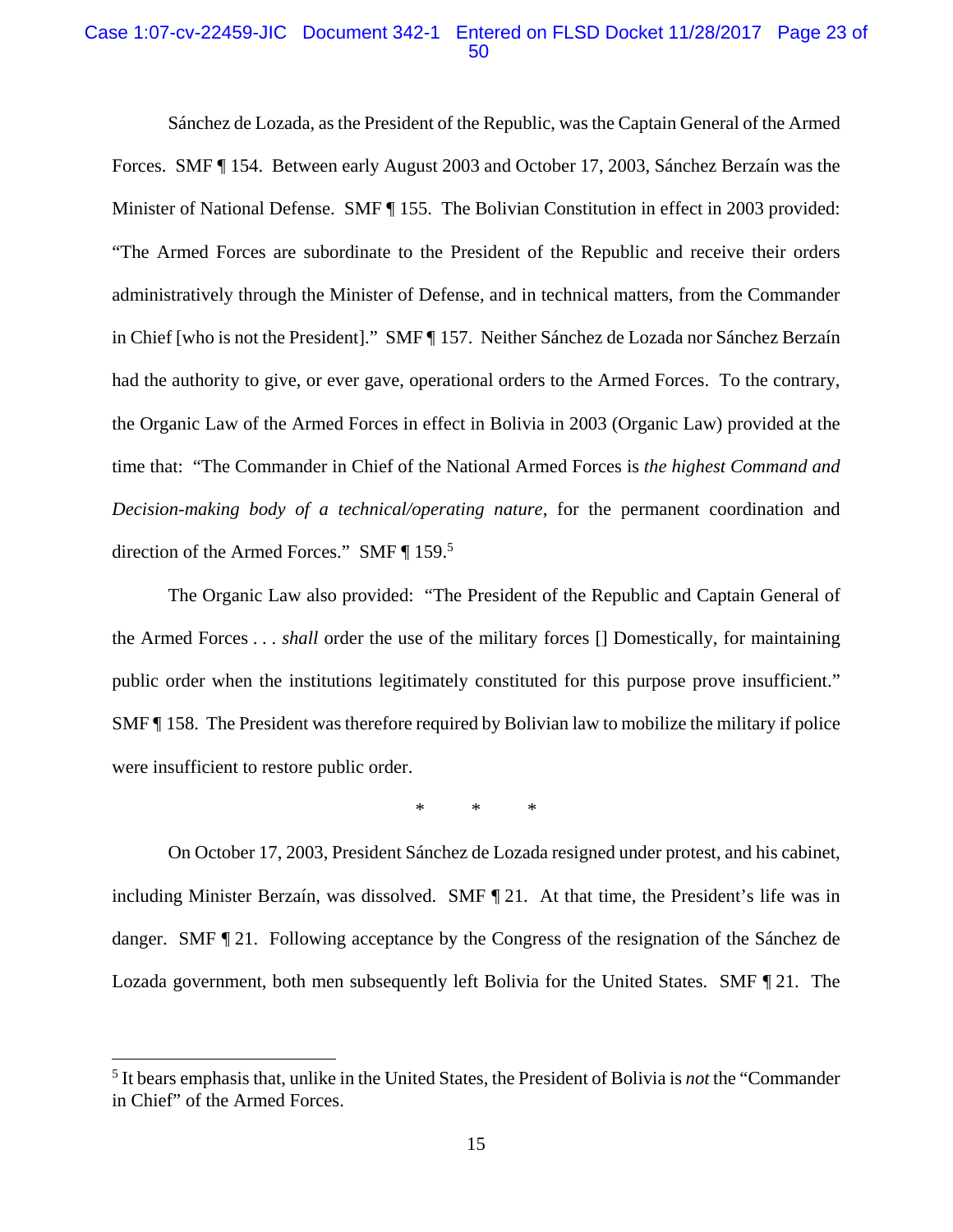Sánchez de Lozada, as the President of the Republic, was the Captain General of the Armed Forces. SMF ¶ 154. Between early August 2003 and October 17, 2003, Sánchez Berzaín was the Minister of National Defense. SMF ¶ 155. The Bolivian Constitution in effect in 2003 provided: "The Armed Forces are subordinate to the President of the Republic and receive their orders administratively through the Minister of Defense, and in technical matters, from the Commander in Chief [who is not the President]." SMF ¶ 157. Neither Sánchez de Lozada nor Sánchez Berzaín had the authority to give, or ever gave, operational orders to the Armed Forces. To the contrary, the Organic Law of the Armed Forces in effect in Bolivia in 2003 (Organic Law) provided at the time that: "The Commander in Chief of the National Armed Forces is *the highest Command and Decision-making body of a technical/operating nature*, for the permanent coordination and direction of the Armed Forces." SMF ¶ 159.[5]

The Organic Law also provided: "The President of the Republic and Captain General of the Armed Forces . . . *shall* order the use of the military forces [] Domestically, for maintaining public order when the institutions legitimately constituted for this purpose prove insufficient." SMF ¶ 158. The President was therefore required by Bolivian law to mobilize the military if police were insufficient to restore public order.

\*      \*      \*

On October 17, 2003, President Sánchez de Lozada resigned under protest, and his cabinet, including Minister Berzaín, was dissolved. SMF ¶ 21. At that time, the President's life was in danger. SMF ¶ 21. Following acceptance by the Congress of the resignation of the Sánchez de Lozada government, both men subsequently left Bolivia for the United States. SMF ¶ 21. The

---

[5] It bears emphasis that, unlike in the United States, the President of Bolivia is *not* the "Commander in Chief" of the Armed Forces.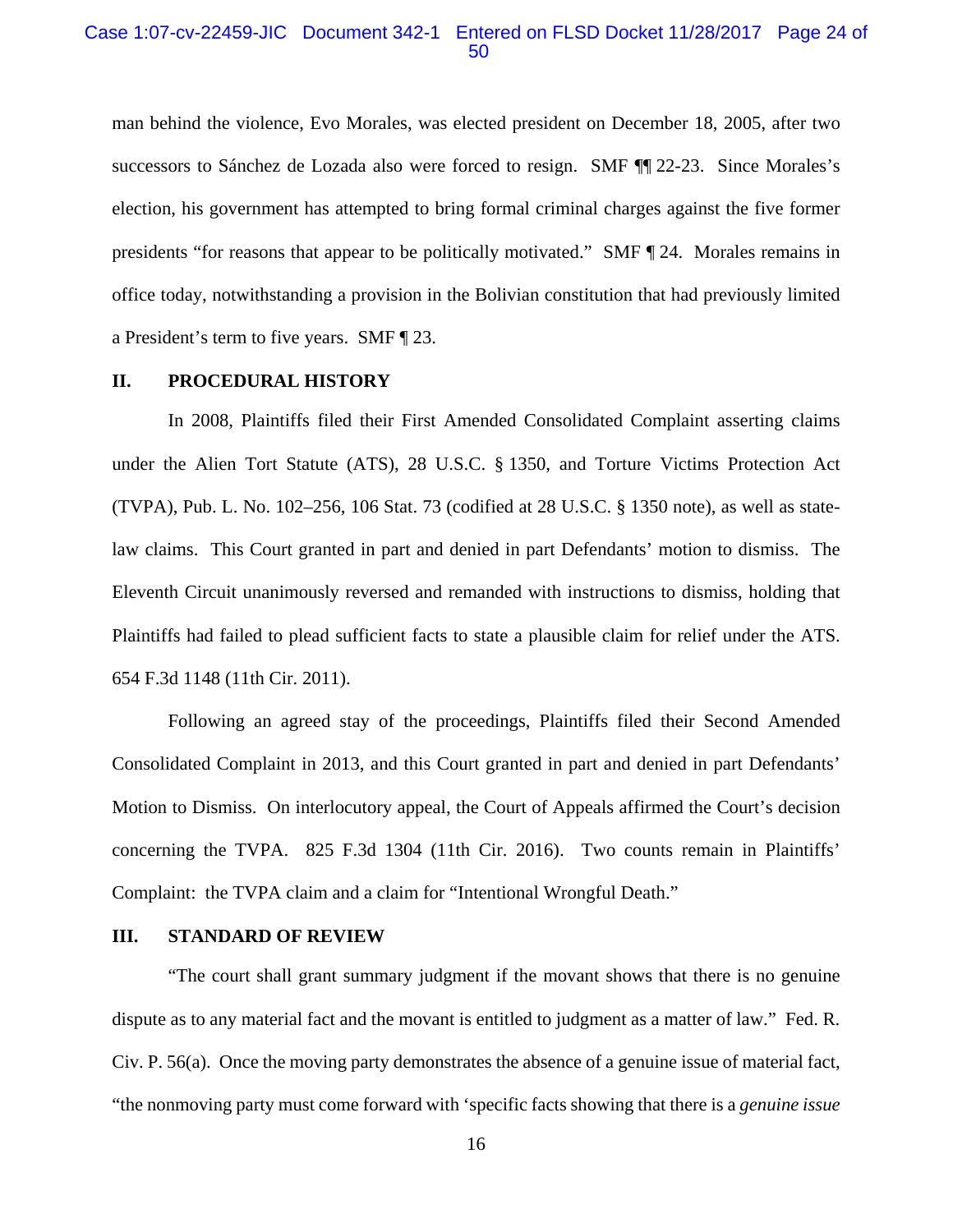man behind the violence, Evo Morales, was elected president on December 18, 2005, after two successors to Sánchez de Lozada also were forced to resign. SMF ¶¶ 22-23. Since Morales's election, his government has attempted to bring formal criminal charges against the five former presidents "for reasons that appear to be politically motivated." SMF ¶ 24. Morales remains in office today, notwithstanding a provision in the Bolivian constitution that had previously limited a President's term to five years. SMF ¶ 23.

## II. PROCEDURAL HISTORY

In 2008, Plaintiffs filed their First Amended Consolidated Complaint asserting claims under the Alien Tort Statute (ATS), 28 U.S.C. § 1350, and Torture Victims Protection Act (TVPA), Pub. L. No. 102–256, 106 Stat. 73 (codified at 28 U.S.C. § 1350 note), as well as state-law claims. This Court granted in part and denied in part Defendants' motion to dismiss. The Eleventh Circuit unanimously reversed and remanded with instructions to dismiss, holding that Plaintiffs had failed to plead sufficient facts to state a plausible claim for relief under the ATS. 654 F.3d 1148 (11th Cir. 2011).

Following an agreed stay of the proceedings, Plaintiffs filed their Second Amended Consolidated Complaint in 2013, and this Court granted in part and denied in part Defendants' Motion to Dismiss. On interlocutory appeal, the Court of Appeals affirmed the Court's decision concerning the TVPA. 825 F.3d 1304 (11th Cir. 2016). Two counts remain in Plaintiffs' Complaint: the TVPA claim and a claim for "Intentional Wrongful Death."

## III. STANDARD OF REVIEW

"The court shall grant summary judgment if the movant shows that there is no genuine dispute as to any material fact and the movant is entitled to judgment as a matter of law." Fed. R. Civ. P. 56(a). Once the moving party demonstrates the absence of a genuine issue of material fact, "the nonmoving party must come forward with 'specific facts showing that there is a *genuine issue*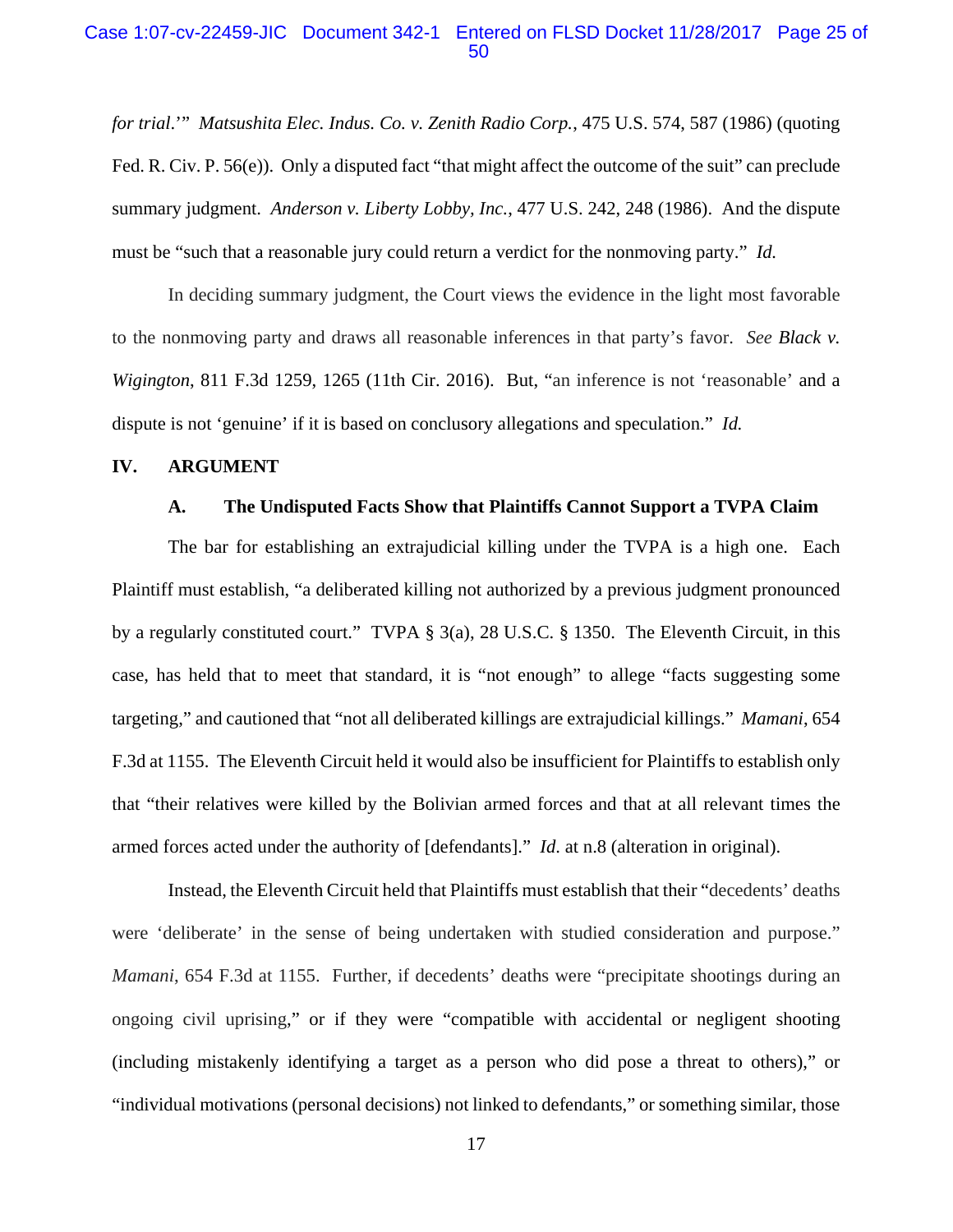*for trial*.'" *Matsushita Elec. Indus. Co. v. Zenith Radio Corp.*, 475 U.S. 574, 587 (1986) (quoting Fed. R. Civ. P. 56(e)). Only a disputed fact "that might affect the outcome of the suit" can preclude summary judgment. *Anderson v. Liberty Lobby, Inc.*, 477 U.S. 242, 248 (1986). And the dispute must be "such that a reasonable jury could return a verdict for the nonmoving party." *Id.*

In deciding summary judgment, the Court views the evidence in the light most favorable to the nonmoving party and draws all reasonable inferences in that party's favor. *See Black v. Wigington*, 811 F.3d 1259, 1265 (11th Cir. 2016). But, "an inference is not 'reasonable' and a dispute is not 'genuine' if it is based on conclusory allegations and speculation." *Id.*

## IV. ARGUMENT

### A. The Undisputed Facts Show that Plaintiffs Cannot Support a TVPA Claim

The bar for establishing an extrajudicial killing under the TVPA is a high one. Each Plaintiff must establish, "a deliberated killing not authorized by a previous judgment pronounced by a regularly constituted court." TVPA § 3(a), 28 U.S.C. § 1350. The Eleventh Circuit, in this case, has held that to meet that standard, it is "not enough" to allege "facts suggesting some targeting," and cautioned that "not all deliberated killings are extrajudicial killings." *Mamani*, 654 F.3d at 1155. The Eleventh Circuit held it would also be insufficient for Plaintiffs to establish only that "their relatives were killed by the Bolivian armed forces and that at all relevant times the armed forces acted under the authority of [defendants]." *Id.* at n.8 (alteration in original).

Instead, the Eleventh Circuit held that Plaintiffs must establish that their "decedents' deaths were 'deliberate' in the sense of being undertaken with studied consideration and purpose." *Mamani*, 654 F.3d at 1155. Further, if decedents' deaths were "precipitate shootings during an ongoing civil uprising," or if they were "compatible with accidental or negligent shooting (including mistakenly identifying a target as a person who did pose a threat to others)," or "individual motivations (personal decisions) not linked to defendants," or something similar, those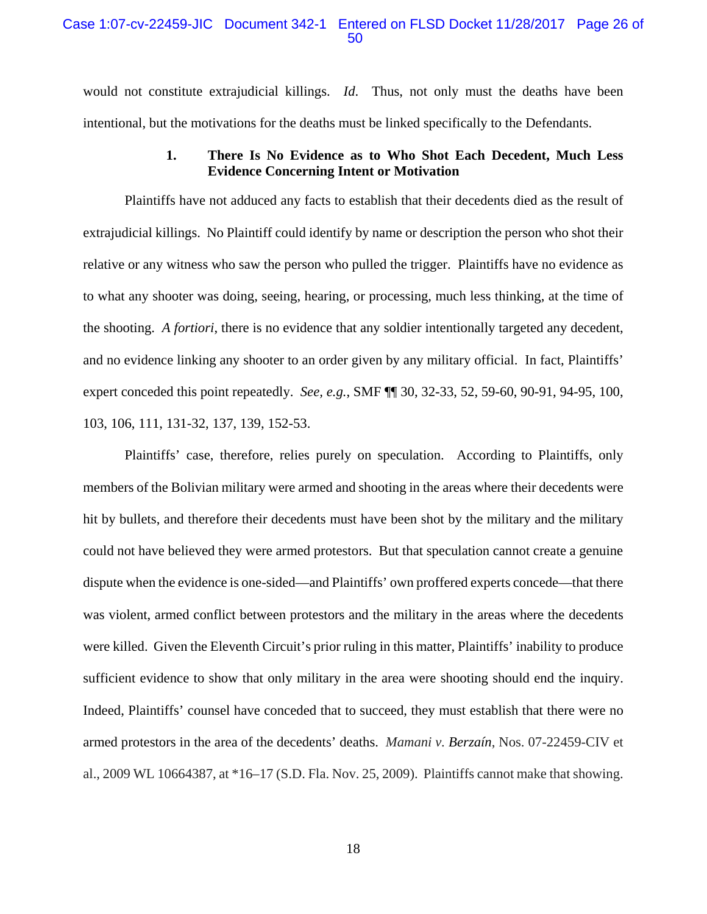would not constitute extrajudicial killings. *Id*. Thus, not only must the deaths have been intentional, but the motivations for the deaths must be linked specifically to the Defendants.

### 1. There Is No Evidence as to Who Shot Each Decedent, Much Less Evidence Concerning Intent or Motivation

Plaintiffs have not adduced any facts to establish that their decedents died as the result of extrajudicial killings. No Plaintiff could identify by name or description the person who shot their relative or any witness who saw the person who pulled the trigger. Plaintiffs have no evidence as to what any shooter was doing, seeing, hearing, or processing, much less thinking, at the time of the shooting. *A fortiori*, there is no evidence that any soldier intentionally targeted any decedent, and no evidence linking any shooter to an order given by any military official. In fact, Plaintiffs' expert conceded this point repeatedly. *See, e.g.*, SMF ¶¶ 30, 32-33, 52, 59-60, 90-91, 94-95, 100, 103, 106, 111, 131-32, 137, 139, 152-53.

Plaintiffs' case, therefore, relies purely on speculation. According to Plaintiffs, only members of the Bolivian military were armed and shooting in the areas where their decedents were hit by bullets, and therefore their decedents must have been shot by the military and the military could not have believed they were armed protestors. But that speculation cannot create a genuine dispute when the evidence is one-sided—and Plaintiffs' own proffered experts concede—that there was violent, armed conflict between protestors and the military in the areas where the decedents were killed. Given the Eleventh Circuit's prior ruling in this matter, Plaintiffs' inability to produce sufficient evidence to show that only military in the area were shooting should end the inquiry. Indeed, Plaintiffs' counsel have conceded that to succeed, they must establish that there were no armed protestors in the area of the decedents' deaths. *Mamani v. Berzaín*, Nos. 07-22459-CIV et al., 2009 WL 10664387, at *16–17 (S.D. Fla. Nov. 25, 2009). Plaintiffs cannot make that showing.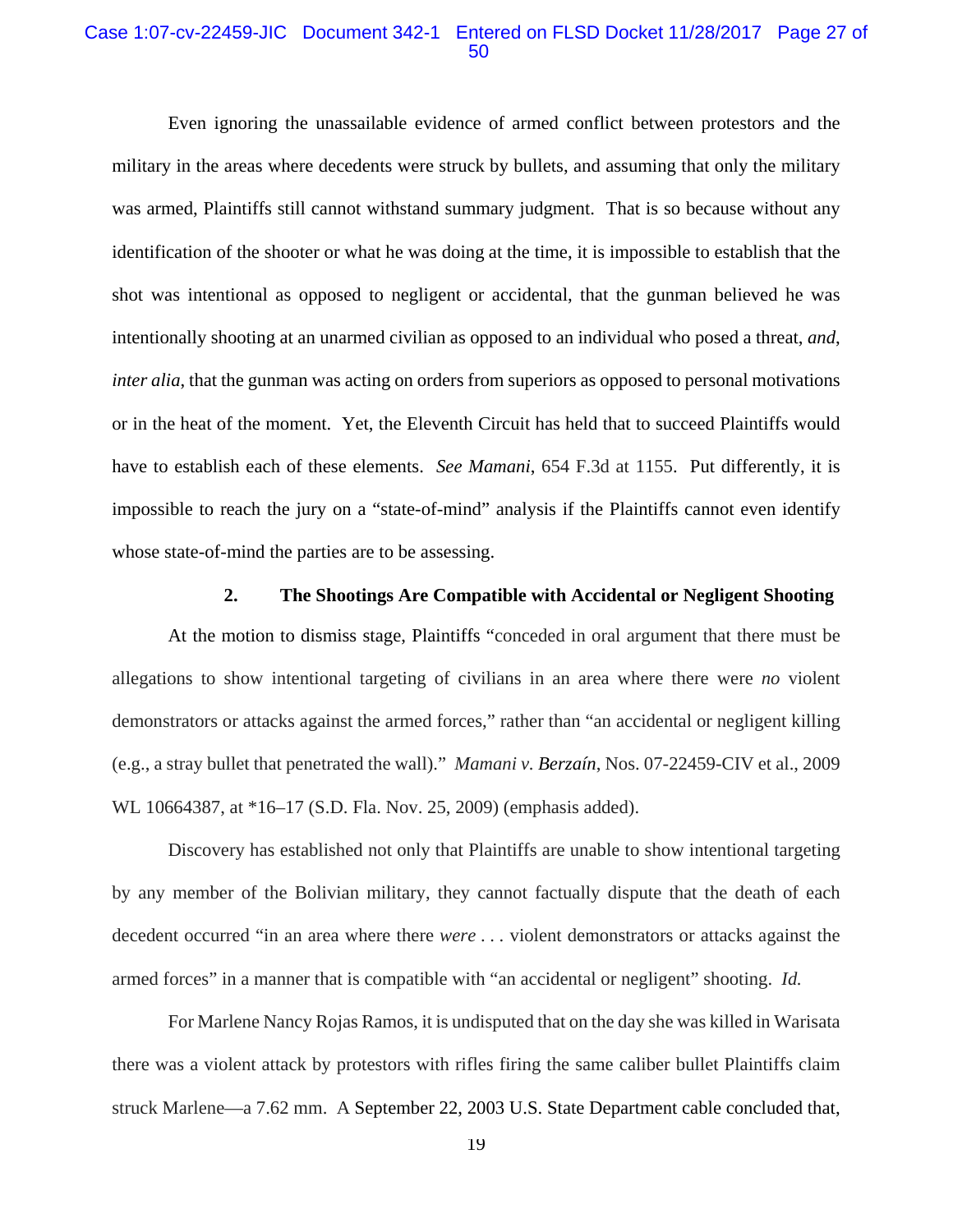Even ignoring the unassailable evidence of armed conflict between protestors and the military in the areas where decedents were struck by bullets, and assuming that only the military was armed, Plaintiffs still cannot withstand summary judgment. That is so because without any identification of the shooter or what he was doing at the time, it is impossible to establish that the shot was intentional as opposed to negligent or accidental, that the gunman believed he was intentionally shooting at an unarmed civilian as opposed to an individual who posed a threat, *and*, *inter alia*, that the gunman was acting on orders from superiors as opposed to personal motivations or in the heat of the moment. Yet, the Eleventh Circuit has held that to succeed Plaintiffs would have to establish each of these elements. *See Mamani*, 654 F.3d at 1155. Put differently, it is impossible to reach the jury on a "state-of-mind" analysis if the Plaintiffs cannot even identify whose state-of-mind the parties are to be assessing.

### 2. The Shootings Are Compatible with Accidental or Negligent Shooting

At the motion to dismiss stage, Plaintiffs "conceded in oral argument that there must be allegations to show intentional targeting of civilians in an area where there were *no* violent demonstrators or attacks against the armed forces," rather than "an accidental or negligent killing (e.g., a stray bullet that penetrated the wall)." *Mamani v. Berzaín*, Nos. 07-22459-CIV et al., 2009 WL 10664387, at *16–17 (S.D. Fla. Nov. 25, 2009) (emphasis added).

Discovery has established not only that Plaintiffs are unable to show intentional targeting by any member of the Bolivian military, they cannot factually dispute that the death of each decedent occurred "in an area where there *were* . . . violent demonstrators or attacks against the armed forces" in a manner that is compatible with "an accidental or negligent" shooting. *Id.*

For Marlene Nancy Rojas Ramos, it is undisputed that on the day she was killed in Warisata there was a violent attack by protestors with rifles firing the same caliber bullet Plaintiffs claim struck Marlene—a 7.62 mm. A September 22, 2003 U.S. State Department cable concluded that,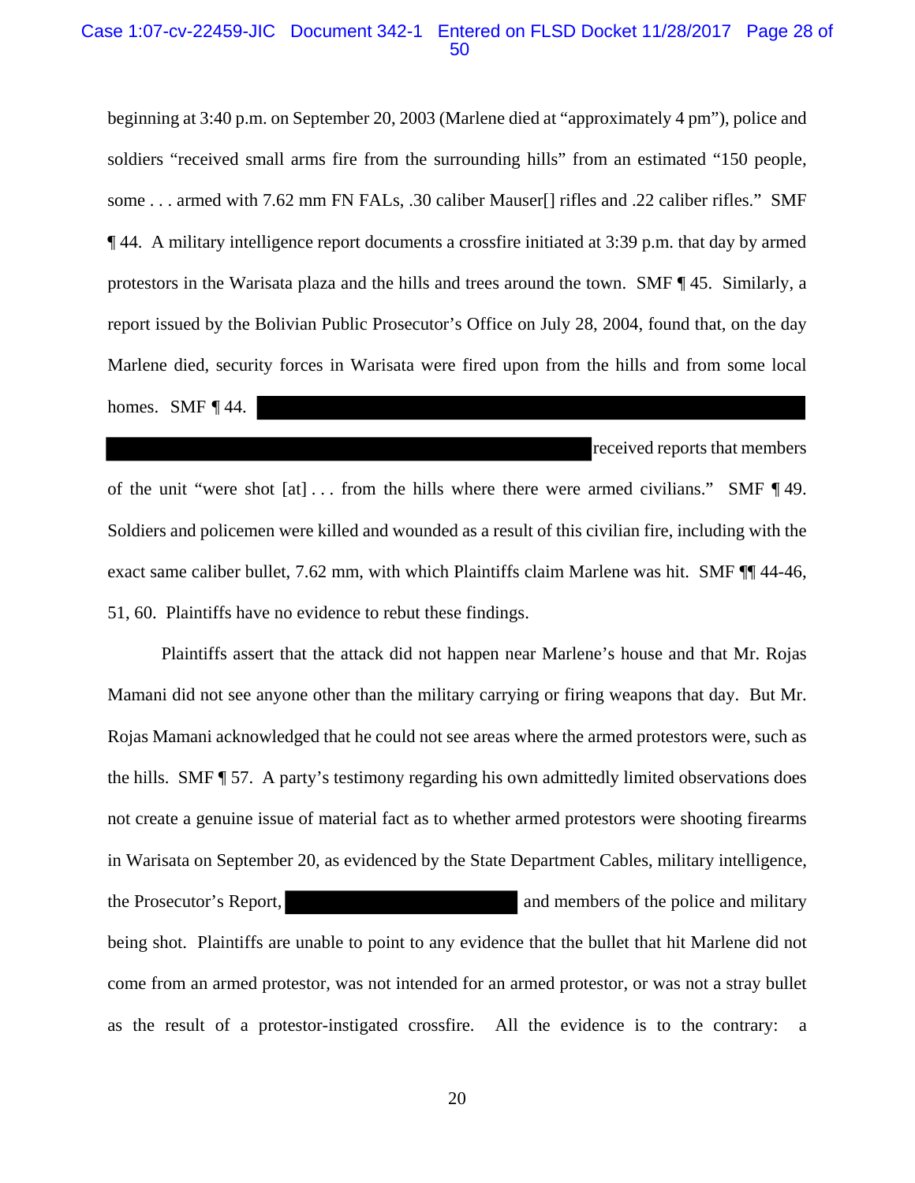beginning at 3:40 p.m. on September 20, 2003 (Marlene died at "approximately 4 pm"), police and soldiers "received small arms fire from the surrounding hills" from an estimated "150 people, some . . . armed with 7.62 mm FN FALs, .30 caliber Mauser[] rifles and .22 caliber rifles." SMF ¶ 44. A military intelligence report documents a crossfire initiated at 3:39 p.m. that day by armed protestors in the Warisata plaza and the hills and trees around the town. SMF ¶ 45. Similarly, a report issued by the Bolivian Public Prosecutor's Office on July 28, 2004, found that, on the day Marlene died, security forces in Warisata were fired upon from the hills and from some local homes. SMF ¶ 44. [REDACTED] received reports that members of the unit "were shot [at] . . . from the hills where there were armed civilians." SMF ¶ 49. Soldiers and policemen were killed and wounded as a result of this civilian fire, including with the exact same caliber bullet, 7.62 mm, with which Plaintiffs claim Marlene was hit. SMF ¶¶ 44-46, 51, 60. Plaintiffs have no evidence to rebut these findings.

Plaintiffs assert that the attack did not happen near Marlene's house and that Mr. Rojas Mamani did not see anyone other than the military carrying or firing weapons that day. But Mr. Rojas Mamani acknowledged that he could not see areas where the armed protestors were, such as the hills. SMF ¶ 57. A party's testimony regarding his own admittedly limited observations does not create a genuine issue of material fact as to whether armed protestors were shooting firearms in Warisata on September 20, as evidenced by the State Department Cables, military intelligence, the Prosecutor's Report, [REDACTED] and members of the police and military being shot. Plaintiffs are unable to point to any evidence that the bullet that hit Marlene did not come from an armed protestor, was not intended for an armed protestor, or was not a stray bullet as the result of a protestor-instigated crossfire. All the evidence is to the contrary: a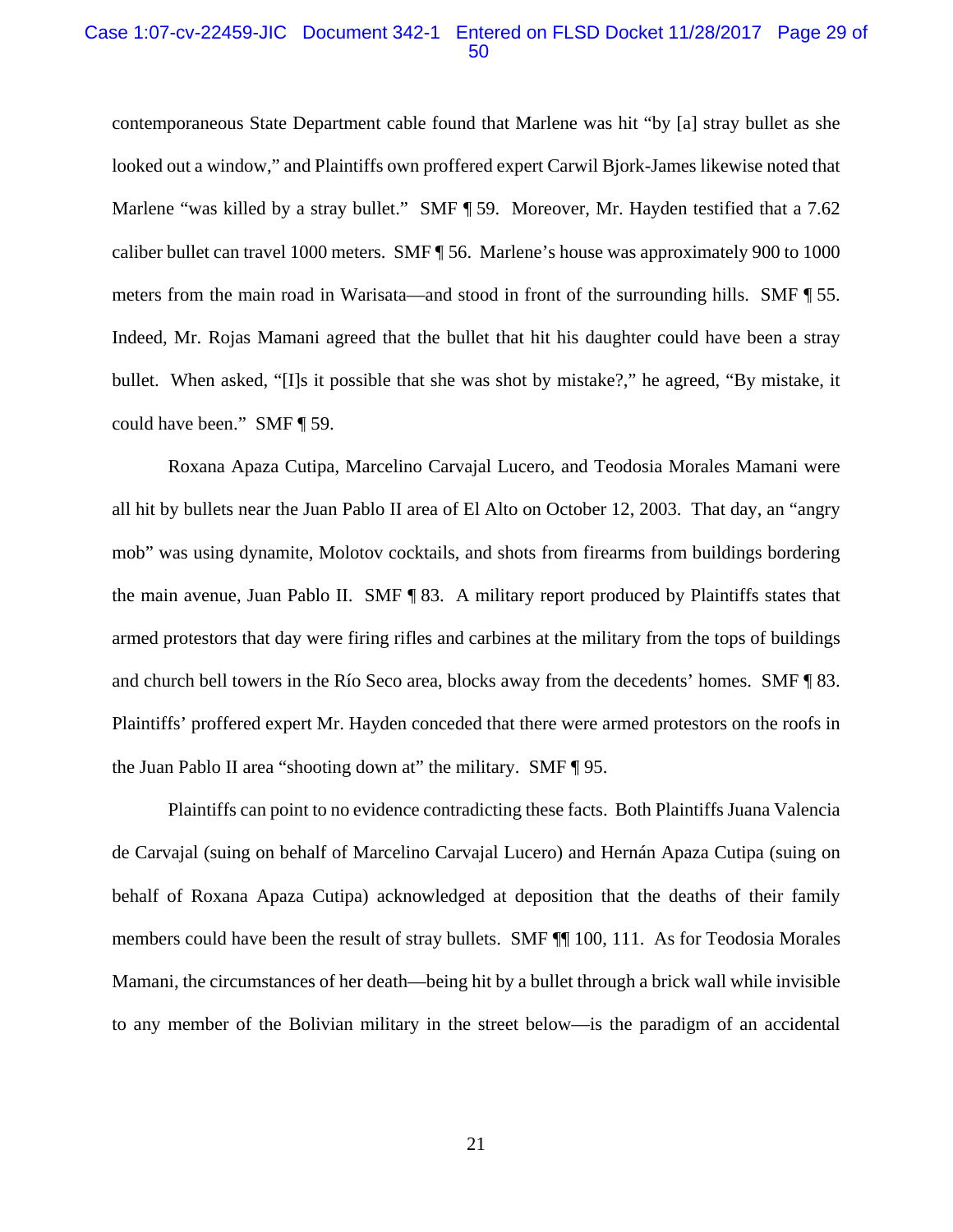contemporaneous State Department cable found that Marlene was hit "by [a] stray bullet as she looked out a window," and Plaintiffs own proffered expert Carwil Bjork-James likewise noted that Marlene "was killed by a stray bullet." SMF ¶ 59. Moreover, Mr. Hayden testified that a 7.62 caliber bullet can travel 1000 meters. SMF ¶ 56. Marlene's house was approximately 900 to 1000 meters from the main road in Warisata—and stood in front of the surrounding hills. SMF ¶ 55. Indeed, Mr. Rojas Mamani agreed that the bullet that hit his daughter could have been a stray bullet. When asked, "[I]s it possible that she was shot by mistake?," he agreed, "By mistake, it could have been." SMF ¶ 59.

Roxana Apaza Cutipa, Marcelino Carvajal Lucero, and Teodosia Morales Mamani were all hit by bullets near the Juan Pablo II area of El Alto on October 12, 2003. That day, an "angry mob" was using dynamite, Molotov cocktails, and shots from firearms from buildings bordering the main avenue, Juan Pablo II. SMF ¶ 83. A military report produced by Plaintiffs states that armed protestors that day were firing rifles and carbines at the military from the tops of buildings and church bell towers in the Río Seco area, blocks away from the decedents' homes. SMF ¶ 83. Plaintiffs' proffered expert Mr. Hayden conceded that there were armed protestors on the roofs in the Juan Pablo II area "shooting down at" the military. SMF ¶ 95.

Plaintiffs can point to no evidence contradicting these facts. Both Plaintiffs Juana Valencia de Carvajal (suing on behalf of Marcelino Carvajal Lucero) and Hernán Apaza Cutipa (suing on behalf of Roxana Apaza Cutipa) acknowledged at deposition that the deaths of their family members could have been the result of stray bullets. SMF ¶¶ 100, 111. As for Teodosia Morales Mamani, the circumstances of her death—being hit by a bullet through a brick wall while invisible to any member of the Bolivian military in the street below—is the paradigm of an accidental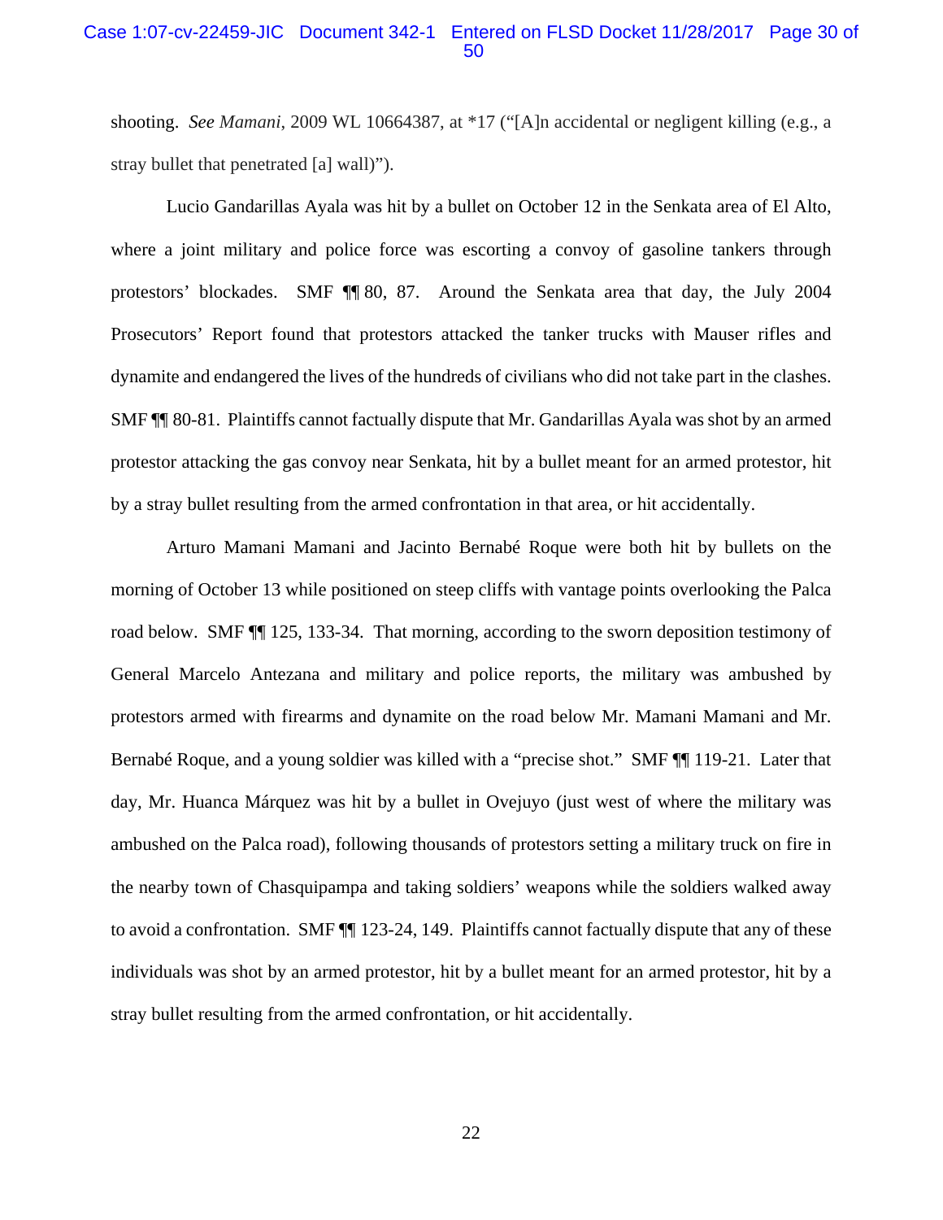shooting. *See Mamani*, 2009 WL 10664387, at *17 ("[A]n accidental or negligent killing (e.g., a stray bullet that penetrated [a] wall)").

Lucio Gandarillas Ayala was hit by a bullet on October 12 in the Senkata area of El Alto, where a joint military and police force was escorting a convoy of gasoline tankers through protestors' blockades. SMF ¶¶ 80, 87. Around the Senkata area that day, the July 2004 Prosecutors' Report found that protestors attacked the tanker trucks with Mauser rifles and dynamite and endangered the lives of the hundreds of civilians who did not take part in the clashes. SMF ¶¶ 80-81. Plaintiffs cannot factually dispute that Mr. Gandarillas Ayala was shot by an armed protestor attacking the gas convoy near Senkata, hit by a bullet meant for an armed protestor, hit by a stray bullet resulting from the armed confrontation in that area, or hit accidentally.

Arturo Mamani Mamani and Jacinto Bernabé Roque were both hit by bullets on the morning of October 13 while positioned on steep cliffs with vantage points overlooking the Palca road below. SMF ¶¶ 125, 133-34. That morning, according to the sworn deposition testimony of General Marcelo Antezana and military and police reports, the military was ambushed by protestors armed with firearms and dynamite on the road below Mr. Mamani Mamani and Mr. Bernabé Roque, and a young soldier was killed with a "precise shot." SMF ¶¶ 119-21. Later that day, Mr. Huanca Márquez was hit by a bullet in Ovejuyo (just west of where the military was ambushed on the Palca road), following thousands of protestors setting a military truck on fire in the nearby town of Chasquipampa and taking soldiers' weapons while the soldiers walked away to avoid a confrontation. SMF ¶¶ 123-24, 149. Plaintiffs cannot factually dispute that any of these individuals was shot by an armed protestor, hit by a bullet meant for an armed protestor, hit by a stray bullet resulting from the armed confrontation, or hit accidentally.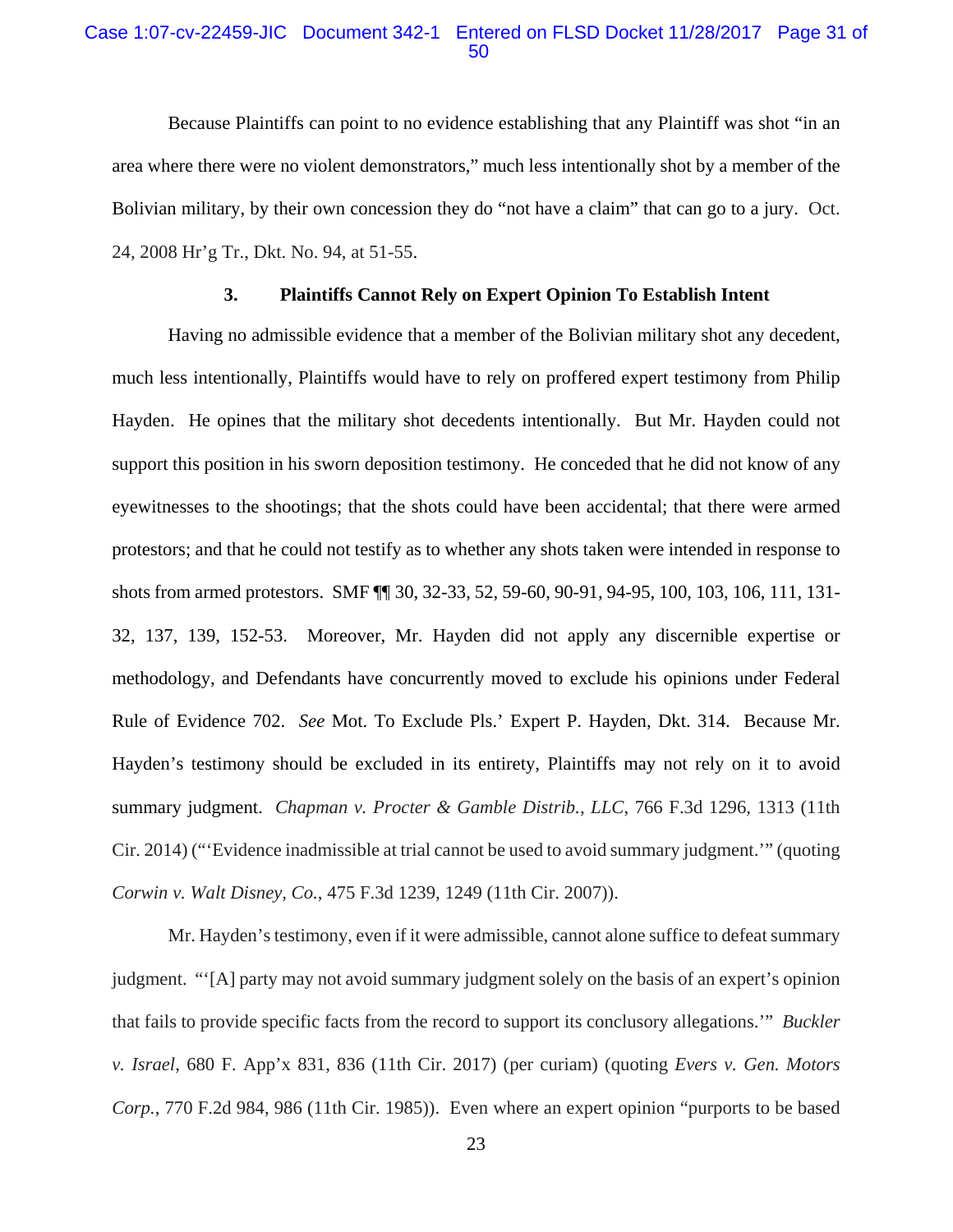Because Plaintiffs can point to no evidence establishing that any Plaintiff was shot "in an area where there were no violent demonstrators," much less intentionally shot by a member of the Bolivian military, by their own concession they do "not have a claim" that can go to a jury. Oct. 24, 2008 Hr'g Tr., Dkt. No. 94, at 51-55.

### 3. Plaintiffs Cannot Rely on Expert Opinion To Establish Intent

Having no admissible evidence that a member of the Bolivian military shot any decedent, much less intentionally, Plaintiffs would have to rely on proffered expert testimony from Philip Hayden. He opines that the military shot decedents intentionally. But Mr. Hayden could not support this position in his sworn deposition testimony. He conceded that he did not know of any eyewitnesses to the shootings; that the shots could have been accidental; that there were armed protestors; and that he could not testify as to whether any shots taken were intended in response to shots from armed protestors. SMF ¶¶ 30, 32-33, 52, 59-60, 90-91, 94-95, 100, 103, 106, 111, 131-132, 137, 139, 152-53. Moreover, Mr. Hayden did not apply any discernible expertise or methodology, and Defendants have concurrently moved to exclude his opinions under Federal Rule of Evidence 702. *See* Mot. To Exclude Pls.' Expert P. Hayden, Dkt. 314. Because Mr. Hayden's testimony should be excluded in its entirety, Plaintiffs may not rely on it to avoid summary judgment. *Chapman v. Procter & Gamble Distrib., LLC*, 766 F.3d 1296, 1313 (11th Cir. 2014) ("'Evidence inadmissible at trial cannot be used to avoid summary judgment.'" (quoting *Corwin v. Walt Disney, Co.*, 475 F.3d 1239, 1249 (11th Cir. 2007)).

Mr. Hayden's testimony, even if it were admissible, cannot alone suffice to defeat summary judgment. "'[A] party may not avoid summary judgment solely on the basis of an expert's opinion that fails to provide specific facts from the record to support its conclusory allegations.'" *Buckler v. Israel*, 680 F. App'x 831, 836 (11th Cir. 2017) (per curiam) (quoting *Evers v. Gen. Motors Corp.*, 770 F.2d 984, 986 (11th Cir. 1985)). Even where an expert opinion "purports to be based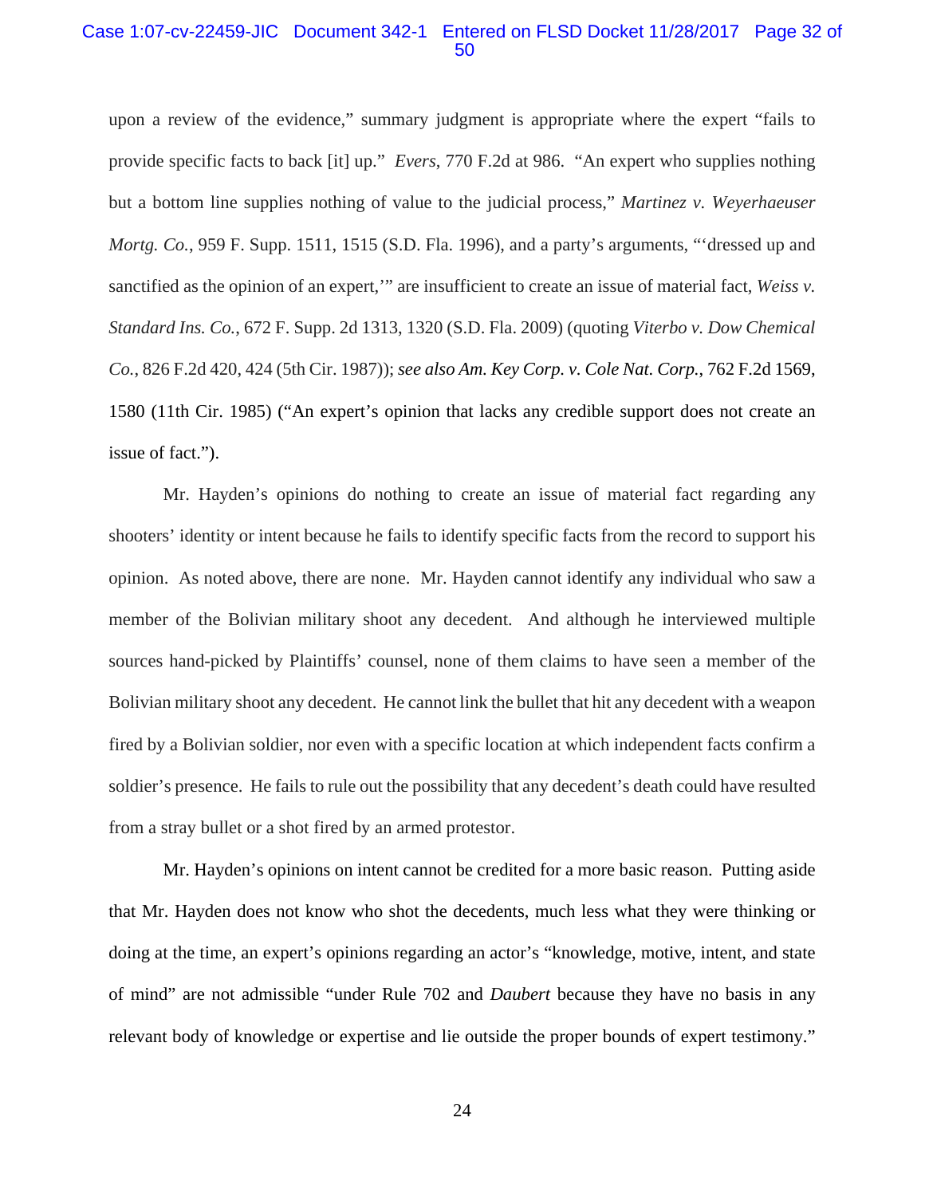upon a review of the evidence," summary judgment is appropriate where the expert "fails to provide specific facts to back [it] up." *Evers*, 770 F.2d at 986. "An expert who supplies nothing but a bottom line supplies nothing of value to the judicial process," *Martinez v. Weyerhaeuser Mortg. Co.*, 959 F. Supp. 1511, 1515 (S.D. Fla. 1996), and a party's arguments, "'dressed up and sanctified as the opinion of an expert,'" are insufficient to create an issue of material fact, *Weiss v. Standard Ins. Co.*, 672 F. Supp. 2d 1313, 1320 (S.D. Fla. 2009) (quoting *Viterbo v. Dow Chemical Co.*, 826 F.2d 420, 424 (5th Cir. 1987)); *see also Am. Key Corp. v. Cole Nat. Corp.*, 762 F.2d 1569, 1580 (11th Cir. 1985) ("An expert's opinion that lacks any credible support does not create an issue of fact.").

Mr. Hayden's opinions do nothing to create an issue of material fact regarding any shooters' identity or intent because he fails to identify specific facts from the record to support his opinion. As noted above, there are none. Mr. Hayden cannot identify any individual who saw a member of the Bolivian military shoot any decedent. And although he interviewed multiple sources hand-picked by Plaintiffs' counsel, none of them claims to have seen a member of the Bolivian military shoot any decedent. He cannot link the bullet that hit any decedent with a weapon fired by a Bolivian soldier, nor even with a specific location at which independent facts confirm a soldier's presence. He fails to rule out the possibility that any decedent's death could have resulted from a stray bullet or a shot fired by an armed protestor.

Mr. Hayden's opinions on intent cannot be credited for a more basic reason. Putting aside that Mr. Hayden does not know who shot the decedents, much less what they were thinking or doing at the time, an expert's opinions regarding an actor's "knowledge, motive, intent, and state of mind" are not admissible "under Rule 702 and *Daubert* because they have no basis in any relevant body of knowledge or expertise and lie outside the proper bounds of expert testimony."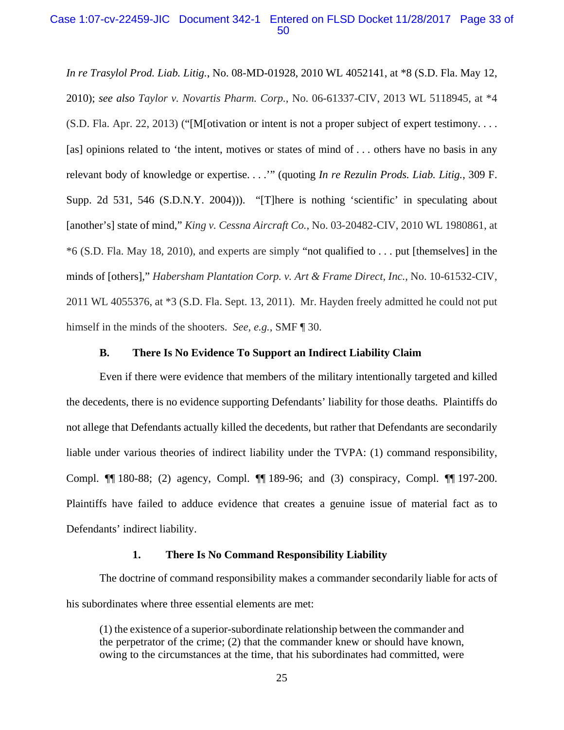*In re Trasylol Prod. Liab. Litig.*, No. 08-MD-01928, 2010 WL 4052141, at *8 (S.D. Fla. May 12, 2010); *see also Taylor v. Novartis Pharm. Corp.*, No. 06-61337-CIV, 2013 WL 5118945, at *4 (S.D. Fla. Apr. 22, 2013) ("[M[otivation or intent is not a proper subject of expert testimony. . . . [as] opinions related to 'the intent, motives or states of mind of . . . others have no basis in any relevant body of knowledge or expertise. . . .'" (quoting *In re Rezulin Prods. Liab. Litig.*, 309 F. Supp. 2d 531, 546 (S.D.N.Y. 2004))). "[T]here is nothing 'scientific' in speculating about [another's] state of mind," *King v. Cessna Aircraft Co.*, No. 03-20482-CIV, 2010 WL 1980861, at *6 (S.D. Fla. May 18, 2010), and experts are simply "not qualified to . . . put [themselves] in the minds of [others]," *Habersham Plantation Corp. v. Art & Frame Direct, Inc.*, No. 10-61532-CIV, 2011 WL 4055376, at *3 (S.D. Fla. Sept. 13, 2011). Mr. Hayden freely admitted he could not put himself in the minds of the shooters. *See, e.g.*, SMF ¶ 30.

### B. There Is No Evidence To Support an Indirect Liability Claim

Even if there were evidence that members of the military intentionally targeted and killed the decedents, there is no evidence supporting Defendants' liability for those deaths. Plaintiffs do not allege that Defendants actually killed the decedents, but rather that Defendants are secondarily liable under various theories of indirect liability under the TVPA: (1) command responsibility, Compl. ¶¶ 180-88; (2) agency, Compl. ¶¶ 189-96; and (3) conspiracy, Compl. ¶¶ 197-200. Plaintiffs have failed to adduce evidence that creates a genuine issue of material fact as to Defendants' indirect liability.

#### 1. There Is No Command Responsibility Liability

The doctrine of command responsibility makes a commander secondarily liable for acts of his subordinates where three essential elements are met:

> (1) the existence of a superior-subordinate relationship between the commander and the perpetrator of the crime; (2) that the commander knew or should have known, owing to the circumstances at the time, that his subordinates had committed, were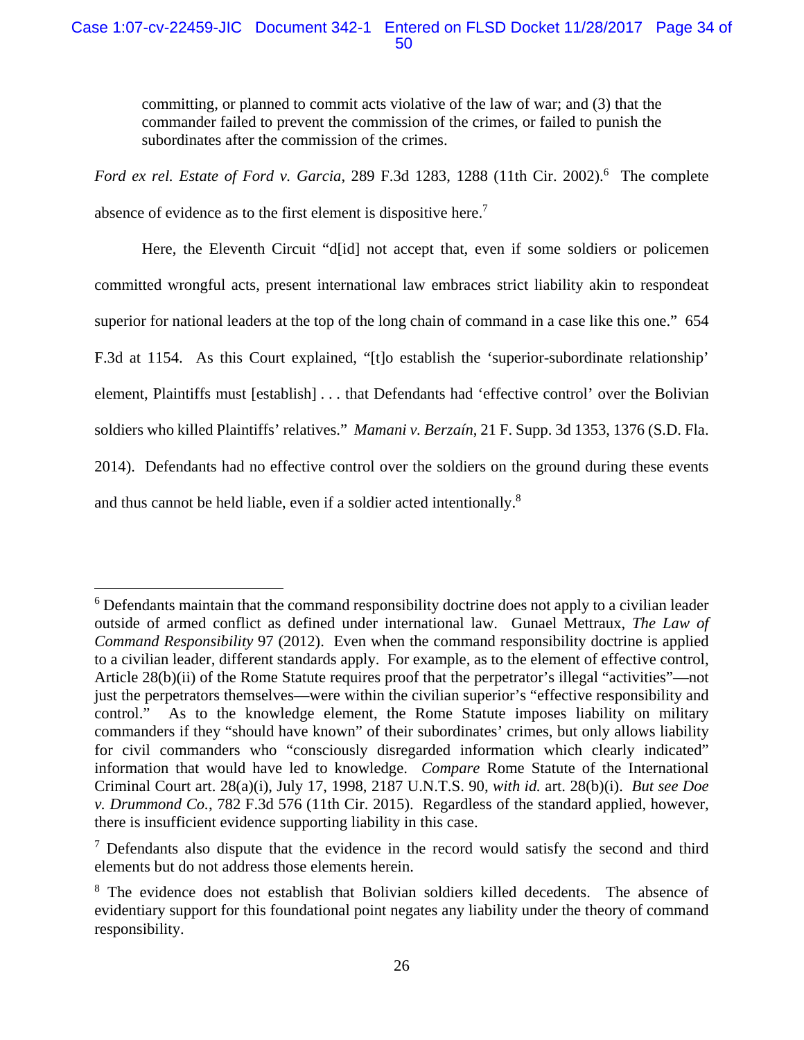> committing, or planned to commit acts violative of the law of war; and (3) that the commander failed to prevent the commission of the crimes, or failed to punish the subordinates after the commission of the crimes.

*Ford ex rel. Estate of Ford v. Garcia*, 289 F.3d 1283, 1288 (11th Cir. 2002).[6] The complete absence of evidence as to the first element is dispositive here.[7]

Here, the Eleventh Circuit "d[id] not accept that, even if some soldiers or policemen committed wrongful acts, present international law embraces strict liability akin to respondeat superior for national leaders at the top of the long chain of command in a case like this one." 654 F.3d at 1154. As this Court explained, "[t]o establish the 'superior-subordinate relationship' element, Plaintiffs must [establish] . . . that Defendants had 'effective control' over the Bolivian soldiers who killed Plaintiffs' relatives." *Mamani v. Berzaín*, 21 F. Supp. 3d 1353, 1376 (S.D. Fla. 2014). Defendants had no effective control over the soldiers on the ground during these events and thus cannot be held liable, even if a soldier acted intentionally.[8]

---

[6] Defendants maintain that the command responsibility doctrine does not apply to a civilian leader outside of armed conflict as defined under international law. Gunael Mettraux, *The Law of Command Responsibility* 97 (2012). Even when the command responsibility doctrine is applied to a civilian leader, different standards apply. For example, as to the element of effective control, Article 28(b)(ii) of the Rome Statute requires proof that the perpetrator's illegal "activities"—not just the perpetrators themselves—were within the civilian superior's "effective responsibility and control." As to the knowledge element, the Rome Statute imposes liability on military commanders if they "should have known" of their subordinates' crimes, but only allows liability for civil commanders who "consciously disregarded information which clearly indicated" information that would have led to knowledge. *Compare* Rome Statute of the International Criminal Court art. 28(a)(i), July 17, 1998, 2187 U.N.T.S. 90, *with id.* art. 28(b)(i). *But see Doe v. Drummond Co.*, 782 F.3d 576 (11th Cir. 2015). Regardless of the standard applied, however, there is insufficient evidence supporting liability in this case.

[7] Defendants also dispute that the evidence in the record would satisfy the second and third elements but do not address those elements herein.

[8] The evidence does not establish that Bolivian soldiers killed decedents. The absence of evidentiary support for this foundational point negates any liability under the theory of command responsibility.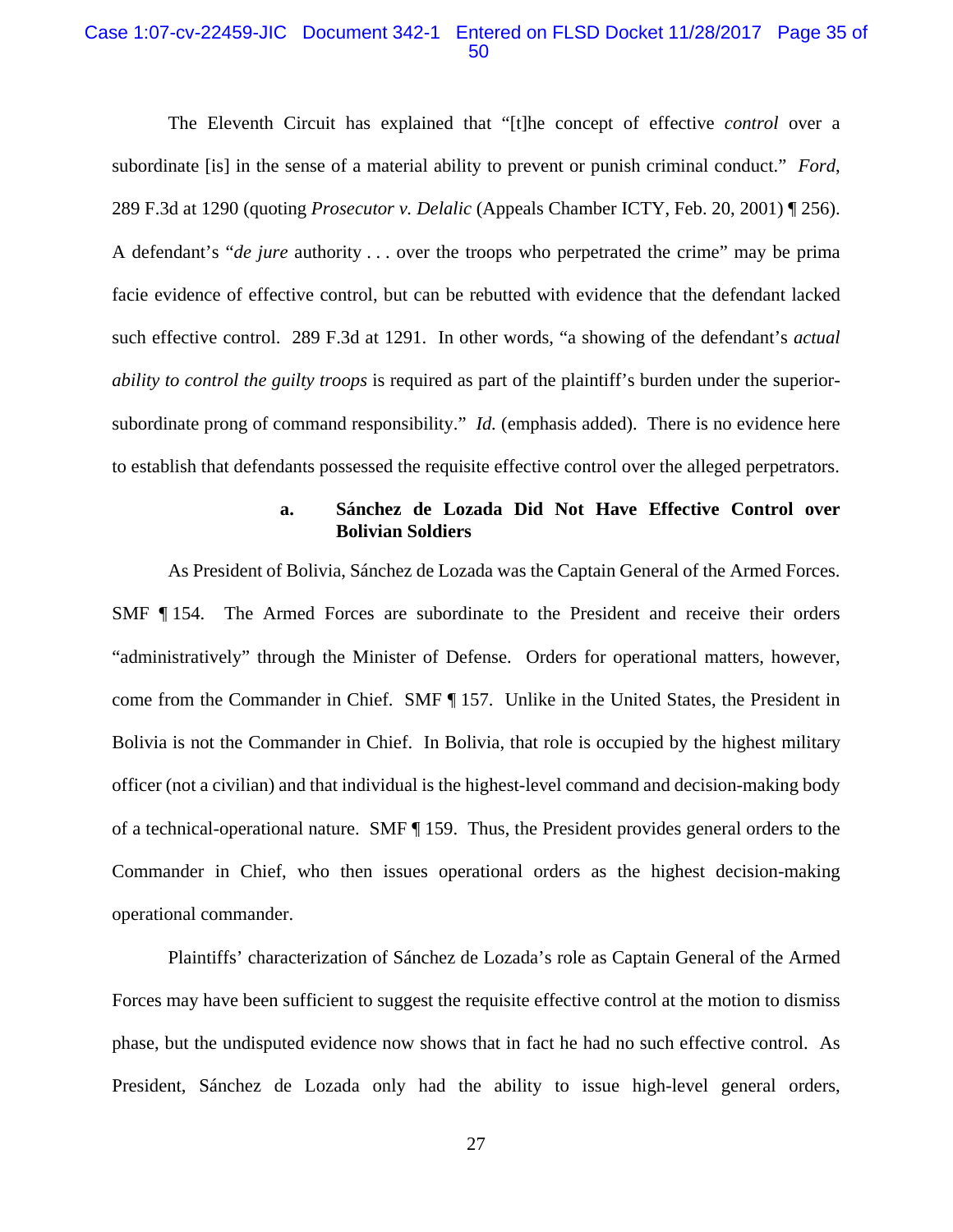The Eleventh Circuit has explained that "[t]he concept of effective *control* over a subordinate [is] in the sense of a material ability to prevent or punish criminal conduct." *Ford*, 289 F.3d at 1290 (quoting *Prosecutor v. Delalic* (Appeals Chamber ICTY, Feb. 20, 2001) ¶ 256). A defendant's "*de jure* authority . . . over the troops who perpetrated the crime" may be prima facie evidence of effective control, but can be rebutted with evidence that the defendant lacked such effective control. 289 F.3d at 1291. In other words, "a showing of the defendant's *actual ability to control the guilty troops* is required as part of the plaintiff's burden under the superior-subordinate prong of command responsibility." *Id.* (emphasis added). There is no evidence here to establish that defendants possessed the requisite effective control over the alleged perpetrators.

**a. Sánchez de Lozada Did Not Have Effective Control over Bolivian Soldiers**

As President of Bolivia, Sánchez de Lozada was the Captain General of the Armed Forces. SMF ¶ 154. The Armed Forces are subordinate to the President and receive their orders "administratively" through the Minister of Defense. Orders for operational matters, however, come from the Commander in Chief. SMF ¶ 157. Unlike in the United States, the President in Bolivia is not the Commander in Chief. In Bolivia, that role is occupied by the highest military officer (not a civilian) and that individual is the highest-level command and decision-making body of a technical-operational nature. SMF ¶ 159. Thus, the President provides general orders to the Commander in Chief, who then issues operational orders as the highest decision-making operational commander.

Plaintiffs' characterization of Sánchez de Lozada's role as Captain General of the Armed Forces may have been sufficient to suggest the requisite effective control at the motion to dismiss phase, but the undisputed evidence now shows that in fact he had no such effective control. As President, Sánchez de Lozada only had the ability to issue high-level general orders,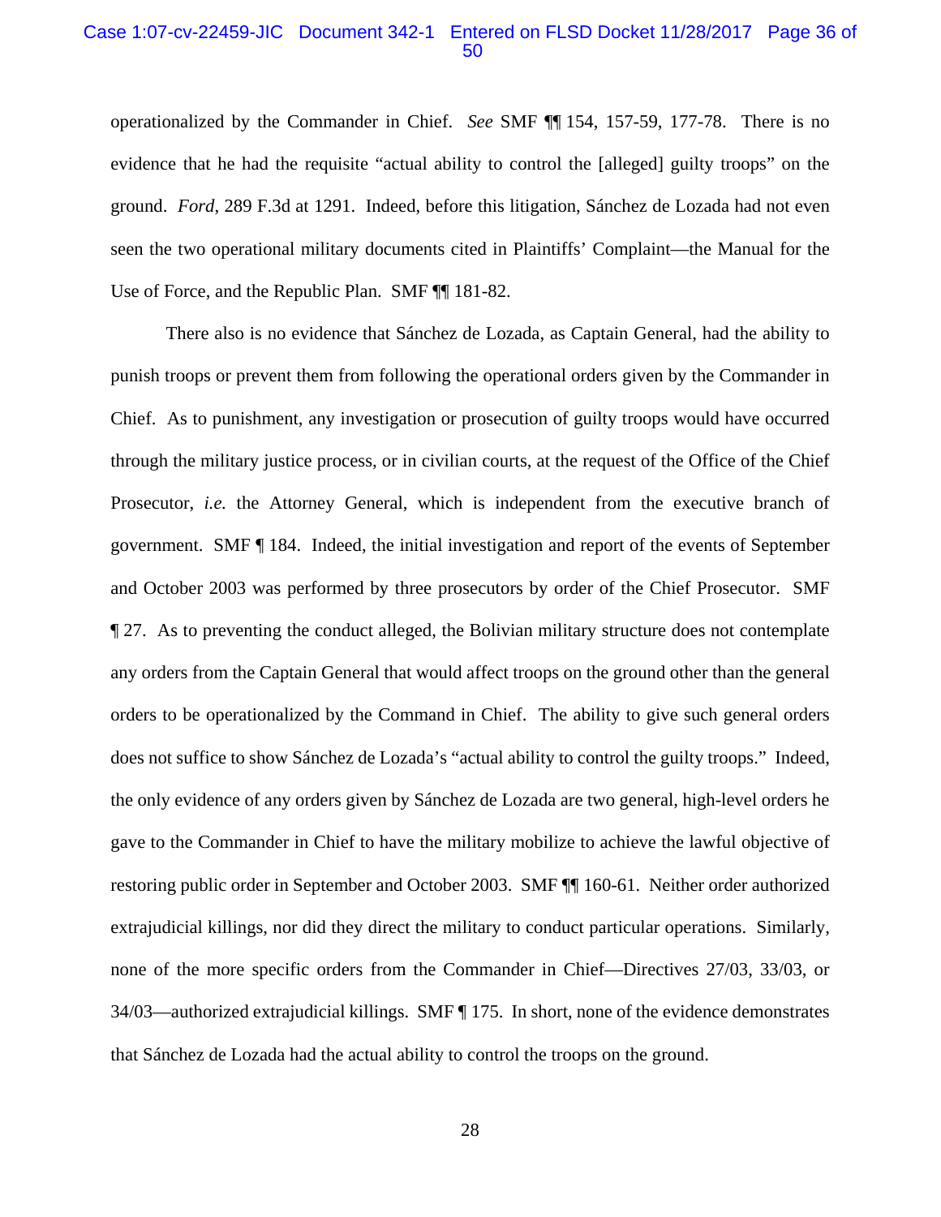operationalized by the Commander in Chief. *See* SMF ¶¶ 154, 157-59, 177-78. There is no evidence that he had the requisite "actual ability to control the [alleged] guilty troops" on the ground. *Ford*, 289 F.3d at 1291. Indeed, before this litigation, Sánchez de Lozada had not even seen the two operational military documents cited in Plaintiffs' Complaint—the Manual for the Use of Force, and the Republic Plan. SMF ¶¶ 181-82.

There also is no evidence that Sánchez de Lozada, as Captain General, had the ability to punish troops or prevent them from following the operational orders given by the Commander in Chief. As to punishment, any investigation or prosecution of guilty troops would have occurred through the military justice process, or in civilian courts, at the request of the Office of the Chief Prosecutor, *i.e.* the Attorney General, which is independent from the executive branch of government. SMF ¶ 184. Indeed, the initial investigation and report of the events of September and October 2003 was performed by three prosecutors by order of the Chief Prosecutor. SMF ¶ 27. As to preventing the conduct alleged, the Bolivian military structure does not contemplate any orders from the Captain General that would affect troops on the ground other than the general orders to be operationalized by the Command in Chief. The ability to give such general orders does not suffice to show Sánchez de Lozada's "actual ability to control the guilty troops." Indeed, the only evidence of any orders given by Sánchez de Lozada are two general, high-level orders he gave to the Commander in Chief to have the military mobilize to achieve the lawful objective of restoring public order in September and October 2003. SMF ¶¶ 160-61. Neither order authorized extrajudicial killings, nor did they direct the military to conduct particular operations. Similarly, none of the more specific orders from the Commander in Chief—Directives 27/03, 33/03, or 34/03—authorized extrajudicial killings. SMF ¶ 175. In short, none of the evidence demonstrates that Sánchez de Lozada had the actual ability to control the troops on the ground.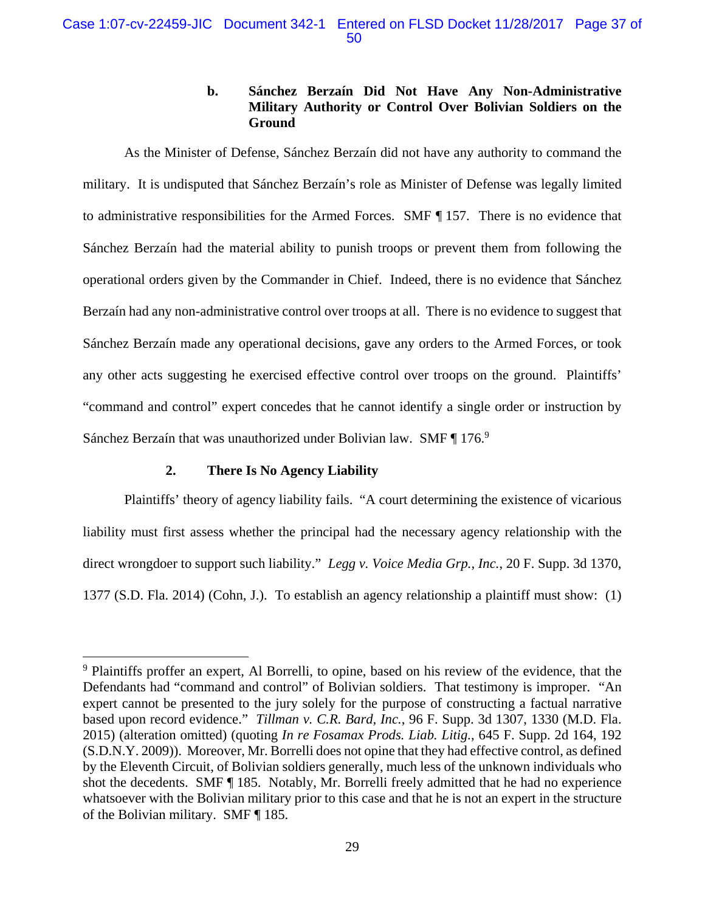#### b. Sánchez Berzaín Did Not Have Any Non-Administrative Military Authority or Control Over Bolivian Soldiers on the Ground

As the Minister of Defense, Sánchez Berzaín did not have any authority to command the military. It is undisputed that Sánchez Berzaín's role as Minister of Defense was legally limited to administrative responsibilities for the Armed Forces. SMF ¶ 157. There is no evidence that Sánchez Berzaín had the material ability to punish troops or prevent them from following the operational orders given by the Commander in Chief. Indeed, there is no evidence that Sánchez Berzaín had any non-administrative control over troops at all. There is no evidence to suggest that Sánchez Berzaín made any operational decisions, gave any orders to the Armed Forces, or took any other acts suggesting he exercised effective control over troops on the ground. Plaintiffs' "command and control" expert concedes that he cannot identify a single order or instruction by Sánchez Berzaín that was unauthorized under Bolivian law. SMF ¶ 176.[9]

### 2. There Is No Agency Liability

Plaintiffs' theory of agency liability fails. "A court determining the existence of vicarious liability must first assess whether the principal had the necessary agency relationship with the direct wrongdoer to support such liability." *Legg v. Voice Media Grp., Inc.*, 20 F. Supp. 3d 1370, 1377 (S.D. Fla. 2014) (Cohn, J.). To establish an agency relationship a plaintiff must show: (1)

---

[9] Plaintiffs proffer an expert, Al Borrelli, to opine, based on his review of the evidence, that the Defendants had "command and control" of Bolivian soldiers. That testimony is improper. "An expert cannot be presented to the jury solely for the purpose of constructing a factual narrative based upon record evidence." *Tillman v. C.R. Bard, Inc.*, 96 F. Supp. 3d 1307, 1330 (M.D. Fla. 2015) (alteration omitted) (quoting *In re Fosamax Prods. Liab. Litig.*, 645 F. Supp. 2d 164, 192 (S.D.N.Y. 2009)). Moreover, Mr. Borrelli does not opine that they had effective control, as defined by the Eleventh Circuit, of Bolivian soldiers generally, much less of the unknown individuals who shot the decedents. SMF ¶ 185. Notably, Mr. Borrelli freely admitted that he had no experience whatsoever with the Bolivian military prior to this case and that he is not an expert in the structure of the Bolivian military. SMF ¶ 185.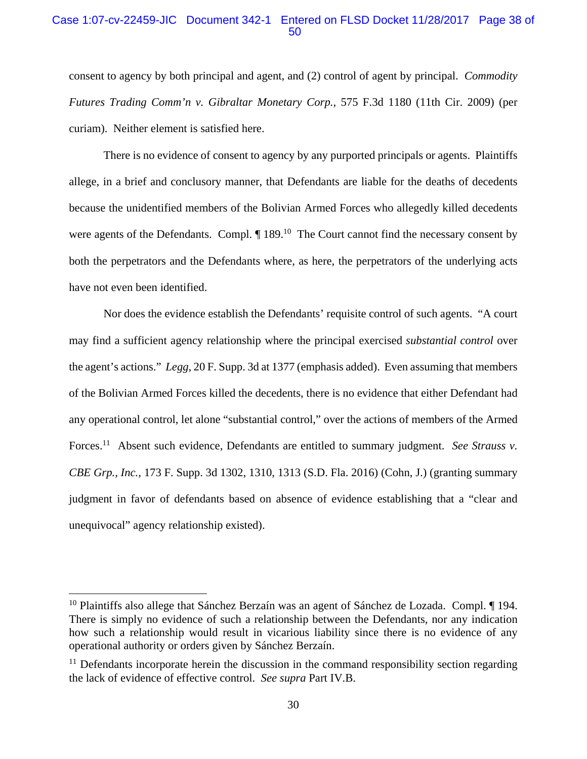consent to agency by both principal and agent, and (2) control of agent by principal. *Commodity Futures Trading Comm'n v. Gibraltar Monetary Corp.*, 575 F.3d 1180 (11th Cir. 2009) (per curiam). Neither element is satisfied here.

There is no evidence of consent to agency by any purported principals or agents. Plaintiffs allege, in a brief and conclusory manner, that Defendants are liable for the deaths of decedents because the unidentified members of the Bolivian Armed Forces who allegedly killed decedents were agents of the Defendants. Compl. ¶ 189.[10] The Court cannot find the necessary consent by both the perpetrators and the Defendants where, as here, the perpetrators of the underlying acts have not even been identified.

Nor does the evidence establish the Defendants' requisite control of such agents. "A court may find a sufficient agency relationship where the principal exercised *substantial control* over the agent's actions." *Legg*, 20 F. Supp. 3d at 1377 (emphasis added). Even assuming that members of the Bolivian Armed Forces killed the decedents, there is no evidence that either Defendant had any operational control, let alone "substantial control," over the actions of members of the Armed Forces.[11] Absent such evidence, Defendants are entitled to summary judgment. *See Strauss v. CBE Grp., Inc.*, 173 F. Supp. 3d 1302, 1310, 1313 (S.D. Fla. 2016) (Cohn, J.) (granting summary judgment in favor of defendants based on absence of evidence establishing that a "clear and unequivocal" agency relationship existed).

---

[10] Plaintiffs also allege that Sánchez Berzaín was an agent of Sánchez de Lozada. Compl. ¶ 194. There is simply no evidence of such a relationship between the Defendants, nor any indication how such a relationship would result in vicarious liability since there is no evidence of any operational authority or orders given by Sánchez Berzaín.

[11] Defendants incorporate herein the discussion in the command responsibility section regarding the lack of evidence of effective control. *See supra* Part IV.B.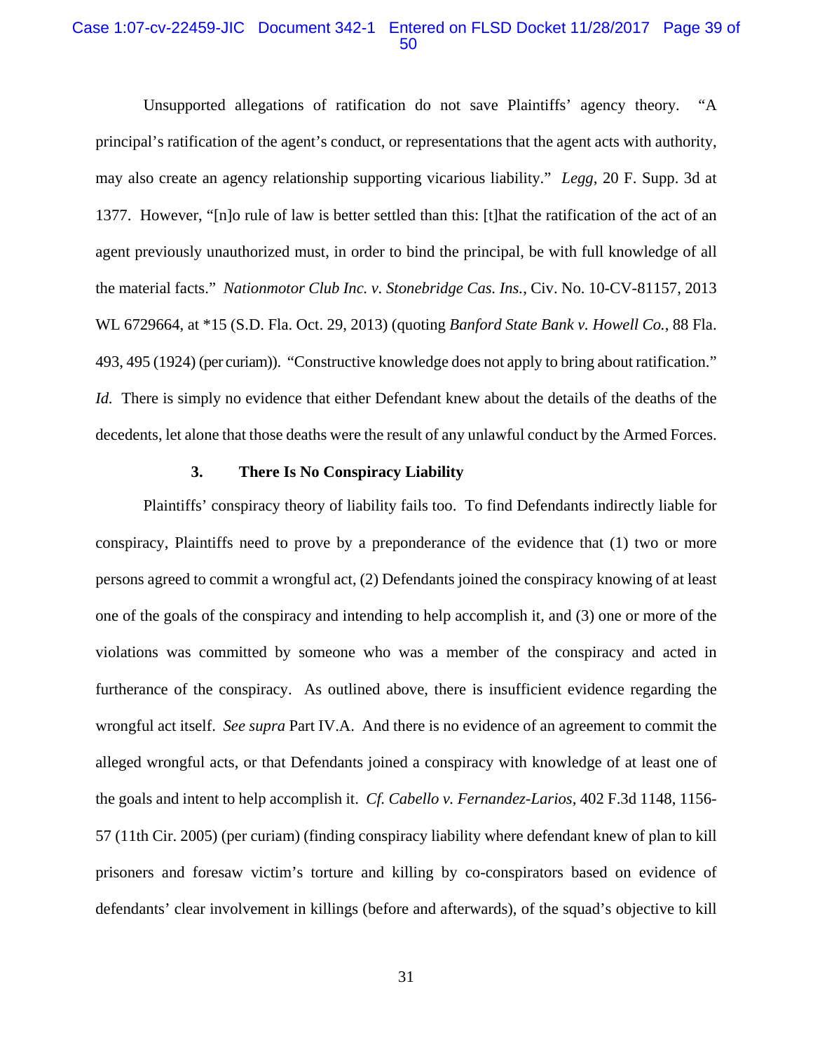Unsupported allegations of ratification do not save Plaintiffs' agency theory. "A principal's ratification of the agent's conduct, or representations that the agent acts with authority, may also create an agency relationship supporting vicarious liability." *Legg*, 20 F. Supp. 3d at 1377. However, "[n]o rule of law is better settled than this: [t]hat the ratification of the act of an agent previously unauthorized must, in order to bind the principal, be with full knowledge of all the material facts." *Nationmotor Club Inc. v. Stonebridge Cas. Ins.*, Civ. No. 10-CV-81157, 2013 WL 6729664, at *15 (S.D. Fla. Oct. 29, 2013) (quoting *Banford State Bank v. Howell Co.*, 88 Fla. 493, 495 (1924) (per curiam)). "Constructive knowledge does not apply to bring about ratification." *Id.* There is simply no evidence that either Defendant knew about the details of the deaths of the decedents, let alone that those deaths were the result of any unlawful conduct by the Armed Forces.

### 3. There Is No Conspiracy Liability

Plaintiffs' conspiracy theory of liability fails too. To find Defendants indirectly liable for conspiracy, Plaintiffs need to prove by a preponderance of the evidence that (1) two or more persons agreed to commit a wrongful act, (2) Defendants joined the conspiracy knowing of at least one of the goals of the conspiracy and intending to help accomplish it, and (3) one or more of the violations was committed by someone who was a member of the conspiracy and acted in furtherance of the conspiracy. As outlined above, there is insufficient evidence regarding the wrongful act itself. *See supra* Part IV.A. And there is no evidence of an agreement to commit the alleged wrongful acts, or that Defendants joined a conspiracy with knowledge of at least one of the goals and intent to help accomplish it. *Cf. Cabello v. Fernandez-Larios*, 402 F.3d 1148, 1156-57 (11th Cir. 2005) (per curiam) (finding conspiracy liability where defendant knew of plan to kill prisoners and foresaw victim's torture and killing by co-conspirators based on evidence of defendants' clear involvement in killings (before and afterwards), of the squad's objective to kill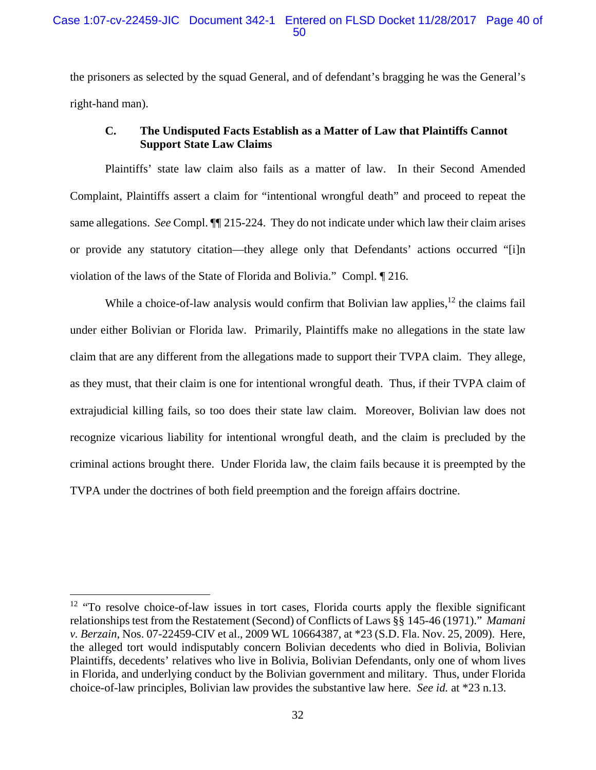the prisoners as selected by the squad General, and of defendant's bragging he was the General's right-hand man).

### C. The Undisputed Facts Establish as a Matter of Law that Plaintiffs Cannot Support State Law Claims

Plaintiffs' state law claim also fails as a matter of law. In their Second Amended Complaint, Plaintiffs assert a claim for "intentional wrongful death" and proceed to repeat the same allegations. *See* Compl. ¶¶ 215-224. They do not indicate under which law their claim arises or provide any statutory citation—they allege only that Defendants' actions occurred "[i]n violation of the laws of the State of Florida and Bolivia." Compl. ¶ 216.

While a choice-of-law analysis would confirm that Bolivian law applies,[12] the claims fail under either Bolivian or Florida law. Primarily, Plaintiffs make no allegations in the state law claim that are any different from the allegations made to support their TVPA claim. They allege, as they must, that their claim is one for intentional wrongful death. Thus, if their TVPA claim of extrajudicial killing fails, so too does their state law claim. Moreover, Bolivian law does not recognize vicarious liability for intentional wrongful death, and the claim is precluded by the criminal actions brought there. Under Florida law, the claim fails because it is preempted by the TVPA under the doctrines of both field preemption and the foreign affairs doctrine.

---

[12] "To resolve choice-of-law issues in tort cases, Florida courts apply the flexible significant relationships test from the Restatement (Second) of Conflicts of Laws §§ 145-46 (1971)." *Mamani v. Berzain*, Nos. 07-22459-CIV et al., 2009 WL 10664387, at *23 (S.D. Fla. Nov. 25, 2009). Here, the alleged tort would indisputably concern Bolivian decedents who died in Bolivia, Bolivian Plaintiffs, decedents' relatives who live in Bolivia, Bolivian Defendants, only one of whom lives in Florida, and underlying conduct by the Bolivian government and military. Thus, under Florida choice-of-law principles, Bolivian law provides the substantive law here. *See id.* at *23 n.13.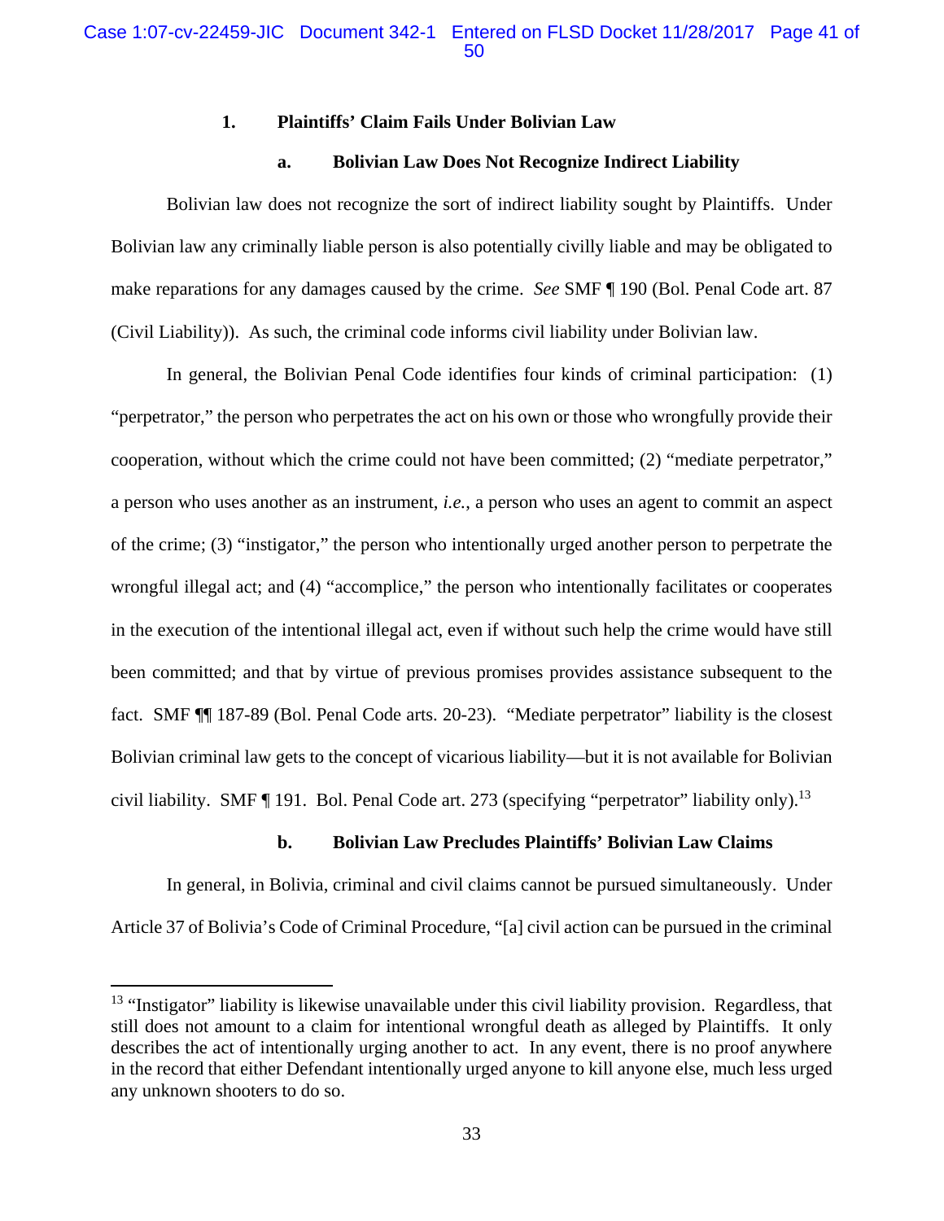### 1. Plaintiffs' Claim Fails Under Bolivian Law

#### a. Bolivian Law Does Not Recognize Indirect Liability

Bolivian law does not recognize the sort of indirect liability sought by Plaintiffs. Under Bolivian law any criminally liable person is also potentially civilly liable and may be obligated to make reparations for any damages caused by the crime. *See* SMF ¶ 190 (Bol. Penal Code art. 87 (Civil Liability)). As such, the criminal code informs civil liability under Bolivian law.

In general, the Bolivian Penal Code identifies four kinds of criminal participation: (1) "perpetrator," the person who perpetrates the act on his own or those who wrongfully provide their cooperation, without which the crime could not have been committed; (2) "mediate perpetrator," a person who uses another as an instrument, *i.e.*, a person who uses an agent to commit an aspect of the crime; (3) "instigator," the person who intentionally urged another person to perpetrate the wrongful illegal act; and (4) "accomplice," the person who intentionally facilitates or cooperates in the execution of the intentional illegal act, even if without such help the crime would have still been committed; and that by virtue of previous promises provides assistance subsequent to the fact. SMF ¶¶ 187-89 (Bol. Penal Code arts. 20-23). "Mediate perpetrator" liability is the closest Bolivian criminal law gets to the concept of vicarious liability—but it is not available for Bolivian civil liability. SMF ¶ 191. Bol. Penal Code art. 273 (specifying "perpetrator" liability only).[13]

#### b. Bolivian Law Precludes Plaintiffs' Bolivian Law Claims

In general, in Bolivia, criminal and civil claims cannot be pursued simultaneously. Under Article 37 of Bolivia's Code of Criminal Procedure, "[a] civil action can be pursued in the criminal

---

[13] "Instigator" liability is likewise unavailable under this civil liability provision. Regardless, that still does not amount to a claim for intentional wrongful death as alleged by Plaintiffs. It only describes the act of intentionally urging another to act. In any event, there is no proof anywhere in the record that either Defendant intentionally urged anyone to kill anyone else, much less urged any unknown shooters to do so.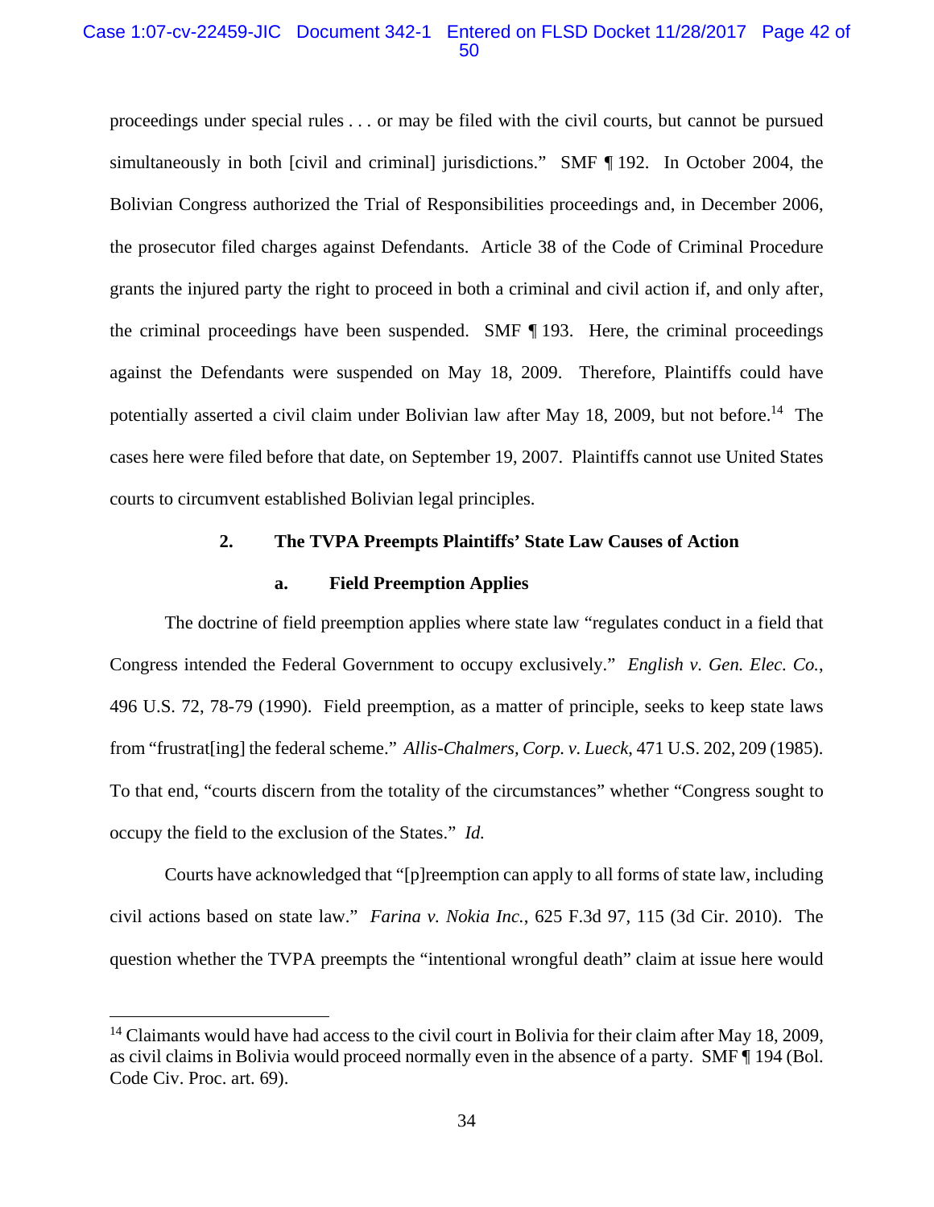proceedings under special rules . . . or may be filed with the civil courts, but cannot be pursued simultaneously in both [civil and criminal] jurisdictions." SMF ¶ 192. In October 2004, the Bolivian Congress authorized the Trial of Responsibilities proceedings and, in December 2006, the prosecutor filed charges against Defendants. Article 38 of the Code of Criminal Procedure grants the injured party the right to proceed in both a criminal and civil action if, and only after, the criminal proceedings have been suspended. SMF ¶ 193. Here, the criminal proceedings against the Defendants were suspended on May 18, 2009. Therefore, Plaintiffs could have potentially asserted a civil claim under Bolivian law after May 18, 2009, but not before.[14] The cases here were filed before that date, on September 19, 2007. Plaintiffs cannot use United States courts to circumvent established Bolivian legal principles.

**2. The TVPA Preempts Plaintiffs' State Law Causes of Action**

**a. Field Preemption Applies**

The doctrine of field preemption applies where state law "regulates conduct in a field that Congress intended the Federal Government to occupy exclusively." *English v. Gen. Elec. Co.*, 496 U.S. 72, 78-79 (1990). Field preemption, as a matter of principle, seeks to keep state laws from "frustrat[ing] the federal scheme." *Allis-Chalmers, Corp. v. Lueck*, 471 U.S. 202, 209 (1985). To that end, "courts discern from the totality of the circumstances" whether "Congress sought to occupy the field to the exclusion of the States." *Id.*

Courts have acknowledged that "[p]reemption can apply to all forms of state law, including civil actions based on state law." *Farina v. Nokia Inc.*, 625 F.3d 97, 115 (3d Cir. 2010). The question whether the TVPA preempts the "intentional wrongful death" claim at issue here would

[14] Claimants would have had access to the civil court in Bolivia for their claim after May 18, 2009, as civil claims in Bolivia would proceed normally even in the absence of a party. SMF ¶ 194 (Bol. Code Civ. Proc. art. 69).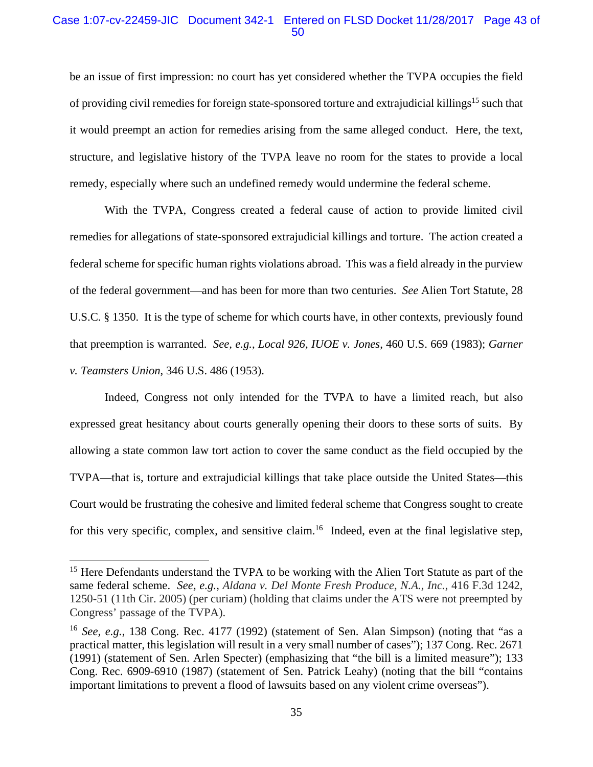be an issue of first impression: no court has yet considered whether the TVPA occupies the field of providing civil remedies for foreign state-sponsored torture and extrajudicial killings[15] such that it would preempt an action for remedies arising from the same alleged conduct. Here, the text, structure, and legislative history of the TVPA leave no room for the states to provide a local remedy, especially where such an undefined remedy would undermine the federal scheme.

With the TVPA, Congress created a federal cause of action to provide limited civil remedies for allegations of state-sponsored extrajudicial killings and torture. The action created a federal scheme for specific human rights violations abroad. This was a field already in the purview of the federal government—and has been for more than two centuries. *See* Alien Tort Statute, 28 U.S.C. § 1350. It is the type of scheme for which courts have, in other contexts, previously found that preemption is warranted. *See, e.g.*, *Local 926, IUOE v. Jones*, 460 U.S. 669 (1983); *Garner v. Teamsters Union*, 346 U.S. 486 (1953).

Indeed, Congress not only intended for the TVPA to have a limited reach, but also expressed great hesitancy about courts generally opening their doors to these sorts of suits. By allowing a state common law tort action to cover the same conduct as the field occupied by the TVPA—that is, torture and extrajudicial killings that take place outside the United States—this Court would be frustrating the cohesive and limited federal scheme that Congress sought to create for this very specific, complex, and sensitive claim.[16] Indeed, even at the final legislative step,

---

[15] Here Defendants understand the TVPA to be working with the Alien Tort Statute as part of the same federal scheme. *See, e.g.*, *Aldana v. Del Monte Fresh Produce, N.A., Inc.*, 416 F.3d 1242, 1250-51 (11th Cir. 2005) (per curiam) (holding that claims under the ATS were not preempted by Congress' passage of the TVPA).

[16] *See, e.g.*, 138 Cong. Rec. 4177 (1992) (statement of Sen. Alan Simpson) (noting that "as a practical matter, this legislation will result in a very small number of cases"); 137 Cong. Rec. 2671 (1991) (statement of Sen. Arlen Specter) (emphasizing that "the bill is a limited measure"); 133 Cong. Rec. 6909-6910 (1987) (statement of Sen. Patrick Leahy) (noting that the bill "contains important limitations to prevent a flood of lawsuits based on any violent crime overseas").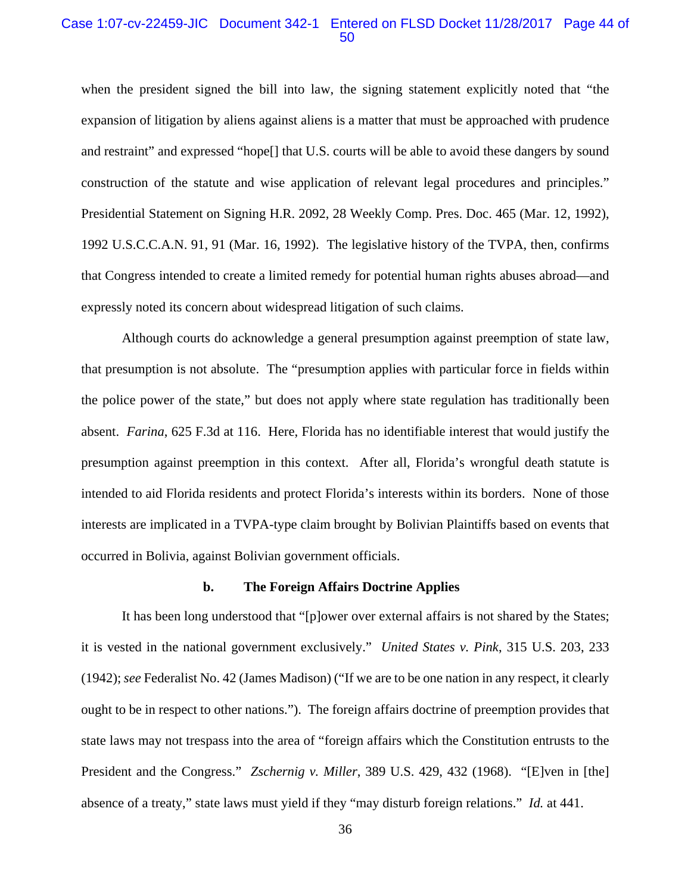when the president signed the bill into law, the signing statement explicitly noted that "the expansion of litigation by aliens against aliens is a matter that must be approached with prudence and restraint" and expressed "hope[] that U.S. courts will be able to avoid these dangers by sound construction of the statute and wise application of relevant legal procedures and principles." Presidential Statement on Signing H.R. 2092, 28 Weekly Comp. Pres. Doc. 465 (Mar. 12, 1992), 1992 U.S.C.C.A.N. 91, 91 (Mar. 16, 1992). The legislative history of the TVPA, then, confirms that Congress intended to create a limited remedy for potential human rights abuses abroad—and expressly noted its concern about widespread litigation of such claims.

Although courts do acknowledge a general presumption against preemption of state law, that presumption is not absolute. The "presumption applies with particular force in fields within the police power of the state," but does not apply where state regulation has traditionally been absent. *Farina*, 625 F.3d at 116. Here, Florida has no identifiable interest that would justify the presumption against preemption in this context. After all, Florida's wrongful death statute is intended to aid Florida residents and protect Florida's interests within its borders. None of those interests are implicated in a TVPA-type claim brought by Bolivian Plaintiffs based on events that occurred in Bolivia, against Bolivian government officials.

**b. The Foreign Affairs Doctrine Applies**

It has been long understood that "[p]ower over external affairs is not shared by the States; it is vested in the national government exclusively." *United States v. Pink*, 315 U.S. 203, 233 (1942); *see* Federalist No. 42 (James Madison) ("If we are to be one nation in any respect, it clearly ought to be in respect to other nations."). The foreign affairs doctrine of preemption provides that state laws may not trespass into the area of "foreign affairs which the Constitution entrusts to the President and the Congress." *Zschernig v. Miller*, 389 U.S. 429, 432 (1968). "[E]ven in [the] absence of a treaty," state laws must yield if they "may disturb foreign relations." *Id.* at 441.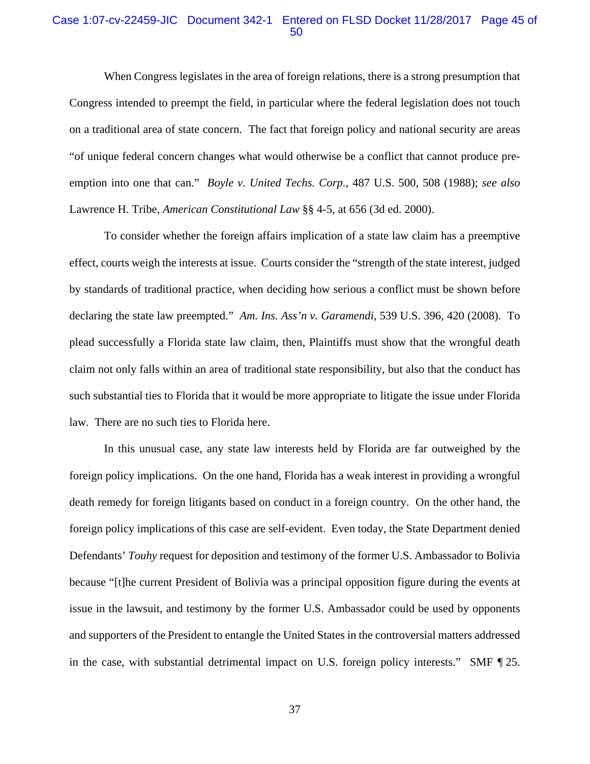When Congress legislates in the area of foreign relations, there is a strong presumption that Congress intended to preempt the field, in particular where the federal legislation does not touch on a traditional area of state concern. The fact that foreign policy and national security are areas "of unique federal concern changes what would otherwise be a conflict that cannot produce preemption into one that can." *Boyle v. United Techs. Corp.*, 487 U.S. 500, 508 (1988); *see also* Lawrence H. Tribe, *American Constitutional Law* §§ 4-5, at 656 (3d ed. 2000).

To consider whether the foreign affairs implication of a state law claim has a preemptive effect, courts weigh the interests at issue. Courts consider the "strength of the state interest, judged by standards of traditional practice, when deciding how serious a conflict must be shown before declaring the state law preempted." *Am. Ins. Ass'n v. Garamendi*, 539 U.S. 396, 420 (2008). To plead successfully a Florida state law claim, then, Plaintiffs must show that the wrongful death claim not only falls within an area of traditional state responsibility, but also that the conduct has such substantial ties to Florida that it would be more appropriate to litigate the issue under Florida law. There are no such ties to Florida here.

In this unusual case, any state law interests held by Florida are far outweighed by the foreign policy implications. On the one hand, Florida has a weak interest in providing a wrongful death remedy for foreign litigants based on conduct in a foreign country. On the other hand, the foreign policy implications of this case are self-evident. Even today, the State Department denied Defendants' *Touhy* request for deposition and testimony of the former U.S. Ambassador to Bolivia because "[t]he current President of Bolivia was a principal opposition figure during the events at issue in the lawsuit, and testimony by the former U.S. Ambassador could be used by opponents and supporters of the President to entangle the United States in the controversial matters addressed in the case, with substantial detrimental impact on U.S. foreign policy interests." SMF ¶ 25.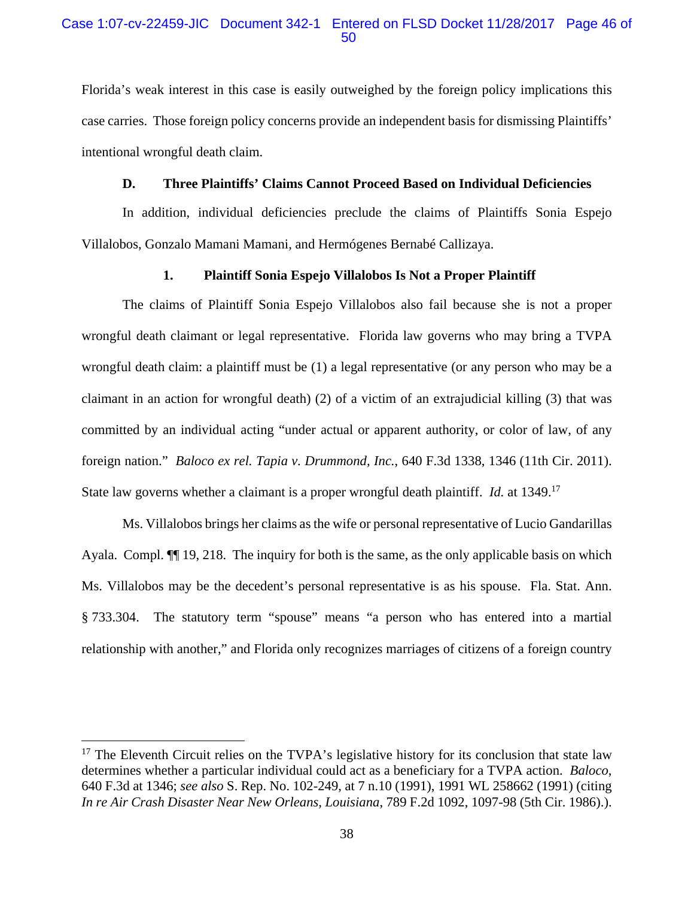Florida's weak interest in this case is easily outweighed by the foreign policy implications this case carries. Those foreign policy concerns provide an independent basis for dismissing Plaintiffs' intentional wrongful death claim.

### D. Three Plaintiffs' Claims Cannot Proceed Based on Individual Deficiencies

In addition, individual deficiencies preclude the claims of Plaintiffs Sonia Espejo Villalobos, Gonzalo Mamani Mamani, and Hermógenes Bernabé Callizaya.

#### 1. Plaintiff Sonia Espejo Villalobos Is Not a Proper Plaintiff

The claims of Plaintiff Sonia Espejo Villalobos also fail because she is not a proper wrongful death claimant or legal representative. Florida law governs who may bring a TVPA wrongful death claim: a plaintiff must be (1) a legal representative (or any person who may be a claimant in an action for wrongful death) (2) of a victim of an extrajudicial killing (3) that was committed by an individual acting "under actual or apparent authority, or color of law, of any foreign nation." *Baloco ex rel. Tapia v. Drummond, Inc.*, 640 F.3d 1338, 1346 (11th Cir. 2011). State law governs whether a claimant is a proper wrongful death plaintiff. *Id.* at 1349.[17]

Ms. Villalobos brings her claims as the wife or personal representative of Lucio Gandarillas Ayala. Compl. ¶¶ 19, 218. The inquiry for both is the same, as the only applicable basis on which Ms. Villalobos may be the decedent's personal representative is as his spouse. Fla. Stat. Ann. § 733.304. The statutory term "spouse" means "a person who has entered into a martial relationship with another," and Florida only recognizes marriages of citizens of a foreign country

---

[17] The Eleventh Circuit relies on the TVPA's legislative history for its conclusion that state law determines whether a particular individual could act as a beneficiary for a TVPA action. *Baloco*, 640 F.3d at 1346; *see also* S. Rep. No. 102-249, at 7 n.10 (1991), 1991 WL 258662 (1991) (citing *In re Air Crash Disaster Near New Orleans, Louisiana*, 789 F.2d 1092, 1097-98 (5th Cir. 1986).).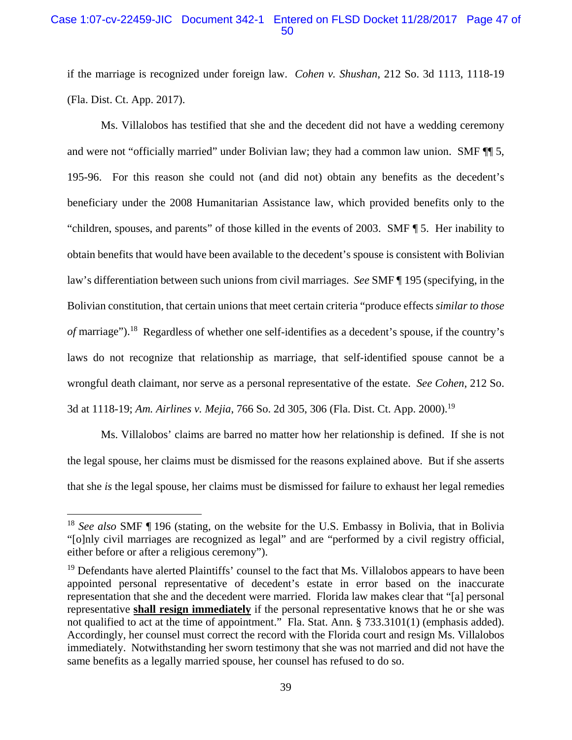if the marriage is recognized under foreign law. *Cohen v. Shushan*, 212 So. 3d 1113, 1118-19 (Fla. Dist. Ct. App. 2017).

Ms. Villalobos has testified that she and the decedent did not have a wedding ceremony and were not "officially married" under Bolivian law; they had a common law union. SMF ¶¶ 5, 195-96. For this reason she could not (and did not) obtain any benefits as the decedent's beneficiary under the 2008 Humanitarian Assistance law, which provided benefits only to the "children, spouses, and parents" of those killed in the events of 2003. SMF ¶ 5. Her inability to obtain benefits that would have been available to the decedent's spouse is consistent with Bolivian law's differentiation between such unions from civil marriages. *See* SMF ¶ 195 (specifying, in the Bolivian constitution, that certain unions that meet certain criteria "produce effects *similar to those of* marriage").[18] Regardless of whether one self-identifies as a decedent's spouse, if the country's laws do not recognize that relationship as marriage, that self-identified spouse cannot be a wrongful death claimant, nor serve as a personal representative of the estate. *See Cohen*, 212 So. 3d at 1118-19; *Am. Airlines v. Mejia*, 766 So. 2d 305, 306 (Fla. Dist. Ct. App. 2000).[19]

Ms. Villalobos' claims are barred no matter how her relationship is defined. If she is not the legal spouse, her claims must be dismissed for the reasons explained above. But if she asserts that she *is* the legal spouse, her claims must be dismissed for failure to exhaust her legal remedies

---

[18] *See also* SMF ¶ 196 (stating, on the website for the U.S. Embassy in Bolivia, that in Bolivia "[o]nly civil marriages are recognized as legal" and are "performed by a civil registry official, either before or after a religious ceremony").

[19] Defendants have alerted Plaintiffs' counsel to the fact that Ms. Villalobos appears to have been appointed personal representative of decedent's estate in error based on the inaccurate representation that she and the decedent were married. Florida law makes clear that "[a] personal representative **shall resign immediately** if the personal representative knows that he or she was not qualified to act at the time of appointment." Fla. Stat. Ann. § 733.3101(1) (emphasis added). Accordingly, her counsel must correct the record with the Florida court and resign Ms. Villalobos immediately. Notwithstanding her sworn testimony that she was not married and did not have the same benefits as a legally married spouse, her counsel has refused to do so.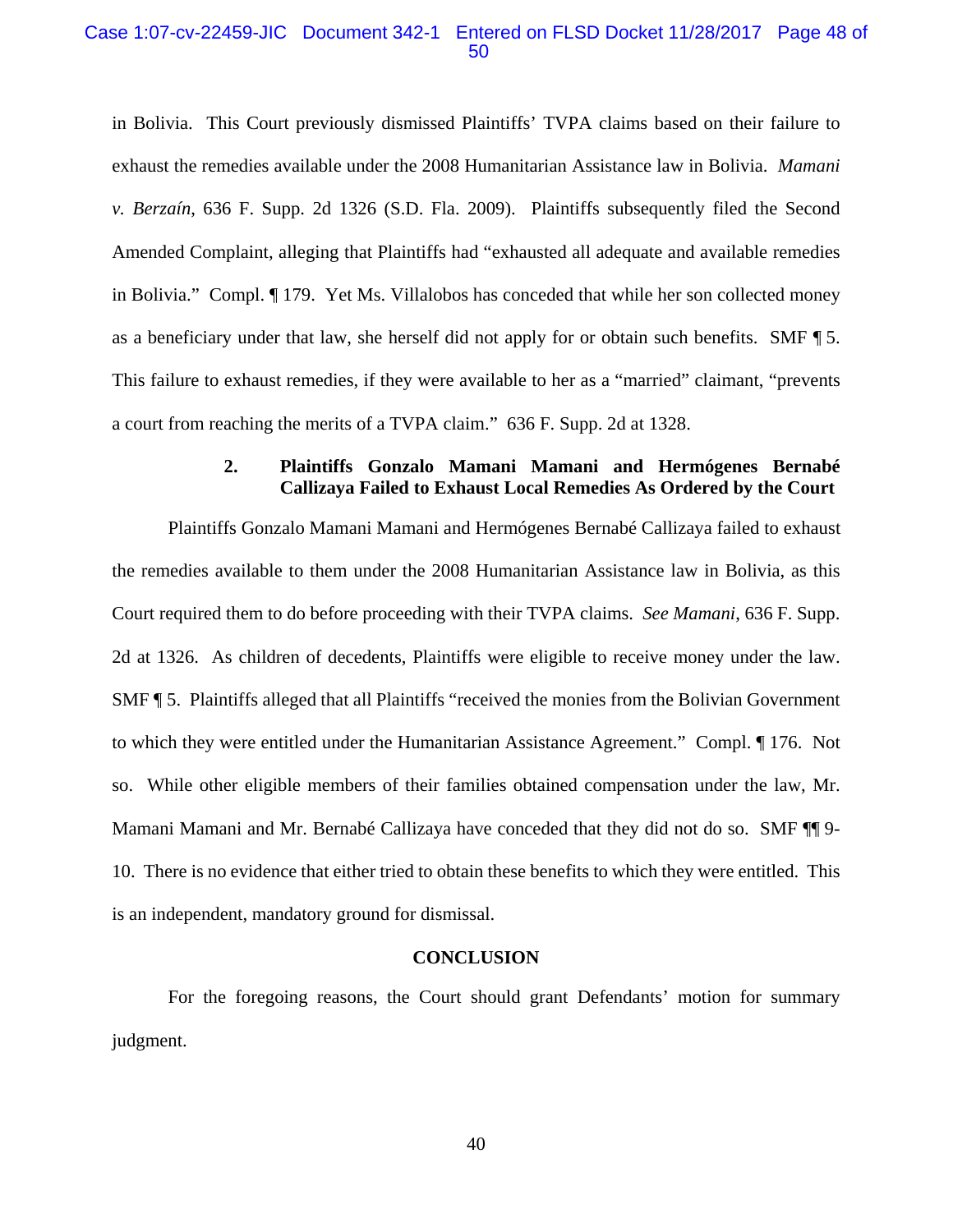in Bolivia. This Court previously dismissed Plaintiffs' TVPA claims based on their failure to exhaust the remedies available under the 2008 Humanitarian Assistance law in Bolivia. *Mamani v. Berzaín*, 636 F. Supp. 2d 1326 (S.D. Fla. 2009). Plaintiffs subsequently filed the Second Amended Complaint, alleging that Plaintiffs had "exhausted all adequate and available remedies in Bolivia." Compl. ¶ 179. Yet Ms. Villalobos has conceded that while her son collected money as a beneficiary under that law, she herself did not apply for or obtain such benefits. SMF ¶ 5. This failure to exhaust remedies, if they were available to her as a "married" claimant, "prevents a court from reaching the merits of a TVPA claim." 636 F. Supp. 2d at 1328.

### 2. Plaintiffs Gonzalo Mamani Mamani and Hermógenes Bernabé Callizaya Failed to Exhaust Local Remedies As Ordered by the Court

Plaintiffs Gonzalo Mamani Mamani and Hermógenes Bernabé Callizaya failed to exhaust the remedies available to them under the 2008 Humanitarian Assistance law in Bolivia, as this Court required them to do before proceeding with their TVPA claims. *See Mamani*, 636 F. Supp. 2d at 1326. As children of decedents, Plaintiffs were eligible to receive money under the law. SMF ¶ 5. Plaintiffs alleged that all Plaintiffs "received the monies from the Bolivian Government to which they were entitled under the Humanitarian Assistance Agreement." Compl. ¶ 176. Not so. While other eligible members of their families obtained compensation under the law, Mr. Mamani Mamani and Mr. Bernabé Callizaya have conceded that they did not do so. SMF ¶¶ 9-10. There is no evidence that either tried to obtain these benefits to which they were entitled. This is an independent, mandatory ground for dismissal.

## CONCLUSION

For the foregoing reasons, the Court should grant Defendants' motion for summary judgment.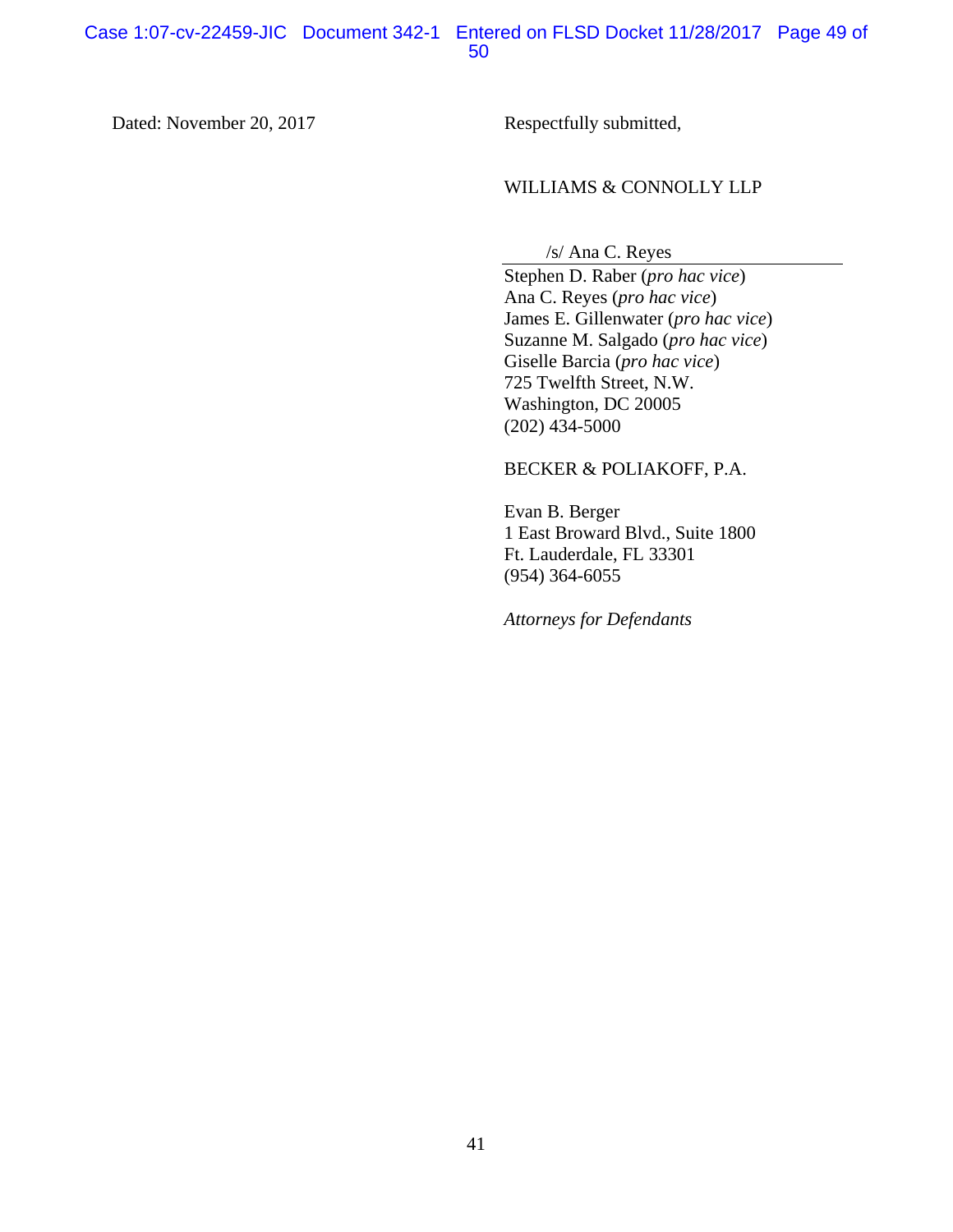Dated: November 20, 2017

Respectfully submitted,

WILLIAMS & CONNOLLY LLP

/s/ Ana C. Reyes

Stephen D. Raber (*pro hac vice*)
Ana C. Reyes (*pro hac vice*)
James E. Gillenwater (*pro hac vice*)
Suzanne M. Salgado (*pro hac vice*)
Giselle Barcia (*pro hac vice*)
725 Twelfth Street, N.W.
Washington, DC 20005
(202) 434-5000

BECKER & POLIAKOFF, P.A.

Evan B. Berger
1 East Broward Blvd., Suite 1800
Ft. Lauderdale, FL 33301
(954) 364-6055

*Attorneys for Defendants*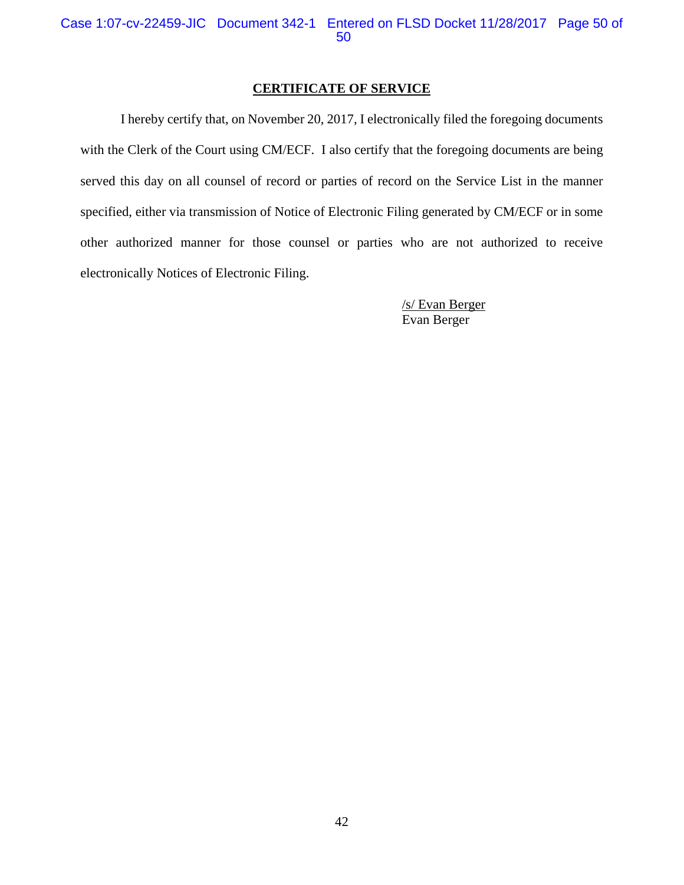## CERTIFICATE OF SERVICE

I hereby certify that, on November 20, 2017, I electronically filed the foregoing documents with the Clerk of the Court using CM/ECF. I also certify that the foregoing documents are being served this day on all counsel of record or parties of record on the Service List in the manner specified, either via transmission of Notice of Electronic Filing generated by CM/ECF or in some other authorized manner for those counsel or parties who are not authorized to receive electronically Notices of Electronic Filing.

/s/ Evan Berger
Evan Berger